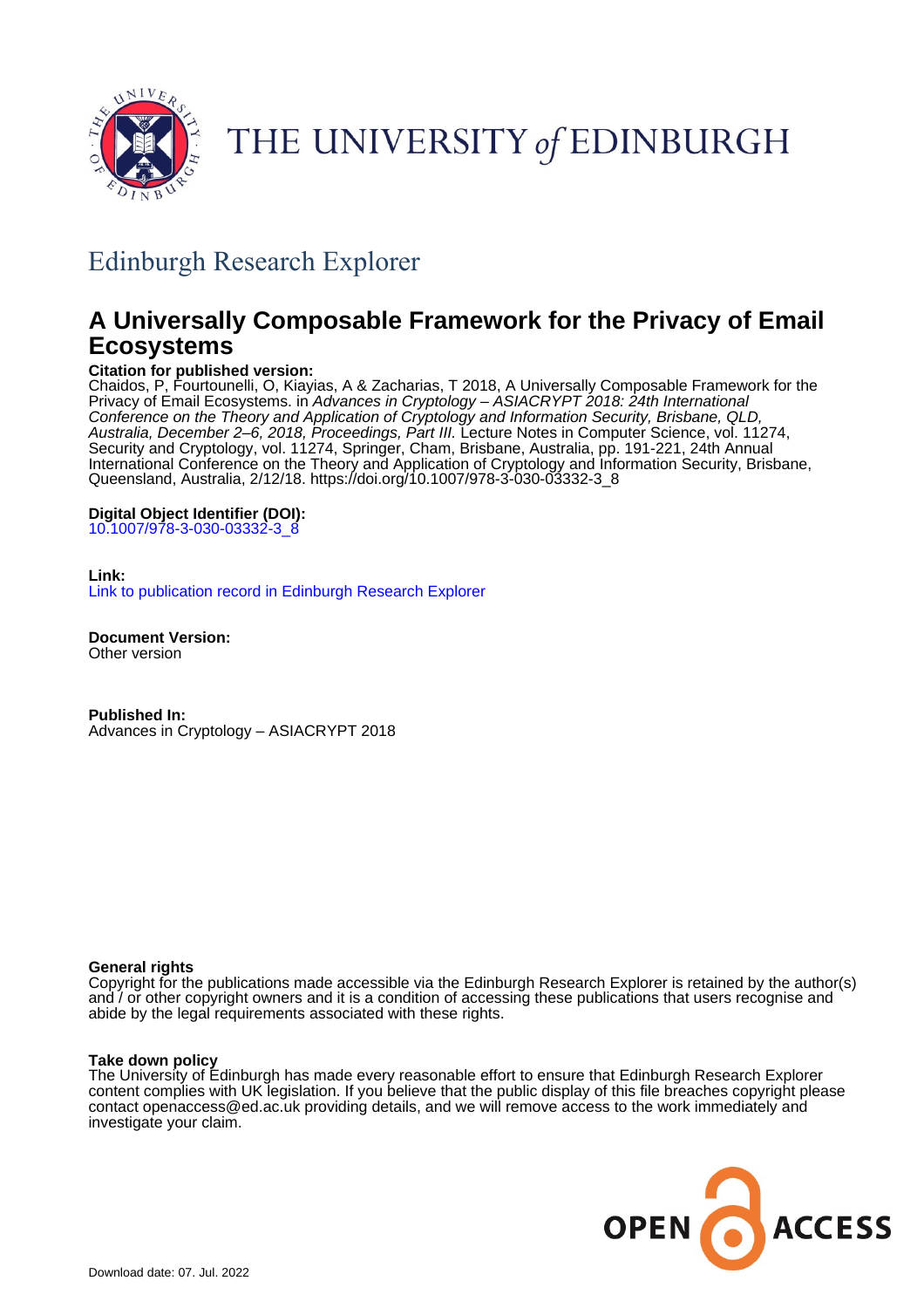THE UNIVERSITY of EDINBURGH

## Edinburgh Research Explorer

# A Universally Composable Framework for the Privacy of Email Ecosystems

**Citation for published version:**
Chaidos, P, Fourtounelli, O, Kiayias, A & Zacharias, T 2018, A Universally Composable Framework for the Privacy of Email Ecosystems. in *Advances in Cryptology – ASIACRYPT 2018: 24th International Conference on the Theory and Application of Cryptology and Information Security, Brisbane, QLD, Australia, December 2–6, 2018, Proceedings, Part III.* Lecture Notes in Computer Science, vol. 11274, Security and Cryptology, vol. 11274, Springer, Cham, Brisbane, Australia, pp. 191-221, 24th Annual International Conference on the Theory and Application of Cryptology and Information Security, Brisbane, Queensland, Australia, 2/12/18. https://doi.org/10.1007/978-3-030-03332-3_8

**Digital Object Identifier (DOI):**
10.1007/978-3-030-03332-3_8

**Link:**
Link to publication record in Edinburgh Research Explorer

**Document Version:**
Other version

**Published In:**
Advances in Cryptology – ASIACRYPT 2018

**General rights**
Copyright for the publications made accessible via the Edinburgh Research Explorer is retained by the author(s) and / or other copyright owners and it is a condition of accessing these publications that users recognise and abide by the legal requirements associated with these rights.

**Take down policy**
The University of Edinburgh has made every reasonable effort to ensure that Edinburgh Research Explorer content complies with UK legislation. If you believe that the public display of this file breaches copyright please contact openaccess@ed.ac.uk providing details, and we will remove access to the work immediately and investigate your claim.

Download date: 07. Jul. 2022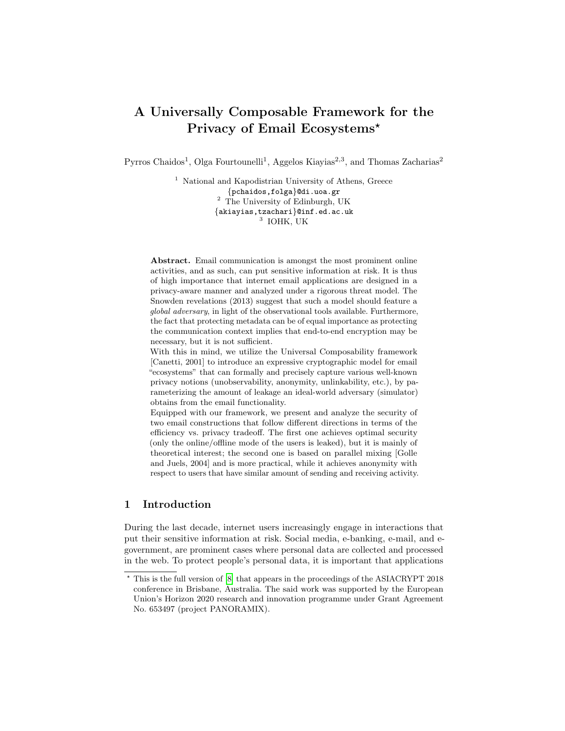# A Universally Composable Framework for the Privacy of Email Ecosystems*

Pyrros Chaidos[1], Olga Fourtounelli[1], Aggelos Kiayias[2,3], and Thomas Zacharias[2]

[1] National and Kapodistrian University of Athens, Greece
{pchaidos,folga}@di.uoa.gr
[2] The University of Edinburgh, UK
{akiayias,tzachari}@inf.ed.ac.uk
[3] IOHK, UK

**Abstract.** Email communication is amongst the most prominent online activities, and as such, can put sensitive information at risk. It is thus of high importance that internet email applications are designed in a privacy-aware manner and analyzed under a rigorous threat model. The Snowden revelations (2013) suggest that such a model should feature a *global adversary*, in light of the observational tools available. Furthermore, the fact that protecting metadata can be of equal importance as protecting the communication context implies that end-to-end encryption may be necessary, but it is not sufficient.

With this in mind, we utilize the Universal Composability framework [Canetti, 2001] to introduce an expressive cryptographic model for email "ecosystems" that can formally and precisely capture various well-known privacy notions (unobservability, anonymity, unlinkability, etc.), by parameterizing the amount of leakage an ideal-world adversary (simulator) obtains from the email functionality.

Equipped with our framework, we present and analyze the security of two email constructions that follow different directions in terms of the efficiency vs. privacy tradeoff. The first one achieves optimal security (only the online/offline mode of the users is leaked), but it is mainly of theoretical interest; the second one is based on parallel mixing [Golle and Juels, 2004] and is more practical, while it achieves anonymity with respect to users that have similar amount of sending and receiving activity.

## 1 Introduction

During the last decade, internet users increasingly engage in interactions that put their sensitive information at risk. Social media, e-banking, e-mail, and e-government, are prominent cases where personal data are collected and processed in the web. To protect people's personal data, it is important that applications

---

* This is the full version of [8] that appears in the proceedings of the ASIACRYPT 2018 conference in Brisbane, Australia. The said work was supported by the European Union's Horizon 2020 research and innovation programme under Grant Agreement No. 653497 (project PANORAMIX).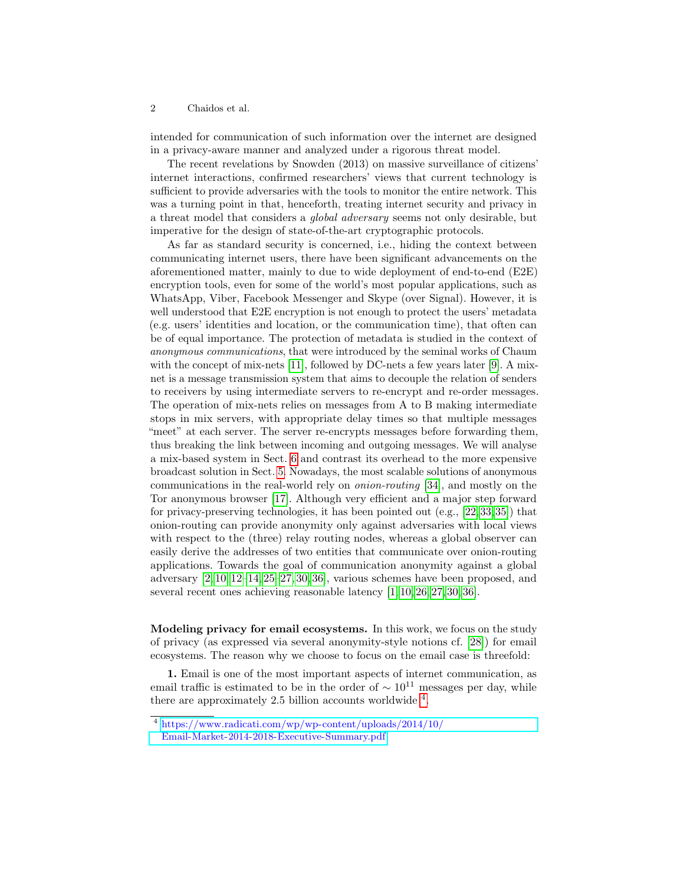intended for communication of such information over the internet are designed in a privacy-aware manner and analyzed under a rigorous threat model.

The recent revelations by Snowden (2013) on massive surveillance of citizens' internet interactions, confirmed researchers' views that current technology is sufficient to provide adversaries with the tools to monitor the entire network. This was a turning point in that, henceforth, treating internet security and privacy in a threat model that considers a *global adversary* seems not only desirable, but imperative for the design of state-of-the-art cryptographic protocols.

As far as standard security is concerned, i.e., hiding the context between communicating internet users, there have been significant advancements on the aforementioned matter, mainly to due to wide deployment of end-to-end (E2E) encryption tools, even for some of the world's most popular applications, such as WhatsApp, Viber, Facebook Messenger and Skype (over Signal). However, it is well understood that E2E encryption is not enough to protect the users' metadata (e.g. users' identities and location, or the communication time), that often can be of equal importance. The protection of metadata is studied in the context of *anonymous communications*, that were introduced by the seminal works of Chaum with the concept of mix-nets [11], followed by DC-nets a few years later [9]. A mix-net is a message transmission system that aims to decouple the relation of senders to receivers by using intermediate servers to re-encrypt and re-order messages. The operation of mix-nets relies on messages from A to B making intermediate stops in mix servers, with appropriate delay times so that multiple messages "meet" at each server. The server re-encrypts messages before forwarding them, thus breaking the link between incoming and outgoing messages. We will analyse a mix-based system in Sect. 6 and contrast its overhead to the more expensive broadcast solution in Sect. 5. Nowadays, the most scalable solutions of anonymous communications in the real-world rely on *onion-routing* [34], and mostly on the Tor anonymous browser [17]. Although very efficient and a major step forward for privacy-preserving technologies, it has been pointed out (e.g., [22,33,35]) that onion-routing can provide anonymity only against adversaries with local views with respect to the (three) relay routing nodes, whereas a global observer can easily derive the addresses of two entities that communicate over onion-routing applications. Towards the goal of communication anonymity against a global adversary [2,10,12–14,25–27,30,36], various schemes have been proposed, and several recent ones achieving reasonable latency [1,10,26,27,30,36].

**Modeling privacy for email ecosystems.** In this work, we focus on the study of privacy (as expressed via several anonymity-style notions cf. [28]) for email ecosystems. The reason why we choose to focus on the email case is threefold:

**1.** Email is one of the most important aspects of internet communication, as email traffic is estimated to be in the order of $\sim 10^{11}$ messages per day, while there are approximately 2.5 billion accounts worldwide [4].

[4] https://www.radicati.com/wp/wp-content/uploads/2014/10/Email-Market-2014-2018-Executive-Summary.pdf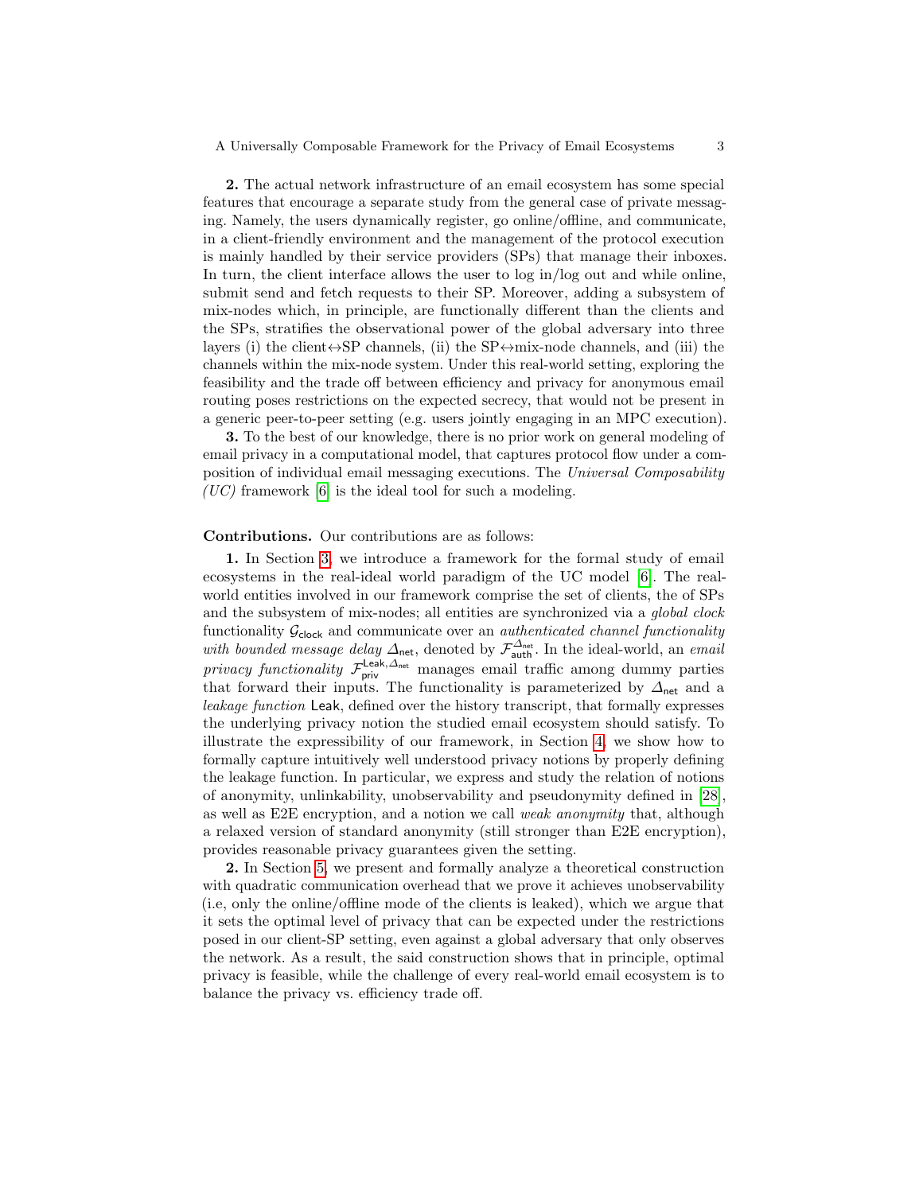**2.** The actual network infrastructure of an email ecosystem has some special features that encourage a separate study from the general case of private messaging. Namely, the users dynamically register, go online/offline, and communicate, in a client-friendly environment and the management of the protocol execution is mainly handled by their service providers (SPs) that manage their inboxes. In turn, the client interface allows the user to log in/log out and while online, submit send and fetch requests to their SP. Moreover, adding a subsystem of mix-nodes which, in principle, are functionally different than the clients and the SPs, stratifies the observational power of the global adversary into three layers (i) the client↔SP channels, (ii) the SP↔mix-node channels, and (iii) the channels within the mix-node system. Under this real-world setting, exploring the feasibility and the trade off between efficiency and privacy for anonymous email routing poses restrictions on the expected secrecy, that would not be present in a generic peer-to-peer setting (e.g. users jointly engaging in an MPC execution).

**3.** To the best of our knowledge, there is no prior work on general modeling of email privacy in a computational model, that captures protocol flow under a composition of individual email messaging executions. The *Universal Composability (UC)* framework [6] is the ideal tool for such a modeling.

**Contributions.** Our contributions are as follows:

**1.** In Section 3, we introduce a framework for the formal study of email ecosystems in the real-ideal world paradigm of the UC model [6]. The real-world entities involved in our framework comprise the set of clients, the of SPs and the subsystem of mix-nodes; all entities are synchronized via a *global clock* functionality $\mathcal{G}_{\mathsf{clock}}$ and communicate over an *authenticated channel functionality with bounded message delay* $\Delta_{\mathsf{net}}$, denoted by $\mathcal{F}_{\mathsf{auth}}^{\Delta_{\mathsf{net}}}$. In the ideal-world, an *email privacy functionality* $\mathcal{F}_{\mathsf{priv}}^{\mathsf{Leak},\Delta_{\mathsf{net}}}$ manages email traffic among dummy parties that forward their inputs. The functionality is parameterized by $\Delta_{\mathsf{net}}$ and a *leakage function* $\mathsf{Leak}$, defined over the history transcript, that formally expresses the underlying privacy notion the studied email ecosystem should satisfy. To illustrate the expressibility of our framework, in Section 4, we show how to formally capture intuitively well understood privacy notions by properly defining the leakage function. In particular, we express and study the relation of notions of anonymity, unlinkability, unobservability and pseudonymity defined in [28], as well as E2E encryption, and a notion we call *weak anonymity* that, although a relaxed version of standard anonymity (still stronger than E2E encryption), provides reasonable privacy guarantees given the setting.

**2.** In Section 5, we present and formally analyze a theoretical construction with quadratic communication overhead that we prove it achieves unobservability (i.e, only the online/offline mode of the clients is leaked), which we argue that it sets the optimal level of privacy that can be expected under the restrictions posed in our client-SP setting, even against a global adversary that only observes the network. As a result, the said construction shows that in principle, optimal privacy is feasible, while the challenge of every real-world email ecosystem is to balance the privacy vs. efficiency trade off.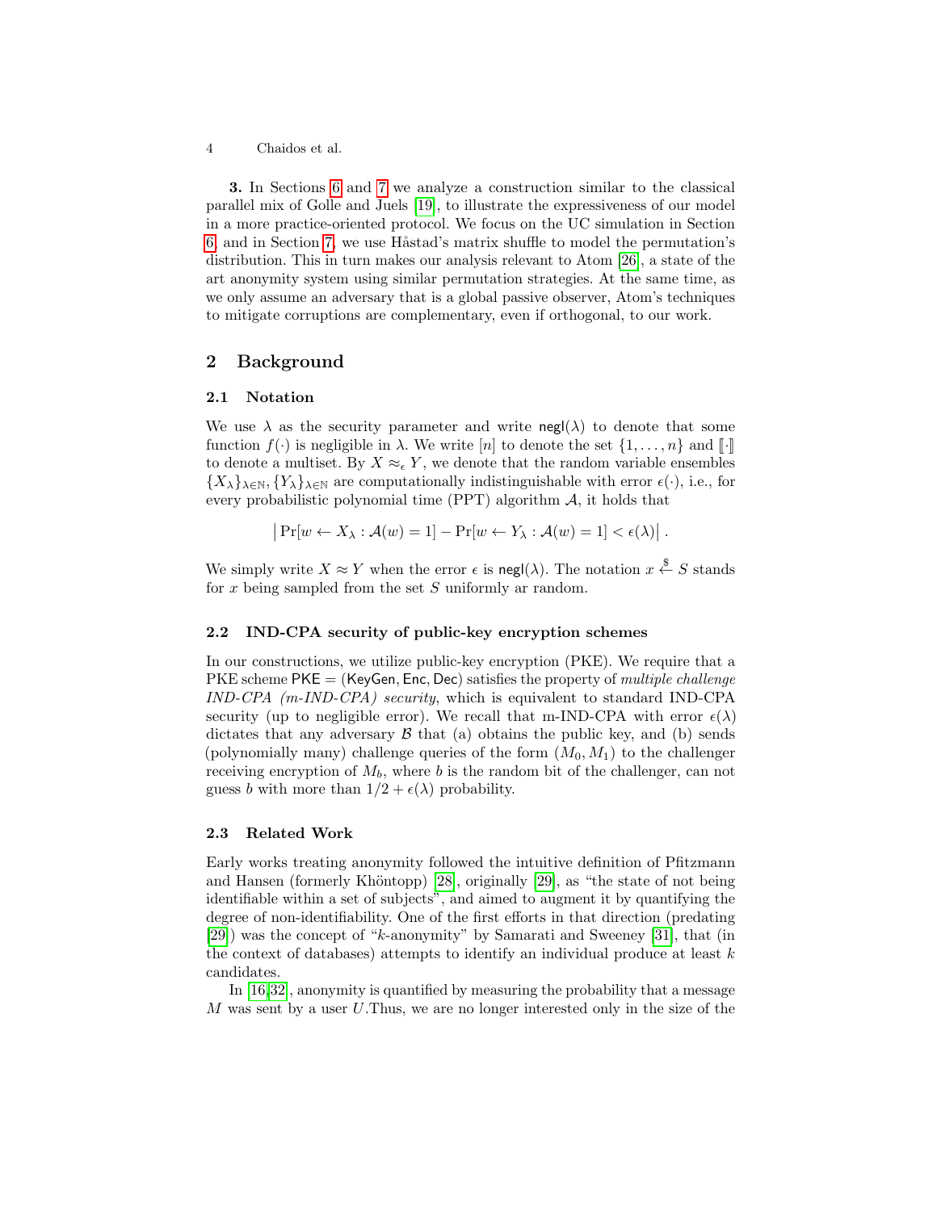**3.** In Sections 6 and 7 we analyze a construction similar to the classical parallel mix of Golle and Juels [19], to illustrate the expressiveness of our model in a more practice-oriented protocol. We focus on the UC simulation in Section 6, and in Section 7, we use Håstad's matrix shuffle to model the permutation's distribution. This in turn makes our analysis relevant to Atom [26], a state of the art anonymity system using similar permutation strategies. At the same time, as we only assume an adversary that is a global passive observer, Atom's techniques to mitigate corruptions are complementary, even if orthogonal, to our work.

## 2 Background

### 2.1 Notation

We use $\lambda$ as the security parameter and write $\mathsf{negl}(\lambda)$ to denote that some function $f(\cdot)$ is negligible in $\lambda$. We write $[n]$ to denote the set $\{1,\ldots,n\}$ and $\llbracket\cdot\rrbracket$ to denote a multiset. By $X \approx_\epsilon Y$, we denote that the random variable ensembles $\{X_\lambda\}_{\lambda\in\mathbb{N}}, \{Y_\lambda\}_{\lambda\in\mathbb{N}}$ are computationally indistinguishable with error $\epsilon(\cdot)$, i.e., for every probabilistic polynomial time (PPT) algorithm $\mathcal{A}$, it holds that

$$\left|\Pr[w \leftarrow X_\lambda : \mathcal{A}(w) = 1] - \Pr[w \leftarrow Y_\lambda : \mathcal{A}(w) = 1] < \epsilon(\lambda)\right| .$$

We simply write $X \approx Y$ when the error $\epsilon$ is $\mathsf{negl}(\lambda)$. The notation $x \stackrel{\$}{\leftarrow} S$ stands for $x$ being sampled from the set $S$ uniformly ar random.

### 2.2 IND-CPA security of public-key encryption schemes

In our constructions, we utilize public-key encryption (PKE). We require that a PKE scheme $\mathsf{PKE} = (\mathsf{KeyGen}, \mathsf{Enc}, \mathsf{Dec})$ satisfies the property of *multiple challenge IND-CPA (m-IND-CPA) security*, which is equivalent to standard IND-CPA security (up to negligible error). We recall that m-IND-CPA with error $\epsilon(\lambda)$ dictates that any adversary $\mathcal{B}$ that (a) obtains the public key, and (b) sends (polynomially many) challenge queries of the form $(M_0, M_1)$ to the challenger receiving encryption of $M_b$, where $b$ is the random bit of the challenger, can not guess $b$ with more than $1/2 + \epsilon(\lambda)$ probability.

### 2.3 Related Work

Early works treating anonymity followed the intuitive definition of Pfitzmann and Hansen (formerly Khöntopp) [28], originally [29], as "the state of not being identifiable within a set of subjects", and aimed to augment it by quantifying the degree of non-identifiability. One of the first efforts in that direction (predating [29]) was the concept of "$k$-anonymity" by Samarati and Sweeney [31], that (in the context of databases) attempts to identify an individual produce at least $k$ candidates.

In [16,32], anonymity is quantified by measuring the probability that a message $M$ was sent by a user $U$.Thus, we are no longer interested only in the size of the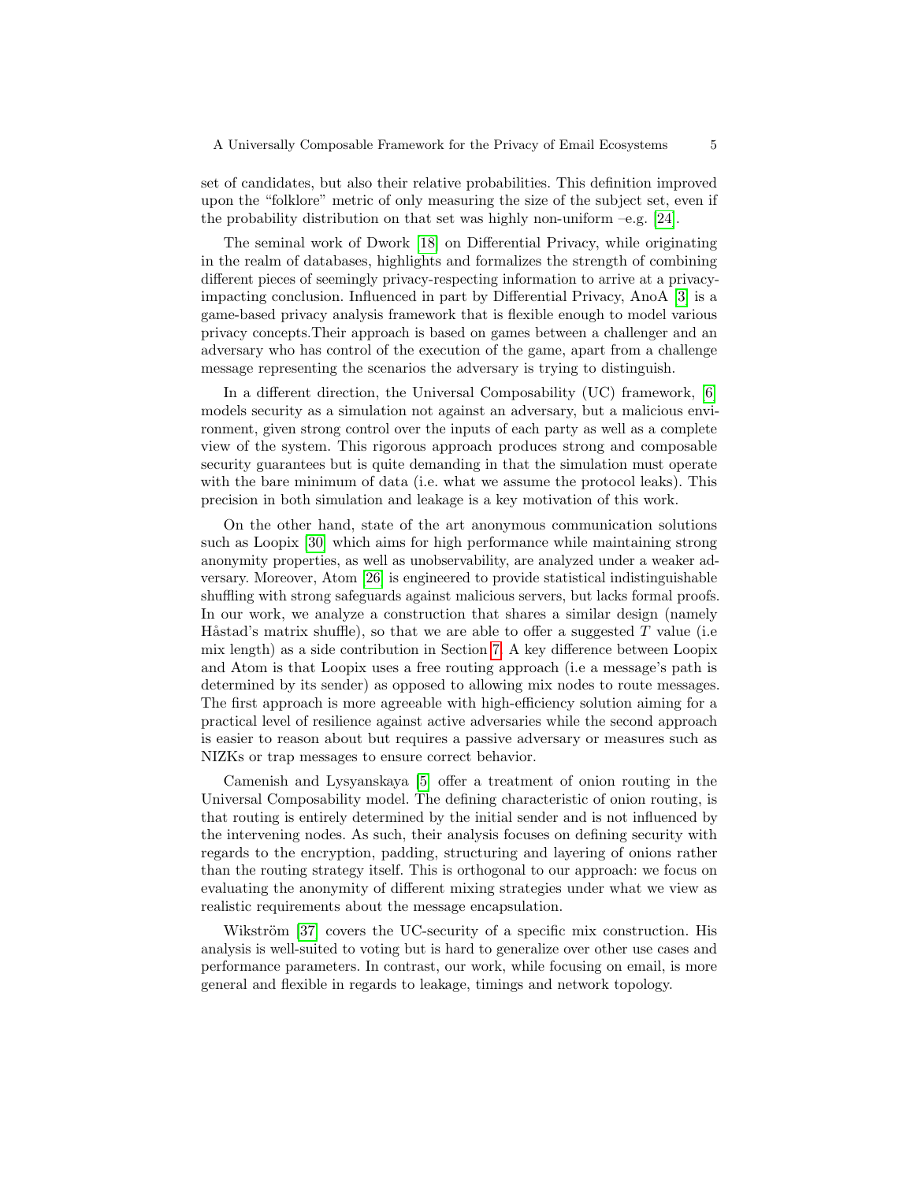set of candidates, but also their relative probabilities. This definition improved upon the "folklore" metric of only measuring the size of the subject set, even if the probability distribution on that set was highly non-uniform –e.g. [24].

The seminal work of Dwork [18] on Differential Privacy, while originating in the realm of databases, highlights and formalizes the strength of combining different pieces of seemingly privacy-respecting information to arrive at a privacy-impacting conclusion. Influenced in part by Differential Privacy, AnoA [3] is a game-based privacy analysis framework that is flexible enough to model various privacy concepts.Their approach is based on games between a challenger and an adversary who has control of the execution of the game, apart from a challenge message representing the scenarios the adversary is trying to distinguish.

In a different direction, the Universal Composability (UC) framework, [6] models security as a simulation not against an adversary, but a malicious environment, given strong control over the inputs of each party as well as a complete view of the system. This rigorous approach produces strong and composable security guarantees but is quite demanding in that the simulation must operate with the bare minimum of data (i.e. what we assume the protocol leaks). This precision in both simulation and leakage is a key motivation of this work.

On the other hand, state of the art anonymous communication solutions such as Loopix [30] which aims for high performance while maintaining strong anonymity properties, as well as unobservability, are analyzed under a weaker adversary. Moreover, Atom [26] is engineered to provide statistical indistinguishable shuffling with strong safeguards against malicious servers, but lacks formal proofs. In our work, we analyze a construction that shares a similar design (namely Håstad's matrix shuffle), so that we are able to offer a suggested $T$ value (i.e mix length) as a side contribution in Section 7. A key difference between Loopix and Atom is that Loopix uses a free routing approach (i.e a message's path is determined by its sender) as opposed to allowing mix nodes to route messages. The first approach is more agreeable with high-efficiency solution aiming for a practical level of resilience against active adversaries while the second approach is easier to reason about but requires a passive adversary or measures such as NIZKs or trap messages to ensure correct behavior.

Camenish and Lysyanskaya [5] offer a treatment of onion routing in the Universal Composability model. The defining characteristic of onion routing, is that routing is entirely determined by the initial sender and is not influenced by the intervening nodes. As such, their analysis focuses on defining security with regards to the encryption, padding, structuring and layering of onions rather than the routing strategy itself. This is orthogonal to our approach: we focus on evaluating the anonymity of different mixing strategies under what we view as realistic requirements about the message encapsulation.

Wikström [37] covers the UC-security of a specific mix construction. His analysis is well-suited to voting but is hard to generalize over other use cases and performance parameters. In contrast, our work, while focusing on email, is more general and flexible in regards to leakage, timings and network topology.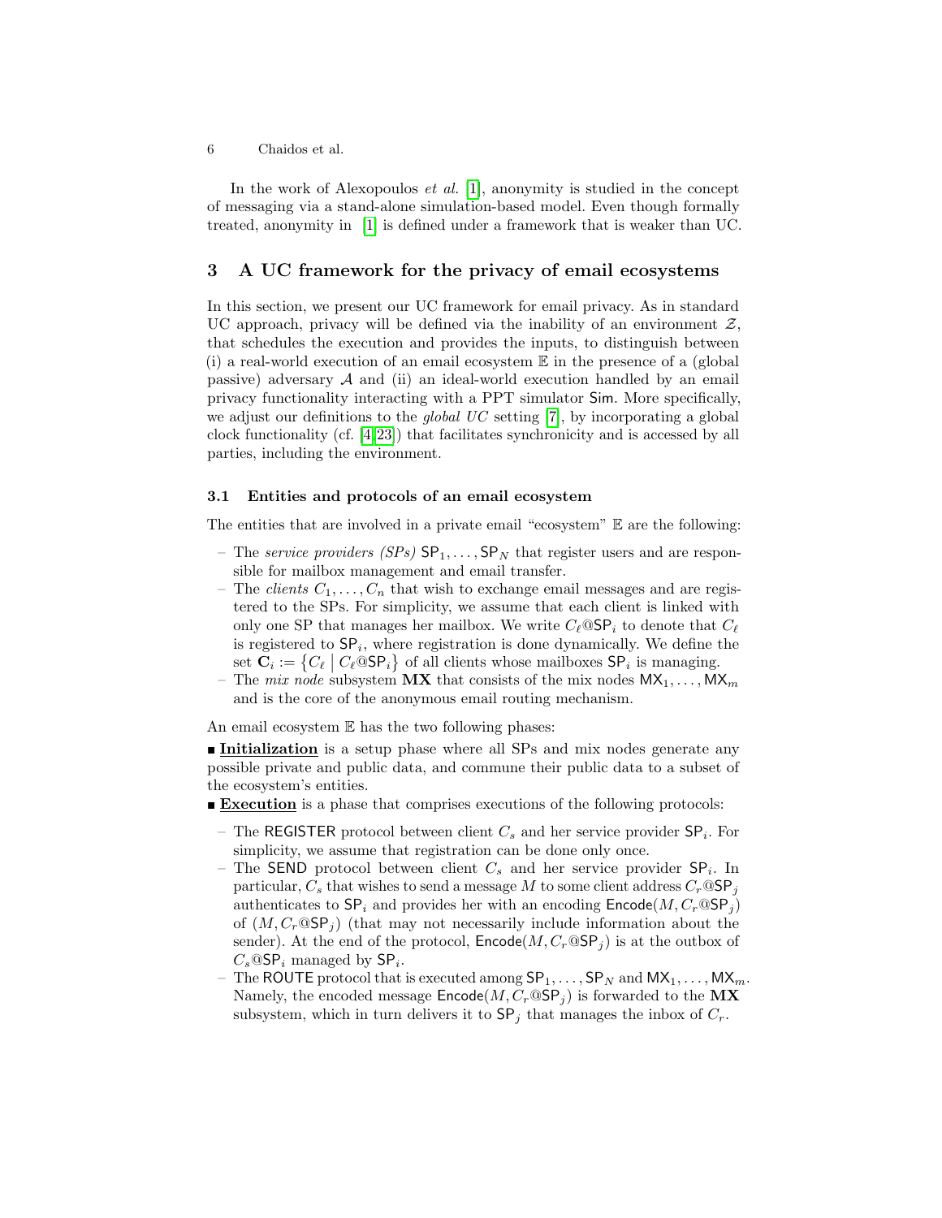In the work of Alexopoulos *et al.* [1], anonymity is studied in the concept of messaging via a stand-alone simulation-based model. Even though formally treated, anonymity in [1] is defined under a framework that is weaker than UC.

## 3 A UC framework for the privacy of email ecosystems

In this section, we present our UC framework for email privacy. As in standard UC approach, privacy will be defined via the inability of an environment $\mathcal{Z}$, that schedules the execution and provides the inputs, to distinguish between (i) a real-world execution of an email ecosystem $\mathbb{E}$ in the presence of a (global passive) adversary $\mathcal{A}$ and (ii) an ideal-world execution handled by an email privacy functionality interacting with a PPT simulator $\mathsf{Sim}$. More specifically, we adjust our definitions to the *global UC* setting [7], by incorporating a global clock functionality (cf. [4,23]) that facilitates synchronicity and is accessed by all parties, including the environment.

### 3.1 Entities and protocols of an email ecosystem

The entities that are involved in a private email "ecosystem" $\mathbb{E}$ are the following:

- The *service providers (SPs)* $\mathsf{SP}_1, \ldots, \mathsf{SP}_N$ that register users and are responsible for mailbox management and email transfer.
- The *clients* $C_1, \ldots, C_n$ that wish to exchange email messages and are registered to the SPs. For simplicity, we assume that each client is linked with only one SP that manages her mailbox. We write $C_\ell @\mathsf{SP}_i$ to denote that $C_\ell$ is registered to $\mathsf{SP}_i$, where registration is done dynamically. We define the set $\mathbf{C}_i := \{C_\ell \mid C_\ell @\mathsf{SP}_i\}$ of all clients whose mailboxes $\mathsf{SP}_i$ is managing.
- The *mix node* subsystem $\mathbf{MX}$ that consists of the mix nodes $\mathsf{MX}_1, \ldots, \mathsf{MX}_m$ and is the core of the anonymous email routing mechanism.

An email ecosystem $\mathbb{E}$ has the two following phases:

▪ **Initialization** is a setup phase where all SPs and mix nodes generate any possible private and public data, and commune their public data to a subset of the ecosystem's entities.

▪ **Execution** is a phase that comprises executions of the following protocols:

- The $\mathsf{REGISTER}$ protocol between client $C_s$ and her service provider $\mathsf{SP}_i$. For simplicity, we assume that registration can be done only once.
- The $\mathsf{SEND}$ protocol between client $C_s$ and her service provider $\mathsf{SP}_i$. In particular, $C_s$ that wishes to send a message $M$ to some client address $C_r @\mathsf{SP}_j$ authenticates to $\mathsf{SP}_i$ and provides her with an encoding $\mathsf{Encode}(M, C_r @\mathsf{SP}_j)$ of $(M, C_r @\mathsf{SP}_j)$ (that may not necessarily include information about the sender). At the end of the protocol, $\mathsf{Encode}(M, C_r @\mathsf{SP}_j)$ is at the outbox of $C_s @\mathsf{SP}_i$ managed by $\mathsf{SP}_i$.
- The $\mathsf{ROUTE}$ protocol that is executed among $\mathsf{SP}_1, \ldots, \mathsf{SP}_N$ and $\mathsf{MX}_1, \ldots, \mathsf{MX}_m$. Namely, the encoded message $\mathsf{Encode}(M, C_r @\mathsf{SP}_j)$ is forwarded to the $\mathbf{MX}$ subsystem, which in turn delivers it to $\mathsf{SP}_j$ that manages the inbox of $C_r$.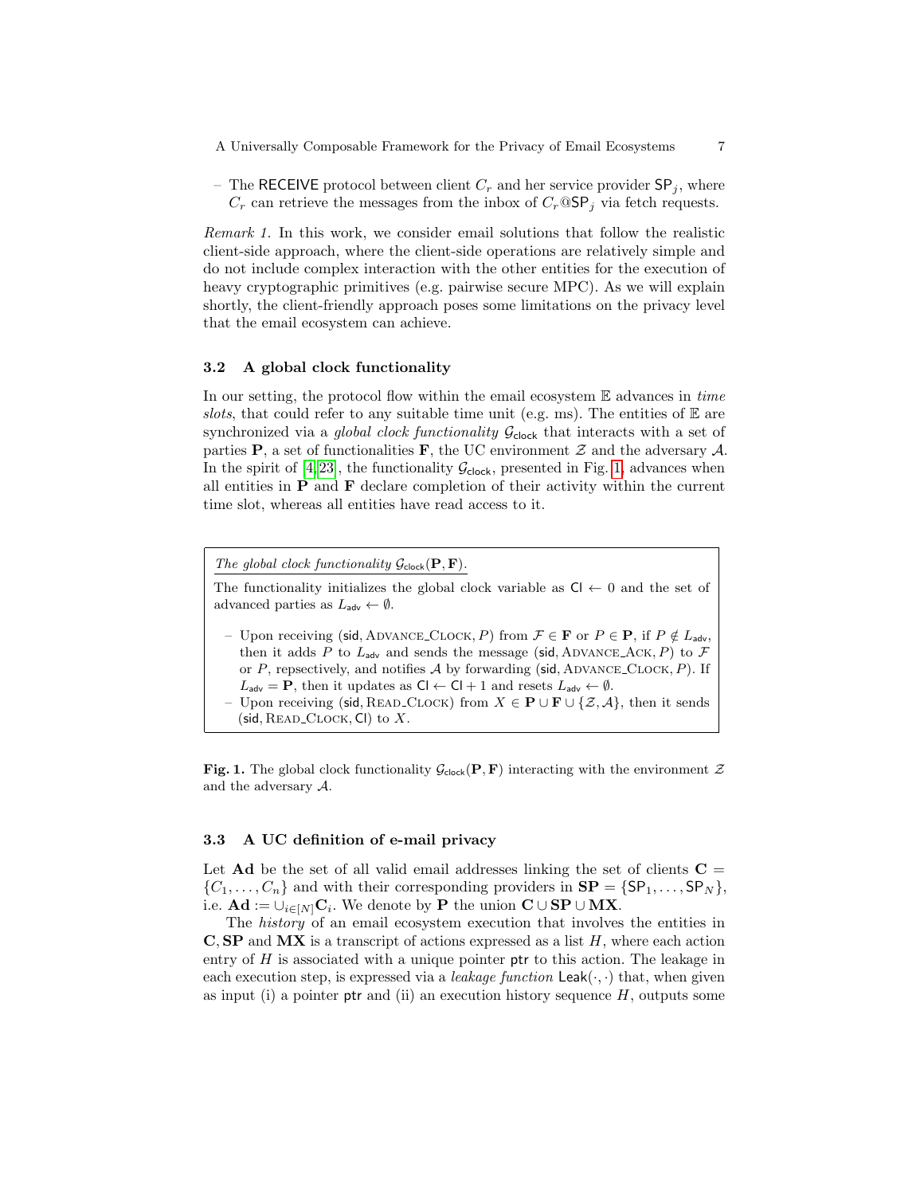– The $\mathsf{RECEIVE}$ protocol between client $C_r$ and her service provider $\mathsf{SP}_j$, where $C_r$ can retrieve the messages from the inbox of $C_r@\mathsf{SP}_j$ via fetch requests.

*Remark 1.* In this work, we consider email solutions that follow the realistic client-side approach, where the client-side operations are relatively simple and do not include complex interaction with the other entities for the execution of heavy cryptographic primitives (e.g. pairwise secure MPC). As we will explain shortly, the client-friendly approach poses some limitations on the privacy level that the email ecosystem can achieve.

### 3.2 A global clock functionality

In our setting, the protocol flow within the email ecosystem $\mathbb{E}$ advances in *time slots*, that could refer to any suitable time unit (e.g. ms). The entities of $\mathbb{E}$ are synchronized via a *global clock functionality* $\mathcal{G}_{\mathsf{clock}}$ that interacts with a set of parties $\mathbf{P}$, a set of functionalities $\mathbf{F}$, the UC environment $\mathcal{Z}$ and the adversary $\mathcal{A}$. In the spirit of [4,23], the functionality $\mathcal{G}_{\mathsf{clock}}$, presented in Fig. 1, advances when all entities in $\mathbf{P}$ and $\mathbf{F}$ declare completion of their activity within the current time slot, whereas all entities have read access to it.

---

*The global clock functionality $\mathcal{G}_{\mathsf{clock}}(\mathbf{P}, \mathbf{F})$.*

The functionality initializes the global clock variable as $\mathsf{Cl} \leftarrow 0$ and the set of advanced parties as $L_{\mathsf{adv}} \leftarrow \emptyset$.

- Upon receiving $(\mathsf{sid}, \text{ADVANCE\_CLOCK}, P)$ from $\mathcal{F} \in \mathbf{F}$ or $P \in \mathbf{P}$, if $P \notin L_{\mathsf{adv}}$, then it adds $P$ to $L_{\mathsf{adv}}$ and sends the message $(\mathsf{sid}, \text{ADVANCE\_ACK}, P)$ to $\mathcal{F}$ or $P$, repsectively, and notifies $\mathcal{A}$ by forwarding $(\mathsf{sid}, \text{ADVANCE\_CLOCK}, P)$. If $L_{\mathsf{adv}} = \mathbf{P}$, then it updates as $\mathsf{Cl} \leftarrow \mathsf{Cl} + 1$ and resets $L_{\mathsf{adv}} \leftarrow \emptyset$.
- Upon receiving $(\mathsf{sid}, \text{READ\_CLOCK})$ from $X \in \mathbf{P} \cup \mathbf{F} \cup \{\mathcal{Z}, \mathcal{A}\}$, then it sends $(\mathsf{sid}, \text{READ\_CLOCK}, \mathsf{Cl})$ to $X$.

---

**Fig. 1.** The global clock functionality $\mathcal{G}_{\mathsf{clock}}(\mathbf{P}, \mathbf{F})$ interacting with the environment $\mathcal{Z}$ and the adversary $\mathcal{A}$.

### 3.3 A UC definition of e-mail privacy

Let $\mathbf{Ad}$ be the set of all valid email addresses linking the set of clients $\mathbf{C} = \{C_1, \ldots, C_n\}$ and with their corresponding providers in $\mathbf{SP} = \{\mathsf{SP}_1, \ldots, \mathsf{SP}_N\}$, i.e. $\mathbf{Ad} := \cup_{i \in [N]} \mathbf{C}_i$. We denote by $\mathbf{P}$ the union $\mathbf{C} \cup \mathbf{SP} \cup \mathbf{MX}$.

The *history* of an email ecosystem execution that involves the entities in $\mathbf{C}, \mathbf{SP}$ and $\mathbf{MX}$ is a transcript of actions expressed as a list $H$, where each action entry of $H$ is associated with a unique pointer $\mathsf{ptr}$ to this action. The leakage in each execution step, is expressed via a *leakage function* $\mathsf{Leak}(\cdot, \cdot)$ that, when given as input (i) a pointer $\mathsf{ptr}$ and (ii) an execution history sequence $H$, outputs some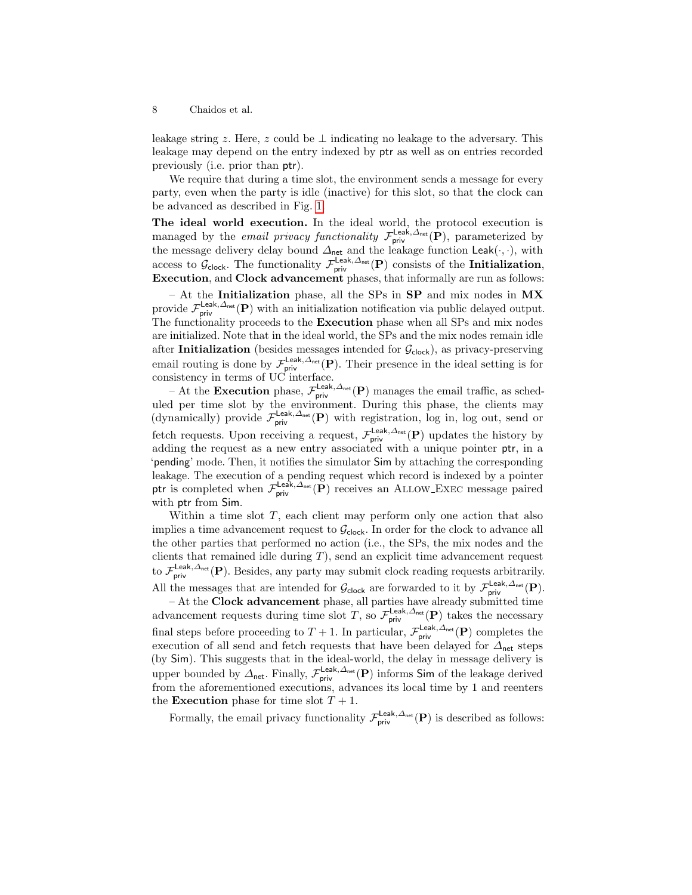leakage string $z$. Here, $z$ could be $\perp$ indicating no leakage to the adversary. This leakage may depend on the entry indexed by $\mathsf{ptr}$ as well as on entries recorded previously (i.e. prior than $\mathsf{ptr}$).

We require that during a time slot, the environment sends a message for every party, even when the party is idle (inactive) for this slot, so that the clock can be advanced as described in Fig. 1.

**The ideal world execution.** In the ideal world, the protocol execution is managed by the *email privacy functionality* $\mathcal{F}_{\mathsf{priv}}^{\mathsf{Leak},\Delta_{\mathsf{net}}}(\mathbf{P})$, parameterized by the message delivery delay bound $\Delta_{\mathsf{net}}$ and the leakage function $\mathsf{Leak}(\cdot,\cdot)$, with access to $\mathcal{G}_{\mathsf{clock}}$. The functionality $\mathcal{F}_{\mathsf{priv}}^{\mathsf{Leak},\Delta_{\mathsf{net}}}(\mathbf{P})$ consists of the **Initialization**, **Execution**, and **Clock advancement** phases, that informally are run as follows:

– At the **Initialization** phase, all the SPs in **SP** and mix nodes in **MX** provide $\mathcal{F}_{\mathsf{priv}}^{\mathsf{Leak},\Delta_{\mathsf{net}}}(\mathbf{P})$ with an initialization notification via public delayed output. The functionality proceeds to the **Execution** phase when all SPs and mix nodes are initialized. Note that in the ideal world, the SPs and the mix nodes remain idle after **Initialization** (besides messages intended for $\mathcal{G}_{\mathsf{clock}}$), as privacy-preserving email routing is done by $\mathcal{F}_{\mathsf{priv}}^{\mathsf{Leak},\Delta_{\mathsf{net}}}(\mathbf{P})$. Their presence in the ideal setting is for consistency in terms of UC interface.

– At the **Execution** phase, $\mathcal{F}_{\mathsf{priv}}^{\mathsf{Leak},\Delta_{\mathsf{net}}}(\mathbf{P})$ manages the email traffic, as scheduled per time slot by the environment. During this phase, the clients may (dynamically) provide $\mathcal{F}_{\mathsf{priv}}^{\mathsf{Leak},\Delta_{\mathsf{net}}}(\mathbf{P})$ with registration, log in, log out, send or fetch requests. Upon receiving a request, $\mathcal{F}_{\mathsf{priv}}^{\mathsf{Leak},\Delta_{\mathsf{net}}}(\mathbf{P})$ updates the history by adding the request as a new entry associated with a unique pointer $\mathsf{ptr}$, in a '$\mathsf{pending}$' mode. Then, it notifies the simulator $\mathsf{Sim}$ by attaching the corresponding leakage. The execution of a pending request which record is indexed by a pointer $\mathsf{ptr}$ is completed when $\mathcal{F}_{\mathsf{priv}}^{\mathsf{Leak},\Delta_{\mathsf{net}}}(\mathbf{P})$ receives an ALLOW_EXEC message paired with $\mathsf{ptr}$ from $\mathsf{Sim}$.

Within a time slot $T$, each client may perform only one action that also implies a time advancement request to $\mathcal{G}_{\mathsf{clock}}$. In order for the clock to advance all the other parties that performed no action (i.e., the SPs, the mix nodes and the clients that remained idle during $T$), send an explicit time advancement request to $\mathcal{F}_{\mathsf{priv}}^{\mathsf{Leak},\Delta_{\mathsf{net}}}(\mathbf{P})$. Besides, any party may submit clock reading requests arbitrarily. All the messages that are intended for $\mathcal{G}_{\mathsf{clock}}$ are forwarded to it by $\mathcal{F}_{\mathsf{priv}}^{\mathsf{Leak},\Delta_{\mathsf{net}}}(\mathbf{P})$.

– At the **Clock advancement** phase, all parties have already submitted time advancement requests during time slot $T$, so $\mathcal{F}_{\mathsf{priv}}^{\mathsf{Leak},\Delta_{\mathsf{net}}}(\mathbf{P})$ takes the necessary final steps before proceeding to $T+1$. In particular, $\mathcal{F}_{\mathsf{priv}}^{\mathsf{Leak},\Delta_{\mathsf{net}}}(\mathbf{P})$ completes the execution of all send and fetch requests that have been delayed for $\Delta_{\mathsf{net}}$ steps (by $\mathsf{Sim}$). This suggests that in the ideal-world, the delay in message delivery is upper bounded by $\Delta_{\mathsf{net}}$. Finally, $\mathcal{F}_{\mathsf{priv}}^{\mathsf{Leak},\Delta_{\mathsf{net}}}(\mathbf{P})$ informs $\mathsf{Sim}$ of the leakage derived from the aforementioned executions, advances its local time by 1 and reenters the **Execution** phase for time slot $T+1$.

Formally, the email privacy functionality $\mathcal{F}_{\mathsf{priv}}^{\mathsf{Leak},\Delta_{\mathsf{net}}}(\mathbf{P})$ is described as follows: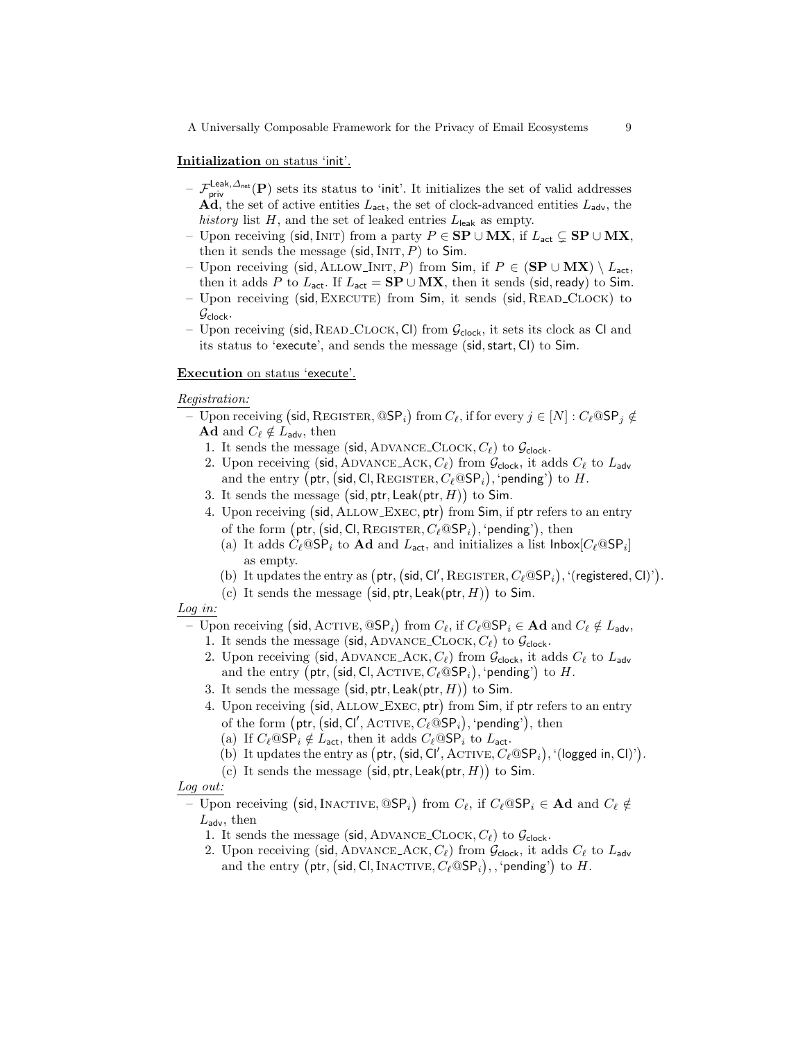**Initialization** on status 'init'.

- $\mathcal{F}_{\mathsf{priv}}^{\mathsf{Leak},\Delta_{\mathsf{net}}}(\mathbf{P})$ sets its status to 'init'. It initializes the set of valid addresses $\mathbf{Ad}$, the set of active entities $L_{\mathsf{act}}$, the set of clock-advanced entities $L_{\mathsf{adv}}$, the *history* list $H$, and the set of leaked entries $L_{\mathsf{leak}}$ as empty.
- Upon receiving $(\mathsf{sid}, \textsc{Init})$ from a party $P \in \mathbf{SP} \cup \mathbf{MX}$, if $L_{\mathsf{act}} \subsetneq \mathbf{SP} \cup \mathbf{MX}$, then it sends the message $(\mathsf{sid}, \textsc{Init}, P)$ to $\mathsf{Sim}$.
- Upon receiving $(\mathsf{sid}, \textsc{Allow\_Init}, P)$ from $\mathsf{Sim}$, if $P \in (\mathbf{SP} \cup \mathbf{MX}) \setminus L_{\mathsf{act}}$, then it adds $P$ to $L_{\mathsf{act}}$. If $L_{\mathsf{act}} = \mathbf{SP} \cup \mathbf{MX}$, then it sends $(\mathsf{sid}, \mathsf{ready})$ to $\mathsf{Sim}$.
- Upon receiving $(\mathsf{sid}, \textsc{Execute})$ from $\mathsf{Sim}$, it sends $(\mathsf{sid}, \textsc{Read\_Clock})$ to $\mathcal{G}_{\mathsf{clock}}$.
- Upon receiving $(\mathsf{sid}, \textsc{Read\_Clock}, \mathsf{Cl})$ from $\mathcal{G}_{\mathsf{clock}}$, it sets its clock as $\mathsf{Cl}$ and its status to 'execute', and sends the message $(\mathsf{sid}, \mathsf{start}, \mathsf{Cl})$ to $\mathsf{Sim}$.

**Execution** on status 'execute'.

*Registration:*

- Upon receiving $\big(\mathsf{sid}, \textsc{Register}, @\mathsf{SP}_i\big)$ from $C_\ell$, if for every $j \in [N] : C_\ell@\mathsf{SP}_j \notin \mathbf{Ad}$ and $C_\ell \notin L_{\mathsf{adv}}$, then
  1. It sends the message $(\mathsf{sid}, \textsc{Advance\_Clock}, C_\ell)$ to $\mathcal{G}_{\mathsf{clock}}$.
  2. Upon receiving $(\mathsf{sid}, \textsc{Advance\_Ack}, C_\ell)$ from $\mathcal{G}_{\mathsf{clock}}$, it adds $C_\ell$ to $L_{\mathsf{adv}}$ and the entry $\big(\mathsf{ptr}, \big(\mathsf{sid}, \mathsf{Cl}, \textsc{Register}, C_\ell@\mathsf{SP}_i\big), \text{'pending'}\big)$ to $H$.
  3. It sends the message $\big(\mathsf{sid}, \mathsf{ptr}, \mathsf{Leak}(\mathsf{ptr}, H)\big)$ to $\mathsf{Sim}$.
  4. Upon receiving $\big(\mathsf{sid}, \textsc{Allow\_Exec}, \mathsf{ptr}\big)$ from $\mathsf{Sim}$, if $\mathsf{ptr}$ refers to an entry of the form $\big(\mathsf{ptr}, \big(\mathsf{sid}, \mathsf{Cl}, \textsc{Register}, C_\ell@\mathsf{SP}_i\big), \text{'pending'}\big)$, then
     (a) It adds $C_\ell@\mathsf{SP}_i$ to $\mathbf{Ad}$ and $L_{\mathsf{act}}$, and initializes a list $\mathsf{Inbox}[C_\ell@\mathsf{SP}_i]$ as empty.
     (b) It updates the entry as $\big(\mathsf{ptr}, \big(\mathsf{sid}, \mathsf{Cl}', \textsc{Register}, C_\ell@\mathsf{SP}_i\big), \text{'(registered, Cl)'}\big)$.
     (c) It sends the message $\big(\mathsf{sid}, \mathsf{ptr}, \mathsf{Leak}(\mathsf{ptr}, H)\big)$ to $\mathsf{Sim}$.

*Log in:*

- Upon receiving $\big(\mathsf{sid}, \textsc{Active}, @\mathsf{SP}_i\big)$ from $C_\ell$, if $C_\ell@\mathsf{SP}_i \in \mathbf{Ad}$ and $C_\ell \notin L_{\mathsf{adv}}$,
  1. It sends the message $(\mathsf{sid}, \textsc{Advance\_Clock}, C_\ell)$ to $\mathcal{G}_{\mathsf{clock}}$.
  2. Upon receiving $(\mathsf{sid}, \textsc{Advance\_Ack}, C_\ell)$ from $\mathcal{G}_{\mathsf{clock}}$, it adds $C_\ell$ to $L_{\mathsf{adv}}$ and the entry $\big(\mathsf{ptr}, \big(\mathsf{sid}, \mathsf{Cl}, \textsc{Active}, C_\ell@\mathsf{SP}_i\big), \text{'pending'}\big)$ to $H$.
  3. It sends the message $\big(\mathsf{sid}, \mathsf{ptr}, \mathsf{Leak}(\mathsf{ptr}, H)\big)$ to $\mathsf{Sim}$.
  4. Upon receiving $\big(\mathsf{sid}, \textsc{Allow\_Exec}, \mathsf{ptr}\big)$ from $\mathsf{Sim}$, if $\mathsf{ptr}$ refers to an entry of the form $\big(\mathsf{ptr}, \big(\mathsf{sid}, \mathsf{Cl}', \textsc{Active}, C_\ell@\mathsf{SP}_i\big), \text{'pending'}\big)$, then
     (a) If $C_\ell@\mathsf{SP}_i \notin L_{\mathsf{act}}$, then it adds $C_\ell@\mathsf{SP}_i$ to $L_{\mathsf{act}}$.
     (b) It updates the entry as $\big(\mathsf{ptr}, \big(\mathsf{sid}, \mathsf{Cl}', \textsc{Active}, C_\ell@\mathsf{SP}_i\big), \text{'(logged in, Cl)'}\big)$.
     (c) It sends the message $\big(\mathsf{sid}, \mathsf{ptr}, \mathsf{Leak}(\mathsf{ptr}, H)\big)$ to $\mathsf{Sim}$.

*Log out:*

- Upon receiving $\big(\mathsf{sid}, \textsc{Inactive}, @\mathsf{SP}_i\big)$ from $C_\ell$, if $C_\ell@\mathsf{SP}_i \in \mathbf{Ad}$ and $C_\ell \notin L_{\mathsf{adv}}$, then
  1. It sends the message $(\mathsf{sid}, \textsc{Advance\_Clock}, C_\ell)$ to $\mathcal{G}_{\mathsf{clock}}$.
  2. Upon receiving $(\mathsf{sid}, \textsc{Advance\_Ack}, C_\ell)$ from $\mathcal{G}_{\mathsf{clock}}$, it adds $C_\ell$ to $L_{\mathsf{adv}}$ and the entry $\big(\mathsf{ptr}, \big(\mathsf{sid}, \mathsf{Cl}, \textsc{Inactive}, C_\ell@\mathsf{SP}_i\big), , \text{'pending'}\big)$ to $H$.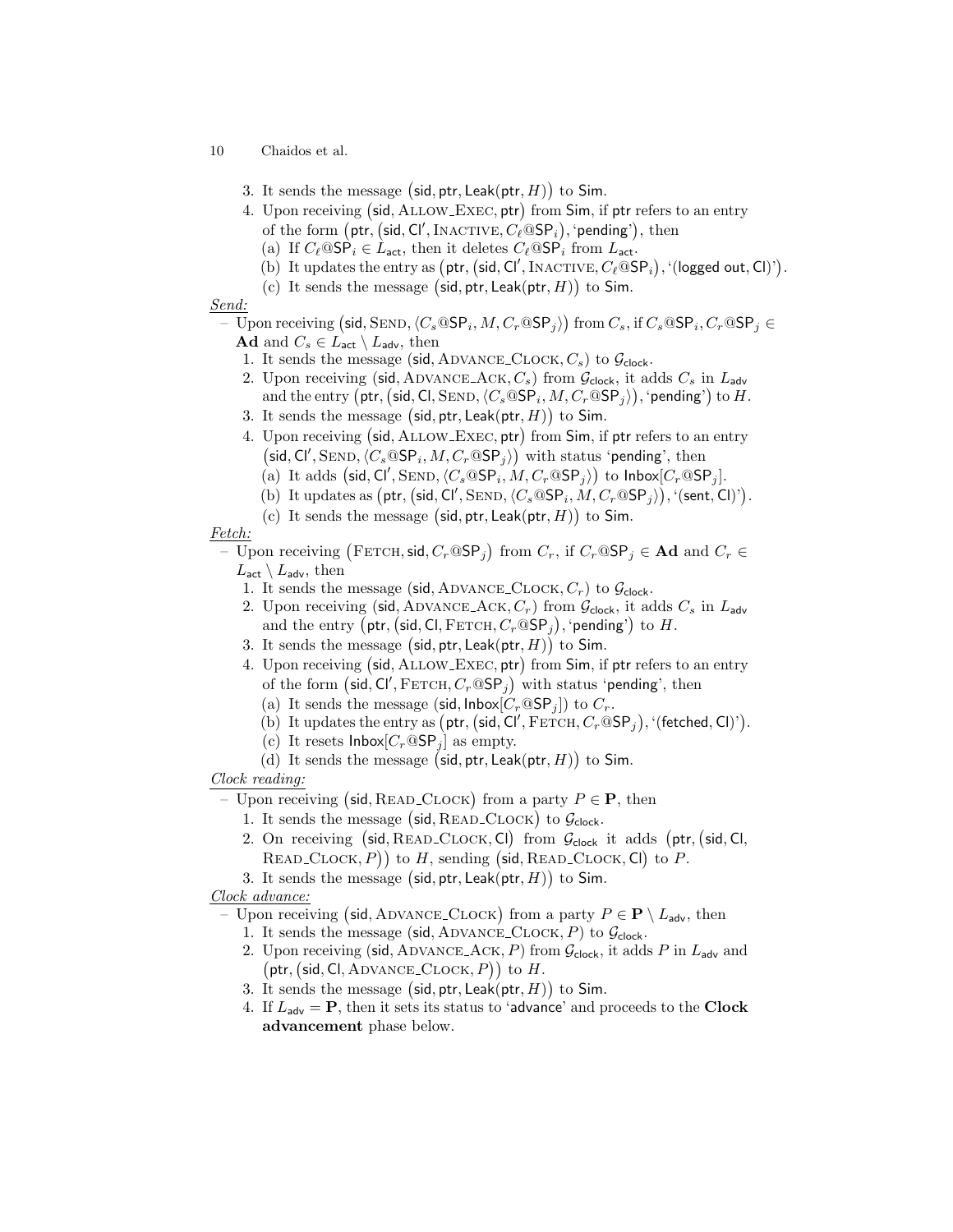3. It sends the message $(\mathsf{sid}, \mathsf{ptr}, \mathsf{Leak}(\mathsf{ptr}, H))$ to $\mathsf{Sim}$.
4. Upon receiving $(\mathsf{sid}, \textsc{Allow\_Exec}, \mathsf{ptr})$ from $\mathsf{Sim}$, if $\mathsf{ptr}$ refers to an entry of the form $(\mathsf{ptr}, (\mathsf{sid}, \mathsf{Cl}', \textsc{Inactive}, C_\ell @\mathsf{SP}_i), \text{`}\mathsf{pending}\text{'})$, then
   (a) If $C_\ell @\mathsf{SP}_i \in L_{\mathsf{act}}$, then it deletes $C_\ell @\mathsf{SP}_i$ from $L_{\mathsf{act}}$.
   (b) It updates the entry as $(\mathsf{ptr}, (\mathsf{sid}, \mathsf{Cl}', \textsc{Inactive}, C_\ell @\mathsf{SP}_i), \text{`}(\mathsf{logged\ out}, \mathsf{Cl})\text{'})$.
   (c) It sends the message $(\mathsf{sid}, \mathsf{ptr}, \mathsf{Leak}(\mathsf{ptr}, H))$ to $\mathsf{Sim}$.

*Send:*

– Upon receiving $(\mathsf{sid}, \textsc{Send}, \langle C_s @\mathsf{SP}_i, M, C_r @\mathsf{SP}_j \rangle)$ from $C_s$, if $C_s @\mathsf{SP}_i, C_r @\mathsf{SP}_j \in \mathbf{Ad}$ and $C_s \in L_{\mathsf{act}} \setminus L_{\mathsf{adv}}$, then
1. It sends the message $(\mathsf{sid}, \textsc{Advance\_Clock}, C_s)$ to $\mathcal{G}_{\mathsf{clock}}$.
2. Upon receiving $(\mathsf{sid}, \textsc{Advance\_Ack}, C_s)$ from $\mathcal{G}_{\mathsf{clock}}$, it adds $C_s$ in $L_{\mathsf{adv}}$ and the entry $(\mathsf{ptr}, (\mathsf{sid}, \mathsf{Cl}, \textsc{Send}, \langle C_s @\mathsf{SP}_i, M, C_r @\mathsf{SP}_j \rangle), \text{`}\mathsf{pending}\text{'})$ to $H$.
3. It sends the message $(\mathsf{sid}, \mathsf{ptr}, \mathsf{Leak}(\mathsf{ptr}, H))$ to $\mathsf{Sim}$.
4. Upon receiving $(\mathsf{sid}, \textsc{Allow\_Exec}, \mathsf{ptr})$ from $\mathsf{Sim}$, if $\mathsf{ptr}$ refers to an entry $(\mathsf{sid}, \mathsf{Cl}', \textsc{Send}, \langle C_s @\mathsf{SP}_i, M, C_r @\mathsf{SP}_j \rangle)$ with status '$\mathsf{pending}$', then
   (a) It adds $(\mathsf{sid}, \mathsf{Cl}', \textsc{Send}, \langle C_s @\mathsf{SP}_i, M, C_r @\mathsf{SP}_j \rangle)$ to $\mathsf{Inbox}[C_r @\mathsf{SP}_j]$.
   (b) It updates as $(\mathsf{ptr}, (\mathsf{sid}, \mathsf{Cl}', \textsc{Send}, \langle C_s @\mathsf{SP}_i, M, C_r @\mathsf{SP}_j \rangle), \text{`}(\mathsf{sent}, \mathsf{Cl})\text{'})$.
   (c) It sends the message $(\mathsf{sid}, \mathsf{ptr}, \mathsf{Leak}(\mathsf{ptr}, H))$ to $\mathsf{Sim}$.

*Fetch:*

– Upon receiving $(\textsc{Fetch}, \mathsf{sid}, C_r @\mathsf{SP}_j)$ from $C_r$, if $C_r @\mathsf{SP}_j \in \mathbf{Ad}$ and $C_r \in L_{\mathsf{act}} \setminus L_{\mathsf{adv}}$, then
1. It sends the message $(\mathsf{sid}, \textsc{Advance\_Clock}, C_r)$ to $\mathcal{G}_{\mathsf{clock}}$.
2. Upon receiving $(\mathsf{sid}, \textsc{Advance\_Ack}, C_r)$ from $\mathcal{G}_{\mathsf{clock}}$, it adds $C_s$ in $L_{\mathsf{adv}}$ and the entry $(\mathsf{ptr}, (\mathsf{sid}, \mathsf{Cl}, \textsc{Fetch}, C_r @\mathsf{SP}_j), \text{`}\mathsf{pending}\text{'})$ to $H$.
3. It sends the message $(\mathsf{sid}, \mathsf{ptr}, \mathsf{Leak}(\mathsf{ptr}, H))$ to $\mathsf{Sim}$.
4. Upon receiving $(\mathsf{sid}, \textsc{Allow\_Exec}, \mathsf{ptr})$ from $\mathsf{Sim}$, if $\mathsf{ptr}$ refers to an entry of the form $(\mathsf{sid}, \mathsf{Cl}', \textsc{Fetch}, C_r @\mathsf{SP}_j)$ with status '$\mathsf{pending}$', then
   (a) It sends the message $(\mathsf{sid}, \mathsf{Inbox}[C_r @\mathsf{SP}_j])$ to $C_r$.
   (b) It updates the entry as $(\mathsf{ptr}, (\mathsf{sid}, \mathsf{Cl}', \textsc{Fetch}, C_r @\mathsf{SP}_j), \text{`}(\mathsf{fetched}, \mathsf{Cl})\text{'})$.
   (c) It resets $\mathsf{Inbox}[C_r @\mathsf{SP}_j]$ as empty.
   (d) It sends the message $(\mathsf{sid}, \mathsf{ptr}, \mathsf{Leak}(\mathsf{ptr}, H))$ to $\mathsf{Sim}$.

*Clock reading:*

– Upon receiving $(\mathsf{sid}, \textsc{Read\_Clock})$ from a party $P \in \mathbf{P}$, then
1. It sends the message $(\mathsf{sid}, \textsc{Read\_Clock})$ to $\mathcal{G}_{\mathsf{clock}}$.
2. On receiving $(\mathsf{sid}, \textsc{Read\_Clock}, \mathsf{Cl})$ from $\mathcal{G}_{\mathsf{clock}}$ it adds $(\mathsf{ptr}, (\mathsf{sid}, \mathsf{Cl}, \textsc{Read\_Clock}, P))$ to $H$, sending $(\mathsf{sid}, \textsc{Read\_Clock}, \mathsf{Cl})$ to $P$.
3. It sends the message $(\mathsf{sid}, \mathsf{ptr}, \mathsf{Leak}(\mathsf{ptr}, H))$ to $\mathsf{Sim}$.

*Clock advance:*

– Upon receiving $(\mathsf{sid}, \textsc{Advance\_Clock})$ from a party $P \in \mathbf{P} \setminus L_{\mathsf{adv}}$, then
1. It sends the message $(\mathsf{sid}, \textsc{Advance\_Clock}, P)$ to $\mathcal{G}_{\mathsf{clock}}$.
2. Upon receiving $(\mathsf{sid}, \textsc{Advance\_Ack}, P)$ from $\mathcal{G}_{\mathsf{clock}}$, it adds $P$ in $L_{\mathsf{adv}}$ and $(\mathsf{ptr}, (\mathsf{sid}, \mathsf{Cl}, \textsc{Advance\_Clock}, P))$ to $H$.
3. It sends the message $(\mathsf{sid}, \mathsf{ptr}, \mathsf{Leak}(\mathsf{ptr}, H))$ to $\mathsf{Sim}$.
4. If $L_{\mathsf{adv}} = \mathbf{P}$, then it sets its status to '$\mathsf{advance}$' and proceeds to the **Clock advancement** phase below.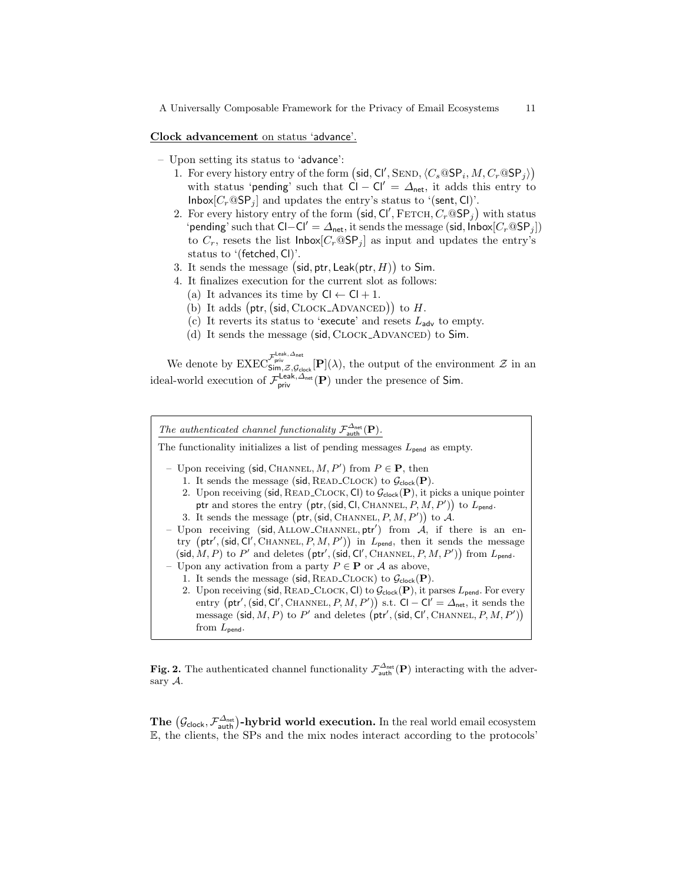**Clock advancement** on status 'advance'.

- Upon setting its status to 'advance':
  1. For every history entry of the form $\big(\mathsf{sid}, \mathsf{Cl}', \textsc{Send}, \langle C_s@\mathsf{SP}_i, M, C_r@\mathsf{SP}_j\rangle\big)$ with status 'pending' such that $\mathsf{Cl} - \mathsf{Cl}' = \Delta_{\mathsf{net}}$, it adds this entry to $\mathsf{Inbox}[C_r@\mathsf{SP}_j]$ and updates the entry's status to '$(\mathsf{sent}, \mathsf{Cl})$'.
  2. For every history entry of the form $\big(\mathsf{sid}, \mathsf{Cl}', \textsc{Fetch}, C_r@\mathsf{SP}_j\big)$ with status 'pending' such that $\mathsf{Cl}-\mathsf{Cl}' = \Delta_{\mathsf{net}}$, it sends the message $(\mathsf{sid}, \mathsf{Inbox}[C_r@\mathsf{SP}_j])$ to $C_r$, resets the list $\mathsf{Inbox}[C_r@\mathsf{SP}_j]$ as input and updates the entry's status to '$(\mathsf{fetched}, \mathsf{Cl})$'.
  3. It sends the message $\big(\mathsf{sid}, \mathsf{ptr}, \mathsf{Leak}(\mathsf{ptr}, H)\big)$ to $\mathsf{Sim}$.
  4. It finalizes execution for the current slot as follows:
     (a) It advances its time by $\mathsf{Cl} \leftarrow \mathsf{Cl} + 1$.
     (b) It adds $\big(\mathsf{ptr}, (\mathsf{sid}, \textsc{Clock\_Advanced})\big)$ to $H$.
     (c) It reverts its status to 'execute' and resets $L_{\mathsf{adv}}$ to empty.
     (d) It sends the message $(\mathsf{sid}, \textsc{Clock\_Advanced})$ to $\mathsf{Sim}$.

We denote by $\mathrm{EXEC}^{\mathcal{F}_{\mathsf{priv}}^{\mathsf{Leak},\Delta_{\mathsf{net}}}}_{\mathsf{Sim},\mathcal{Z},\mathcal{G}_{\mathsf{clock}}}[\mathbf{P}](\lambda)$, the output of the environment $\mathcal{Z}$ in an ideal-world execution of $\mathcal{F}_{\mathsf{priv}}^{\mathsf{Leak},\Delta_{\mathsf{net}}}(\mathbf{P})$ under the presence of $\mathsf{Sim}$.

*The authenticated channel functionality $\mathcal{F}_{\mathsf{auth}}^{\Delta_{\mathsf{net}}}(\mathbf{P})$.*

The functionality initializes a list of pending messages $L_{\mathsf{pend}}$ as empty.

- Upon receiving $(\mathsf{sid}, \textsc{Channel}, M, P')$ from $P \in \mathbf{P}$, then
  1. It sends the message $(\mathsf{sid}, \textsc{Read\_Clock})$ to $\mathcal{G}_{\mathsf{clock}}(\mathbf{P})$.
  2. Upon receiving $(\mathsf{sid}, \textsc{Read\_Clock}, \mathsf{Cl})$ to $\mathcal{G}_{\mathsf{clock}}(\mathbf{P})$, it picks a unique pointer $\mathsf{ptr}$ and stores the entry $\big(\mathsf{ptr}, (\mathsf{sid}, \mathsf{Cl}, \textsc{Channel}, P, M, P')\big)$ to $L_{\mathsf{pend}}$.
  3. It sends the message $\big(\mathsf{ptr}, (\mathsf{sid}, \textsc{Channel}, P, M, P')\big)$ to $\mathcal{A}$.
- Upon receiving $(\mathsf{sid}, \textsc{Allow\_Channel}, \mathsf{ptr}')$ from $\mathcal{A}$, if there is an entry $\big(\mathsf{ptr}', (\mathsf{sid}, \mathsf{Cl}', \textsc{Channel}, P, M, P')\big)$ in $L_{\mathsf{pend}}$, then it sends the message $(\mathsf{sid}, M, P)$ to $P'$ and deletes $\big(\mathsf{ptr}', (\mathsf{sid}, \mathsf{Cl}', \textsc{Channel}, P, M, P')\big)$ from $L_{\mathsf{pend}}$.
- Upon any activation from a party $P \in \mathbf{P}$ or $\mathcal{A}$ as above,
  1. It sends the message $(\mathsf{sid}, \textsc{Read\_Clock})$ to $\mathcal{G}_{\mathsf{clock}}(\mathbf{P})$.
  2. Upon receiving $(\mathsf{sid}, \textsc{Read\_Clock}, \mathsf{Cl})$ to $\mathcal{G}_{\mathsf{clock}}(\mathbf{P})$, it parses $L_{\mathsf{pend}}$. For every entry $\big(\mathsf{ptr}', (\mathsf{sid}, \mathsf{Cl}', \textsc{Channel}, P, M, P')\big)$ s.t. $\mathsf{Cl} - \mathsf{Cl}' = \Delta_{\mathsf{net}}$, it sends the message $(\mathsf{sid}, M, P)$ to $P'$ and deletes $\big(\mathsf{ptr}', (\mathsf{sid}, \mathsf{Cl}', \textsc{Channel}, P, M, P')\big)$ from $L_{\mathsf{pend}}$.

**Fig. 2.** The authenticated channel functionality $\mathcal{F}_{\mathsf{auth}}^{\Delta_{\mathsf{net}}}(\mathbf{P})$ interacting with the adversary $\mathcal{A}$.

**The $\big(\mathcal{G}_{\mathsf{clock}}, \mathcal{F}_{\mathsf{auth}}^{\Delta_{\mathsf{net}}}\big)$-hybrid world execution.** In the real world email ecosystem $\mathbb{E}$, the clients, the SPs and the mix nodes interact according to the protocols'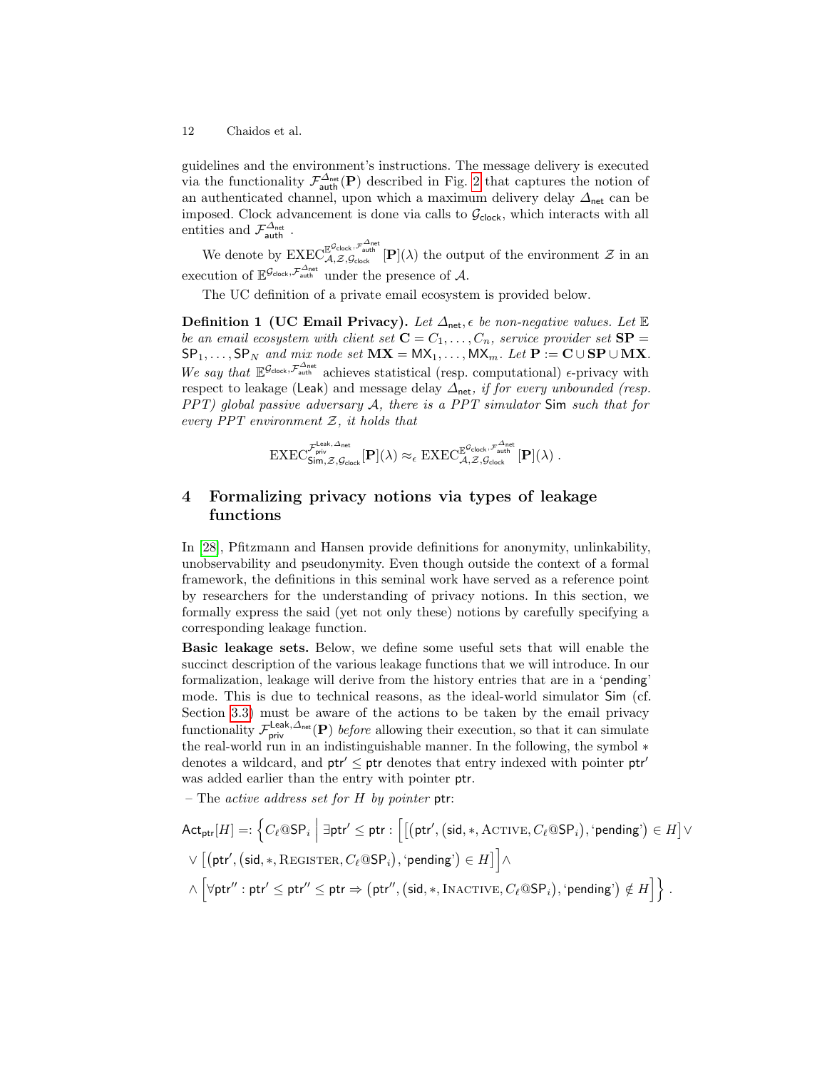guidelines and the environment's instructions. The message delivery is executed via the functionality $\mathcal{F}_{\mathsf{auth}}^{\Delta_{\mathsf{net}}}(\mathbf{P})$ described in Fig. 2 that captures the notion of an authenticated channel, upon which a maximum delivery delay $\Delta_{\mathsf{net}}$ can be imposed. Clock advancement is done via calls to $\mathcal{G}_{\mathsf{clock}}$, which interacts with all entities and $\mathcal{F}_{\mathsf{auth}}^{\Delta_{\mathsf{net}}}$.

We denote by $\mathrm{EXEC}_{\mathcal{A},\mathcal{Z},\mathcal{G}_{\mathsf{clock}}}^{\mathbb{E}^{\mathcal{G}_{\mathsf{clock}},\mathcal{F}_{\mathsf{auth}}^{\Delta_{\mathsf{net}}}}}[\mathbf{P}](\lambda)$ the output of the environment $\mathcal{Z}$ in an execution of $\mathbb{E}^{\mathcal{G}_{\mathsf{clock}},\mathcal{F}_{\mathsf{auth}}^{\Delta_{\mathsf{net}}}}$ under the presence of $\mathcal{A}$.

The UC definition of a private email ecosystem is provided below.

**Definition 1 (UC Email Privacy).** *Let $\Delta_{\mathsf{net}}, \epsilon$ be non-negative values. Let $\mathbb{E}$ be an email ecosystem with client set $\mathbf{C} = C_1, \ldots, C_n$, service provider set $\mathbf{SP} = \mathsf{SP}_1, \ldots, \mathsf{SP}_N$ and mix node set $\mathbf{MX} = \mathsf{MX}_1, \ldots, \mathsf{MX}_m$. Let $\mathbf{P} := \mathbf{C} \cup \mathbf{SP} \cup \mathbf{MX}$. We say that $\mathbb{E}^{\mathcal{G}_{\mathsf{clock}},\mathcal{F}_{\mathsf{auth}}^{\Delta_{\mathsf{net}}}}$ achieves statistical (resp. computational) $\epsilon$-privacy with respect to leakage ($\mathsf{Leak}$) and message delay $\Delta_{\mathsf{net}}$, if for every unbounded (resp. PPT) global passive adversary $\mathcal{A}$, there is a PPT simulator $\mathsf{Sim}$ such that for every PPT environment $\mathcal{Z}$, it holds that*

$$\mathrm{EXEC}_{\mathsf{Sim},\mathcal{Z},\mathcal{G}_{\mathsf{clock}}}^{\mathcal{F}_{\mathsf{priv}}^{\mathsf{Leak},\Delta_{\mathsf{net}}}}[\mathbf{P}](\lambda) \approx_{\epsilon} \mathrm{EXEC}_{\mathcal{A},\mathcal{Z},\mathcal{G}_{\mathsf{clock}}}^{\mathbb{E}^{\mathcal{G}_{\mathsf{clock}},\mathcal{F}_{\mathsf{auth}}^{\Delta_{\mathsf{net}}}}}[\mathbf{P}](\lambda)\,.$$

# 4 Formalizing privacy notions via types of leakage functions

In [28], Pfitzmann and Hansen provide definitions for anonymity, unlinkability, unobservability and pseudonymity. Even though outside the context of a formal framework, the definitions in this seminal work have served as a reference point by researchers for the understanding of privacy notions. In this section, we formally express the said (yet not only these) notions by carefully specifying a corresponding leakage function.

**Basic leakage sets.** Below, we define some useful sets that will enable the succinct description of the various leakage functions that we will introduce. In our formalization, leakage will derive from the history entries that are in a '$\mathsf{pending}$' mode. This is due to technical reasons, as the ideal-world simulator $\mathsf{Sim}$ (cf. Section 3.3) must be aware of the actions to be taken by the email privacy functionality $\mathcal{F}_{\mathsf{priv}}^{\mathsf{Leak},\Delta_{\mathsf{net}}}(\mathbf{P})$ *before* allowing their execution, so that it can simulate the real-world run in an indistinguishable manner. In the following, the symbol $*$ denotes a wildcard, and $\mathsf{ptr}' \leq \mathsf{ptr}$ denotes that entry indexed with pointer $\mathsf{ptr}'$ was added earlier than the entry with pointer $\mathsf{ptr}$.

– The *active address set for $H$ by pointer* $\mathsf{ptr}$:

$$\begin{aligned}
\mathsf{Act}_{\mathsf{ptr}}[H] =: \Big\{ C_\ell@\mathsf{SP}_i \;\Big|\; &\exists \mathsf{ptr}' \leq \mathsf{ptr} : \Big[\big[\big(\mathsf{ptr}', \big(\mathsf{sid}, *, \textsc{Active}, C_\ell@\mathsf{SP}_i\big), \text{`}\mathsf{pending}\text{'}\big) \in H\big] \vee \\
&\vee \big[\big(\mathsf{ptr}', \big(\mathsf{sid}, *, \textsc{Register}, C_\ell@\mathsf{SP}_i\big), \text{`}\mathsf{pending}\text{'}\big) \in H\big]\Big] \wedge \\
&\wedge \Big[\forall \mathsf{ptr}'' : \mathsf{ptr}' \leq \mathsf{ptr}'' \leq \mathsf{ptr} \Rightarrow \big(\mathsf{ptr}'', \big(\mathsf{sid}, *, \textsc{Inactive}, C_\ell@\mathsf{SP}_i\big), \text{`}\mathsf{pending}\text{'}\big) \notin H\Big] \Big\}\,.
\end{aligned}$$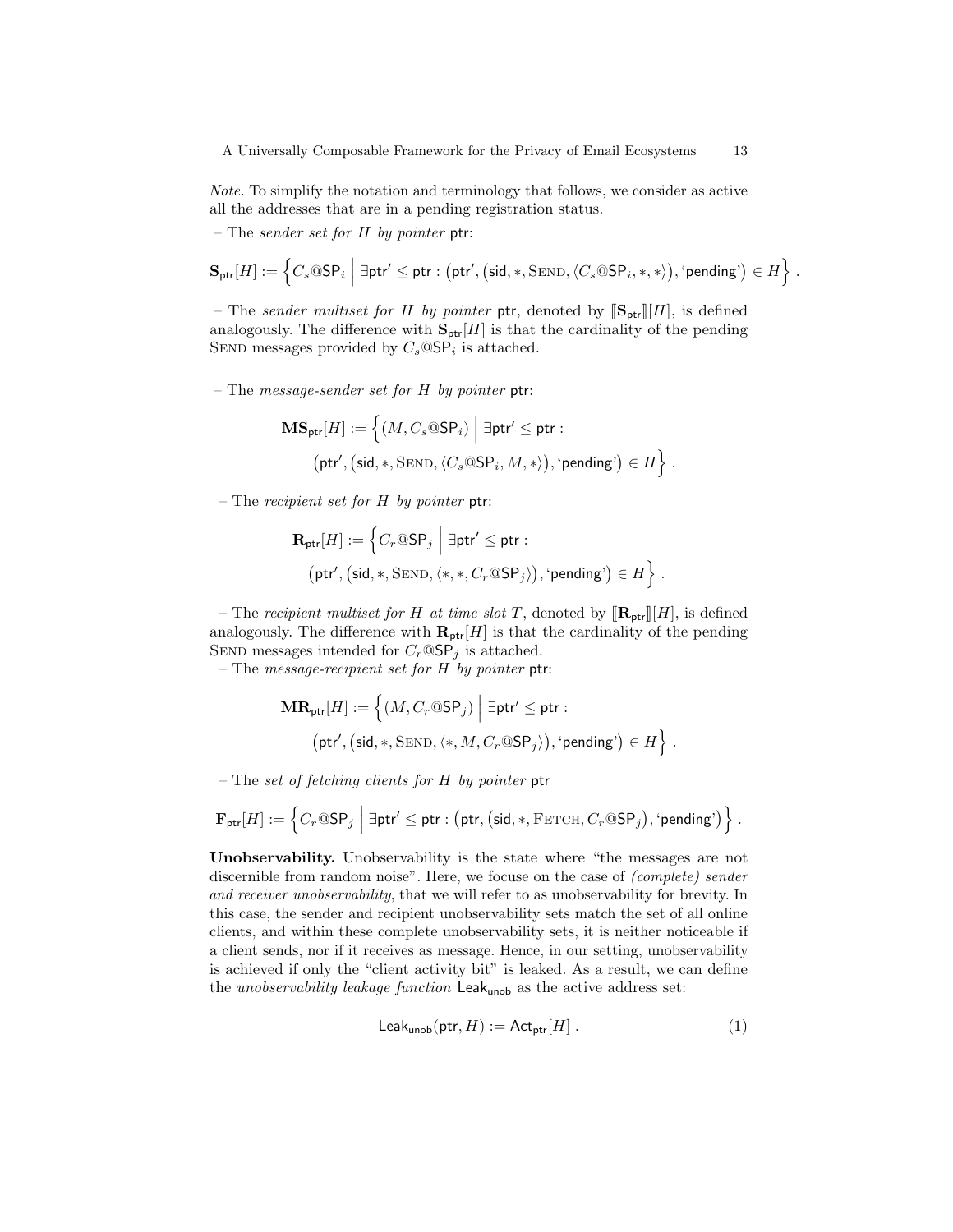*Note.* To simplify the notation and terminology that follows, we consider as active all the addresses that are in a pending registration status.

– The *sender set for $H$ by pointer* $\mathsf{ptr}$:

$$\mathbf{S}_{\mathsf{ptr}}[H] := \Big\{ C_s@\mathsf{SP}_i \;\Big|\; \exists \mathsf{ptr}' \leq \mathsf{ptr} : \big(\mathsf{ptr}', \big(\mathsf{sid}, *, \textsc{Send}, \langle C_s@\mathsf{SP}_i, *, * \rangle\big), \text{`pending'}\big) \in H \Big\} .$$

– The *sender multiset for $H$ by pointer* $\mathsf{ptr}$, denoted by $[\![\mathbf{S}_{\mathsf{ptr}}]\!][H]$, is defined analogously. The difference with $\mathbf{S}_{\mathsf{ptr}}[H]$ is that the cardinality of the pending Send messages provided by $C_s@\mathsf{SP}_i$ is attached.

– The *message-sender set for $H$ by pointer* $\mathsf{ptr}$:

$$\mathbf{MS}_{\mathsf{ptr}}[H] := \Big\{ (M, C_s@\mathsf{SP}_i) \;\Big|\; \exists \mathsf{ptr}' \leq \mathsf{ptr} : \big(\mathsf{ptr}', \big(\mathsf{sid}, *, \textsc{Send}, \langle C_s@\mathsf{SP}_i, M, * \rangle\big), \text{`pending'}\big) \in H \Big\} .$$

– The *recipient set for $H$ by pointer* $\mathsf{ptr}$:

$$\mathbf{R}_{\mathsf{ptr}}[H] := \Big\{ C_r@\mathsf{SP}_j \;\Big|\; \exists \mathsf{ptr}' \leq \mathsf{ptr} : \big(\mathsf{ptr}', \big(\mathsf{sid}, *, \textsc{Send}, \langle *, *, C_r@\mathsf{SP}_j \rangle\big), \text{`pending'}\big) \in H \Big\} .$$

– The *recipient multiset for $H$ at time slot $T$*, denoted by $[\![\mathbf{R}_{\mathsf{ptr}}]\!][H]$, is defined analogously. The difference with $\mathbf{R}_{\mathsf{ptr}}[H]$ is that the cardinality of the pending Send messages intended for $C_r@\mathsf{SP}_j$ is attached.

– The *message-recipient set for $H$ by pointer* $\mathsf{ptr}$:

$$\mathbf{MR}_{\mathsf{ptr}}[H] := \Big\{ (M, C_r@\mathsf{SP}_j) \;\Big|\; \exists \mathsf{ptr}' \leq \mathsf{ptr} : \big(\mathsf{ptr}', \big(\mathsf{sid}, *, \textsc{Send}, \langle *, M, C_r@\mathsf{SP}_j \rangle\big), \text{`pending'}\big) \in H \Big\} .$$

– The *set of fetching clients for $H$ by pointer* $\mathsf{ptr}$

$$\mathbf{F}_{\mathsf{ptr}}[H] := \Big\{ C_r@\mathsf{SP}_j \;\Big|\; \exists \mathsf{ptr}' \leq \mathsf{ptr} : \big(\mathsf{ptr}, \big(\mathsf{sid}, *, \textsc{Fetch}, C_r@\mathsf{SP}_j\big), \text{`pending'}\big) \Big\} .$$

**Unobservability.** Unobservability is the state where "the messages are not discernible from random noise". Here, we focus on the case of *(complete) sender and receiver unobservability*, that we will refer to as unobservability for brevity. In this case, the sender and recipient unobservability sets match the set of all online clients, and within these complete unobservability sets, it is neither noticeable if a client sends, nor if it receives as message. Hence, in our setting, unobservability is achieved if only the "client activity bit" is leaked. As a result, we can define the *unobservability leakage function* $\mathsf{Leak}_{\mathsf{unob}}$ as the active address set:

$$\mathsf{Leak}_{\mathsf{unob}}(\mathsf{ptr}, H) := \mathsf{Act}_{\mathsf{ptr}}[H] . \tag{1}$$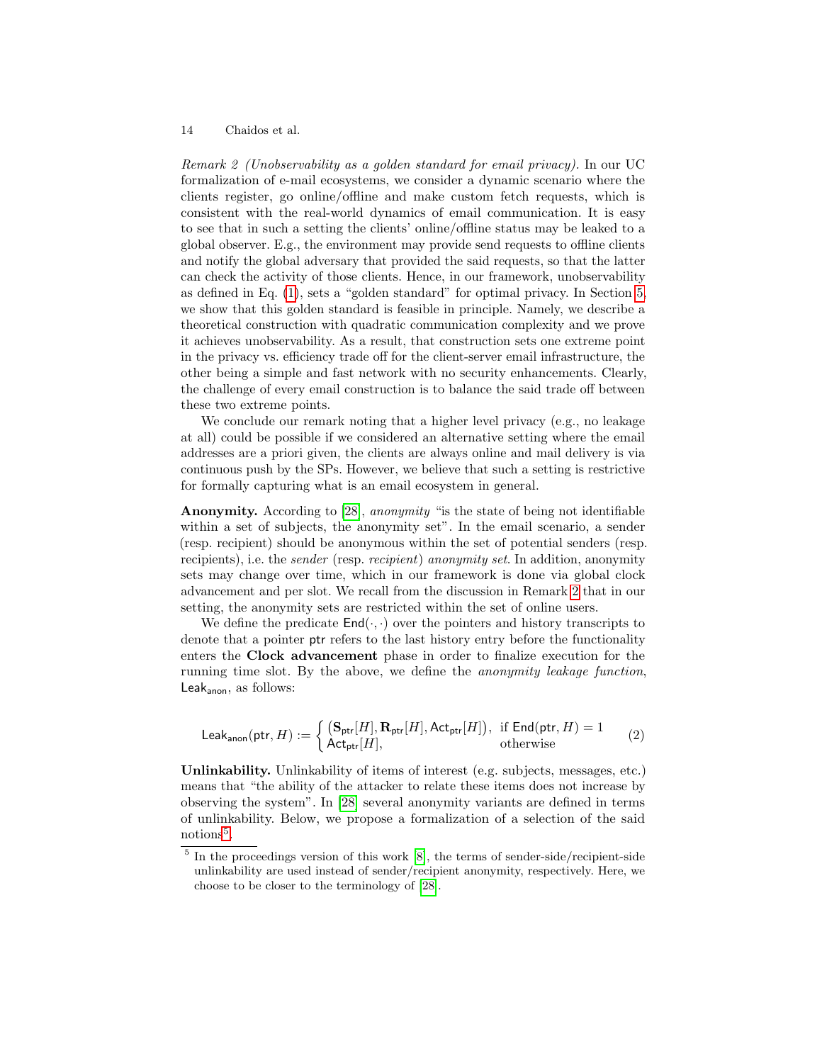*Remark 2 (Unobservability as a golden standard for email privacy).* In our UC formalization of e-mail ecosystems, we consider a dynamic scenario where the clients register, go online/offline and make custom fetch requests, which is consistent with the real-world dynamics of email communication. It is easy to see that in such a setting the clients' online/offline status may be leaked to a global observer. E.g., the environment may provide send requests to offline clients and notify the global adversary that provided the said requests, so that the latter can check the activity of those clients. Hence, in our framework, unobservability as defined in Eq. (1), sets a "golden standard" for optimal privacy. In Section 5, we show that this golden standard is feasible in principle. Namely, we describe a theoretical construction with quadratic communication complexity and we prove it achieves unobservability. As a result, that construction sets one extreme point in the privacy vs. efficiency trade off for the client-server email infrastructure, the other being a simple and fast network with no security enhancements. Clearly, the challenge of every email construction is to balance the said trade off between these two extreme points.

We conclude our remark noting that a higher level privacy (e.g., no leakage at all) could be possible if we considered an alternative setting where the email addresses are a priori given, the clients are always online and mail delivery is via continuous push by the SPs. However, we believe that such a setting is restrictive for formally capturing what is an email ecosystem in general.

**Anonymity.** According to [28], *anonymity* "is the state of being not identifiable within a set of subjects, the anonymity set". In the email scenario, a sender (resp. recipient) should be anonymous within the set of potential senders (resp. recipients), i.e. the *sender* (resp. *recipient*) *anonymity set*. In addition, anonymity sets may change over time, which in our framework is done via global clock advancement and per slot. We recall from the discussion in Remark 2 that in our setting, the anonymity sets are restricted within the set of online users.

We define the predicate $\mathsf{End}(\cdot,\cdot)$ over the pointers and history transcripts to denote that a pointer $\mathsf{ptr}$ refers to the last history entry before the functionality enters the **Clock advancement** phase in order to finalize execution for the running time slot. By the above, we define the *anonymity leakage function*, $\mathsf{Leak}_{\mathsf{anon}}$, as follows:

$$\mathsf{Leak}_{\mathsf{anon}}(\mathsf{ptr}, H) := \begin{cases} \big(\mathbf{S}_{\mathsf{ptr}}[H], \mathbf{R}_{\mathsf{ptr}}[H], \mathsf{Act}_{\mathsf{ptr}}[H]\big), & \text{if } \mathsf{End}(\mathsf{ptr}, H) = 1 \\ \mathsf{Act}_{\mathsf{ptr}}[H], & \text{otherwise} \end{cases} \tag{2}$$

**Unlinkability.** Unlinkability of items of interest (e.g. subjects, messages, etc.) means that "the ability of the attacker to relate these items does not increase by observing the system". In [28] several anonymity variants are defined in terms of unlinkability. Below, we propose a formalization of a selection of the said notions[5].

[5] In the proceedings version of this work [8], the terms of sender-side/recipient-side unlinkability are used instead of sender/recipient anonymity, respectively. Here, we choose to be closer to the terminology of [28].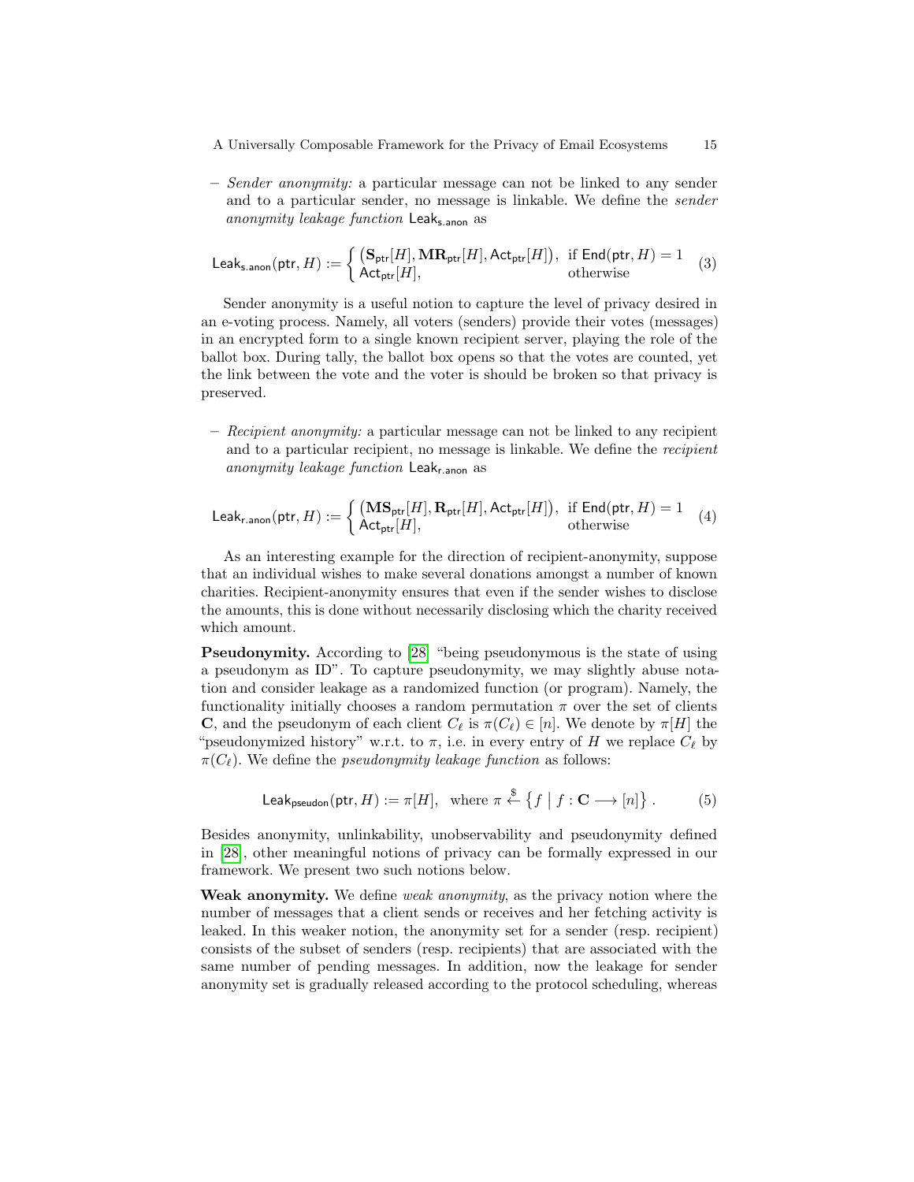– *Sender anonymity:* a particular message can not be linked to any sender and to a particular sender, no message is linkable. We define the *sender anonymity leakage function* $\mathsf{Leak}_{\mathsf{s.anon}}$ as

$$\mathsf{Leak}_{\mathsf{s.anon}}(\mathsf{ptr}, H) := \begin{cases} \left(\mathbf{S}_{\mathsf{ptr}}[H], \mathbf{MR}_{\mathsf{ptr}}[H], \mathsf{Act}_{\mathsf{ptr}}[H]\right), & \text{if } \mathsf{End}(\mathsf{ptr}, H) = 1 \\ \mathsf{Act}_{\mathsf{ptr}}[H], & \text{otherwise} \end{cases} \quad (3)$$

Sender anonymity is a useful notion to capture the level of privacy desired in an e-voting process. Namely, all voters (senders) provide their votes (messages) in an encrypted form to a single known recipient server, playing the role of the ballot box. During tally, the ballot box opens so that the votes are counted, yet the link between the vote and the voter is should be broken so that privacy is preserved.

– *Recipient anonymity:* a particular message can not be linked to any recipient and to a particular recipient, no message is linkable. We define the *recipient anonymity leakage function* $\mathsf{Leak}_{\mathsf{r.anon}}$ as

$$\mathsf{Leak}_{\mathsf{r.anon}}(\mathsf{ptr}, H) := \begin{cases} \left(\mathbf{MS}_{\mathsf{ptr}}[H], \mathbf{R}_{\mathsf{ptr}}[H], \mathsf{Act}_{\mathsf{ptr}}[H]\right), & \text{if } \mathsf{End}(\mathsf{ptr}, H) = 1 \\ \mathsf{Act}_{\mathsf{ptr}}[H], & \text{otherwise} \end{cases} \quad (4)$$

As an interesting example for the direction of recipient-anonymity, suppose that an individual wishes to make several donations amongst a number of known charities. Recipient-anonymity ensures that even if the sender wishes to disclose the amounts, this is done without necessarily disclosing which the charity received which amount.

**Pseudonymity.** According to [28] "being pseudonymous is the state of using a pseudonym as ID". To capture pseudonymity, we may slightly abuse notation and consider leakage as a randomized function (or program). Namely, the functionality initially chooses a random permutation $\pi$ over the set of clients $\mathbf{C}$, and the pseudonym of each client $C_\ell$ is $\pi(C_\ell) \in [n]$. We denote by $\pi[H]$ the "pseudonymized history" w.r.t. to $\pi$, i.e. in every entry of $H$ we replace $C_\ell$ by $\pi(C_\ell)$. We define the *pseudonymity leakage function* as follows:

$$\mathsf{Leak}_{\mathsf{pseudon}}(\mathsf{ptr}, H) := \pi[H], \quad \text{where } \pi \xleftarrow{\$} \left\{ f \mid f : \mathbf{C} \longrightarrow [n] \right\}. \quad (5)$$

Besides anonymity, unlinkability, unobservability and pseudonymity defined in [28], other meaningful notions of privacy can be formally expressed in our framework. We present two such notions below.

**Weak anonymity.** We define *weak anonymity*, as the privacy notion where the number of messages that a client sends or receives and her fetching activity is leaked. In this weaker notion, the anonymity set for a sender (resp. recipient) consists of the subset of senders (resp. recipients) that are associated with the same number of pending messages. In addition, now the leakage for sender anonymity set is gradually released according to the protocol scheduling, whereas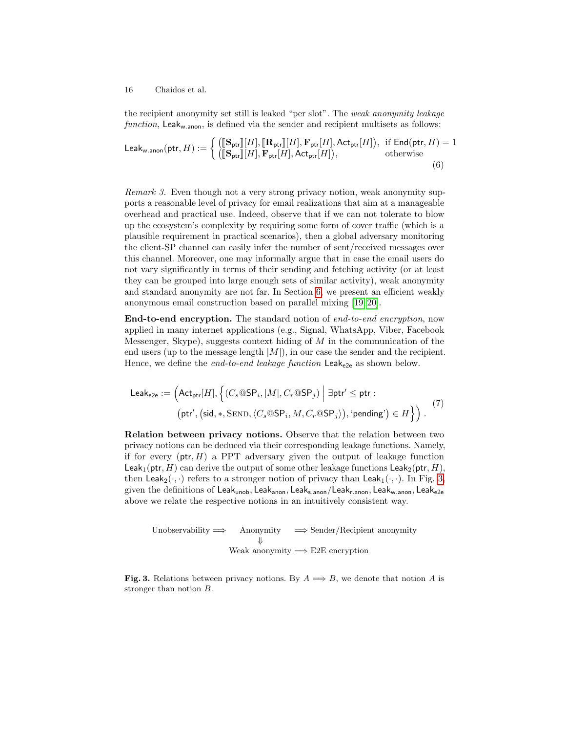the recipient anonymity set still is leaked "per slot". The *weak anonymity leakage function*, $\mathsf{Leak}_{\mathsf{w.anon}}$, is defined via the sender and recipient multisets as follows:

$$\mathsf{Leak}_{\mathsf{w.anon}}(\mathsf{ptr}, H) := \begin{cases} \big(\llbracket \mathbf{S}_{\mathsf{ptr}} \rrbracket[H], \llbracket \mathbf{R}_{\mathsf{ptr}} \rrbracket[H], \mathbf{F}_{\mathsf{ptr}}[H], \mathsf{Act}_{\mathsf{ptr}}[H]\big), & \text{if } \mathsf{End}(\mathsf{ptr}, H) = 1 \\ \big(\llbracket \mathbf{S}_{\mathsf{ptr}} \rrbracket[H], \mathbf{F}_{\mathsf{ptr}}[H], \mathsf{Act}_{\mathsf{ptr}}[H]\big), & \text{otherwise} \end{cases} \tag{6}$$

*Remark 3.* Even though not a very strong privacy notion, weak anonymity supports a reasonable level of privacy for email realizations that aim at a manageable overhead and practical use. Indeed, observe that if we can not tolerate to blow up the ecosystem's complexity by requiring some form of cover traffic (which is a plausible requirement in practical scenarios), then a global adversary monitoring the client-SP channel can easily infer the number of sent/received messages over this channel. Moreover, one may informally argue that in case the email users do not vary significantly in terms of their sending and fetching activity (or at least they can be grouped into large enough sets of similar activity), weak anonymity and standard anonymity are not far. In Section 6, we present an efficient weakly anonymous email construction based on parallel mixing [19,20].

**End-to-end encryption.** The standard notion of *end-to-end encryption*, now applied in many internet applications (e.g., Signal, WhatsApp, Viber, Facebook Messenger, Skype), suggests context hiding of $M$ in the communication of the end users (up to the message length $|M|$), in our case the sender and the recipient. Hence, we define the *end-to-end leakage function* $\mathsf{Leak}_{\mathsf{e2e}}$ as shown below.

$$\mathsf{Leak}_{\mathsf{e2e}} := \Big(\mathsf{Act}_{\mathsf{ptr}}[H], \Big\{ (C_s@\mathsf{SP}_i, |M|, C_r@\mathsf{SP}_j) \;\Big|\; \exists \mathsf{ptr}' \leq \mathsf{ptr} : \big(\mathsf{ptr}', (\mathsf{sid}, *, \textsc{Send}, \langle C_s@\mathsf{SP}_i, M, C_r@\mathsf{SP}_j\rangle), \text{`pending'}\big) \in H \Big\}\Big). \tag{7}$$

**Relation between privacy notions.** Observe that the relation between two privacy notions can be deduced via their corresponding leakage functions. Namely, if for every $(\mathsf{ptr}, H)$ a PPT adversary given the output of leakage function $\mathsf{Leak}_1(\mathsf{ptr}, H)$ can derive the output of some other leakage functions $\mathsf{Leak}_2(\mathsf{ptr}, H)$, then $\mathsf{Leak}_2(\cdot, \cdot)$ refers to a stronger notion of privacy than $\mathsf{Leak}_1(\cdot, \cdot)$. In Fig. 3, given the definitions of $\mathsf{Leak}_{\mathsf{unob}}, \mathsf{Leak}_{\mathsf{anon}}, \mathsf{Leak}_{\mathsf{s.anon}}/\mathsf{Leak}_{\mathsf{r.anon}}, \mathsf{Leak}_{\mathsf{w.anon}}, \mathsf{Leak}_{\mathsf{e2e}}$ above we relate the respective notions in an intuitively consistent way.

$$\begin{array}{ccccc} \text{Unobservability} \Longrightarrow & \text{Anonymity} & \Longrightarrow \text{Sender/Recipient anonymity} \\ & \Downarrow & \\ & \text{Weak anonymity} & \Longrightarrow \text{E2E encryption} \end{array}$$

**Fig. 3.** Relations between privacy notions. By $A \Longrightarrow B$, we denote that notion $A$ is stronger than notion $B$.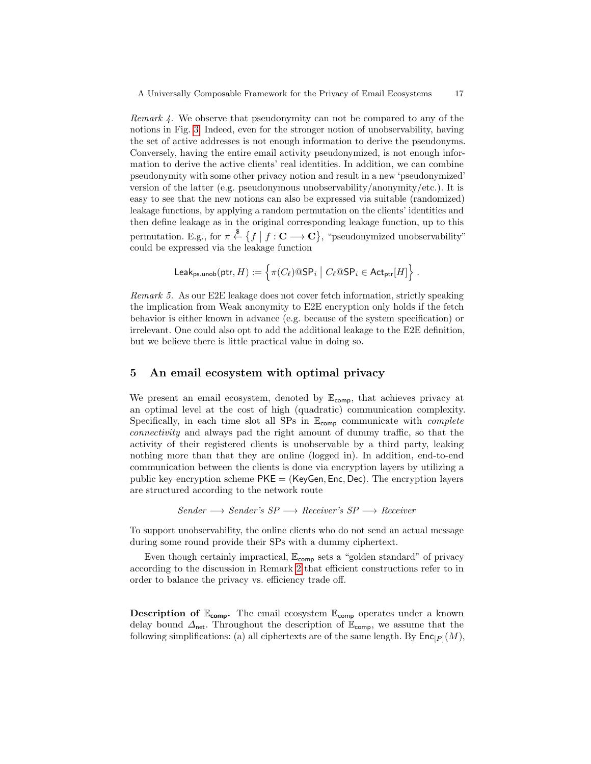*Remark 4.* We observe that pseudonymity can not be compared to any of the notions in Fig. 3. Indeed, even for the stronger notion of unobservability, having the set of active addresses is not enough information to derive the pseudonyms. Conversely, having the entire email activity pseudonymized, is not enough information to derive the active clients' real identities. In addition, we can combine pseudonymity with some other privacy notion and result in a new 'pseudonymized' version of the latter (e.g. pseudonymous unobservability/anonymity/etc.). It is easy to see that the new notions can also be expressed via suitable (randomized) leakage functions, by applying a random permutation on the clients' identities and then define leakage as in the original corresponding leakage function, up to this permutation. E.g., for $\pi \xleftarrow{\$} \{f \mid f : \mathbf{C} \longrightarrow \mathbf{C}\}$, "pseudonymized unobservability" could be expressed via the leakage function

$$\mathsf{Leak}_{\mathsf{ps.unob}}(\mathsf{ptr}, H) := \Big\{\pi(C_\ell)@\mathsf{SP}_i \;\Big|\; C_\ell@\mathsf{SP}_i \in \mathsf{Act}_{\mathsf{ptr}}[H]\Big\}\,.$$

*Remark 5.* As our E2E leakage does not cover fetch information, strictly speaking the implication from Weak anonymity to E2E encryption only holds if the fetch behavior is either known in advance (e.g. because of the system specification) or irrelevant. One could also opt to add the additional leakage to the E2E definition, but we believe there is little practical value in doing so.

## 5 An email ecosystem with optimal privacy

We present an email ecosystem, denoted by $\mathbb{E}_{\mathsf{comp}}$, that achieves privacy at an optimal level at the cost of high (quadratic) communication complexity. Specifically, in each time slot all SPs in $\mathbb{E}_{\mathsf{comp}}$ communicate with *complete connectivity* and always pad the right amount of dummy traffic, so that the activity of their registered clients is unobservable by a third party, leaking nothing more than that they are online (logged in). In addition, end-to-end communication between the clients is done via encryption layers by utilizing a public key encryption scheme $\mathsf{PKE} = (\mathsf{KeyGen}, \mathsf{Enc}, \mathsf{Dec})$. The encryption layers are structured according to the network route

$$\textit{Sender} \longrightarrow \textit{Sender's SP} \longrightarrow \textit{Receiver's SP} \longrightarrow \textit{Receiver}$$

To support unobservability, the online clients who do not send an actual message during some round provide their SPs with a dummy ciphertext.

Even though certainly impractical, $\mathbb{E}_{\mathsf{comp}}$ sets a "golden standard" of privacy according to the discussion in Remark 2 that efficient constructions refer to in order to balance the privacy vs. efficiency trade off.

**Description of $\mathbb{E}_{\mathsf{comp}}$.** The email ecosystem $\mathbb{E}_{\mathsf{comp}}$ operates under a known delay bound $\Delta_{\mathsf{net}}$. Throughout the description of $\mathbb{E}_{\mathsf{comp}}$, we assume that the following simplifications: (a) all ciphertexts are of the same length. By $\mathsf{Enc}_{[P]}(M)$,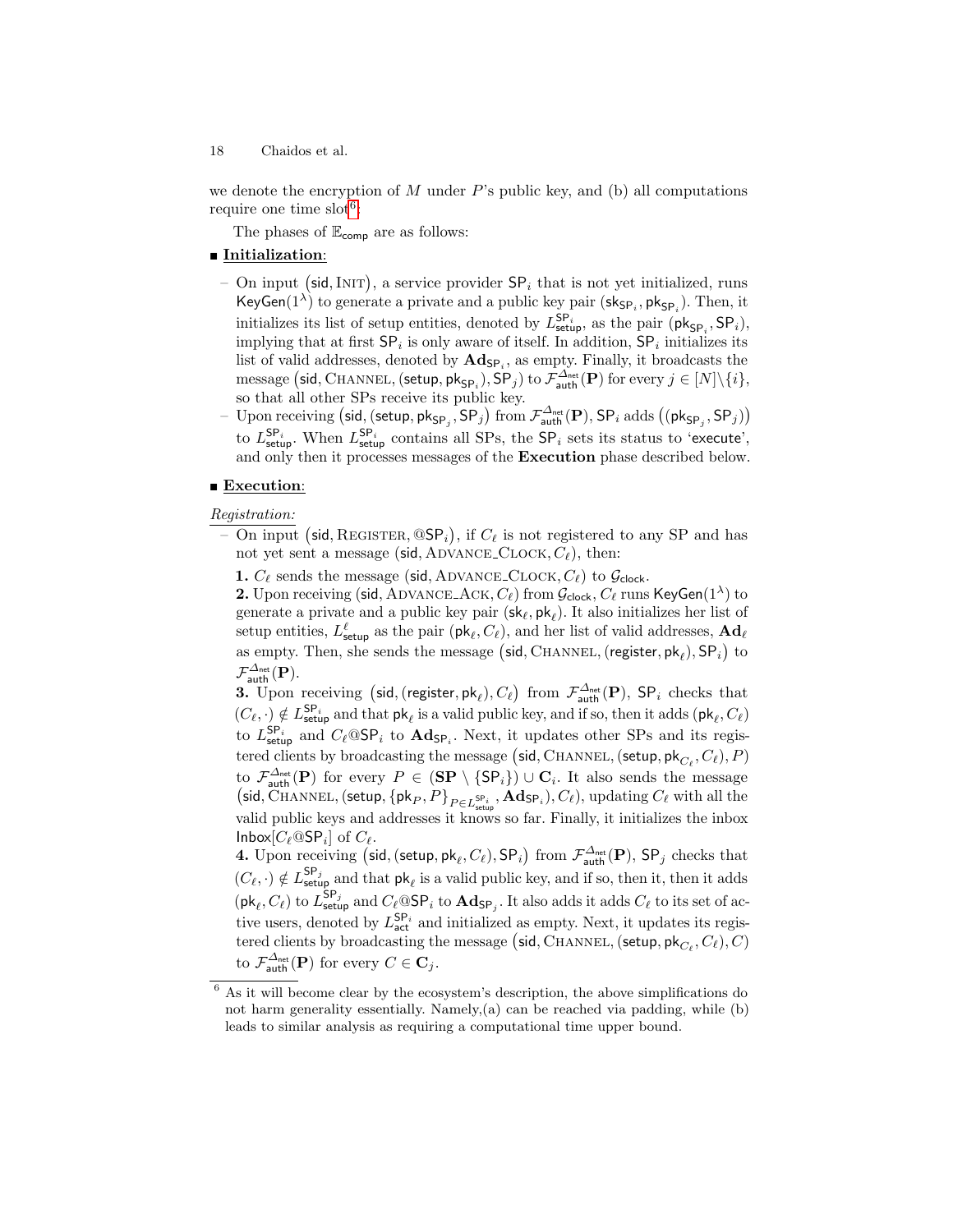we denote the encryption of $M$ under $P$'s public key, and (b) all computations require one time slot[6].

The phases of $\mathbb{E}_{\mathsf{comp}}$ are as follows:

■ **Initialization**:

– On input $(\mathsf{sid}, \textsc{Init})$, a service provider $\mathsf{SP}_i$ that is not yet initialized, runs $\mathsf{KeyGen}(1^\lambda)$ to generate a private and a public key pair $(\mathsf{sk}_{\mathsf{SP}_i}, \mathsf{pk}_{\mathsf{SP}_i})$. Then, it initializes its list of setup entities, denoted by $L^{\mathsf{SP}_i}_{\mathsf{setup}}$, as the pair $(\mathsf{pk}_{\mathsf{SP}_i}, \mathsf{SP}_i)$, implying that at first $\mathsf{SP}_i$ is only aware of itself. In addition, $\mathsf{SP}_i$ initializes its list of valid addresses, denoted by $\mathbf{Ad}_{\mathsf{SP}_i}$, as empty. Finally, it broadcasts the message $(\mathsf{sid}, \textsc{Channel}, (\mathsf{setup}, \mathsf{pk}_{\mathsf{SP}_i}), \mathsf{SP}_j)$ to $\mathcal{F}^{\Delta_{\mathsf{net}}}_{\mathsf{auth}}(\mathbf{P})$ for every $j \in [N] \setminus \{i\}$, so that all other SPs receive its public key.
– Upon receiving $(\mathsf{sid}, (\mathsf{setup}, \mathsf{pk}_{\mathsf{SP}_j}, \mathsf{SP}_j)$ from $\mathcal{F}^{\Delta_{\mathsf{net}}}_{\mathsf{auth}}(\mathbf{P})$, $\mathsf{SP}_i$ adds $((\mathsf{pk}_{\mathsf{SP}_j}, \mathsf{SP}_j))$ to $L^{\mathsf{SP}_i}_{\mathsf{setup}}$. When $L^{\mathsf{SP}_i}_{\mathsf{setup}}$ contains all SPs, the $\mathsf{SP}_i$ sets its status to '$\mathsf{execute}$', and only then it processes messages of the **Execution** phase described below.

■ **Execution**:

*Registration:*

– On input $(\mathsf{sid}, \textsc{Register}, @\mathsf{SP}_i)$, if $C_\ell$ is not registered to any SP and has not yet sent a message $(\mathsf{sid}, \textsc{Advance\_Clock}, C_\ell)$, then:

**1.** $C_\ell$ sends the message $(\mathsf{sid}, \textsc{Advance\_Clock}, C_\ell)$ to $\mathcal{G}_{\mathsf{clock}}$.

**2.** Upon receiving $(\mathsf{sid}, \textsc{Advance\_Ack}, C_\ell)$ from $\mathcal{G}_{\mathsf{clock}}$, $C_\ell$ runs $\mathsf{KeyGen}(1^\lambda)$ to generate a private and a public key pair $(\mathsf{sk}_\ell, \mathsf{pk}_\ell)$. It also initializes her list of setup entities, $L^\ell_{\mathsf{setup}}$ as the pair $(\mathsf{pk}_\ell, C_\ell)$, and her list of valid addresses, $\mathbf{Ad}_\ell$ as empty. Then, she sends the message $(\mathsf{sid}, \textsc{Channel}, (\mathsf{register}, \mathsf{pk}_\ell), \mathsf{SP}_i)$ to $\mathcal{F}^{\Delta_{\mathsf{net}}}_{\mathsf{auth}}(\mathbf{P})$.

**3.** Upon receiving $(\mathsf{sid}, (\mathsf{register}, \mathsf{pk}_\ell), C_\ell)$ from $\mathcal{F}^{\Delta_{\mathsf{net}}}_{\mathsf{auth}}(\mathbf{P})$, $\mathsf{SP}_i$ checks that $(C_\ell, \cdot) \notin L^{\mathsf{SP}_i}_{\mathsf{setup}}$ and that $\mathsf{pk}_\ell$ is a valid public key, and if so, then it adds $(\mathsf{pk}_\ell, C_\ell)$ to $L^{\mathsf{SP}_i}_{\mathsf{setup}}$ and $C_\ell@\mathsf{SP}_i$ to $\mathbf{Ad}_{\mathsf{SP}_i}$. Next, it updates other SPs and its registered clients by broadcasting the message $(\mathsf{sid}, \textsc{Channel}, (\mathsf{setup}, \mathsf{pk}_{C_\ell}, C_\ell), P)$ to $\mathcal{F}^{\Delta_{\mathsf{net}}}_{\mathsf{auth}}(\mathbf{P})$ for every $P \in (\mathbf{SP} \setminus \{\mathsf{SP}_i\}) \cup \mathbf{C}_i$. It also sends the message $(\mathsf{sid}, \textsc{Channel}, (\mathsf{setup}, \{\mathsf{pk}_P, P\}_{P \in L^{\mathsf{SP}_i}_{\mathsf{setup}}}, \mathbf{Ad}_{\mathsf{SP}_i}), C_\ell)$, updating $C_\ell$ with all the valid public keys and addresses it knows so far. Finally, it initializes the inbox $\mathsf{Inbox}[C_\ell@\mathsf{SP}_i]$ of $C_\ell$.

**4.** Upon receiving $(\mathsf{sid}, (\mathsf{setup}, \mathsf{pk}_\ell, C_\ell), \mathsf{SP}_i)$ from $\mathcal{F}^{\Delta_{\mathsf{net}}}_{\mathsf{auth}}(\mathbf{P})$, $\mathsf{SP}_j$ checks that $(C_\ell, \cdot) \notin L^{\mathsf{SP}_j}_{\mathsf{setup}}$ and that $\mathsf{pk}_\ell$ is a valid public key, and if so, then it, then it adds $(\mathsf{pk}_\ell, C_\ell)$ to $L^{\mathsf{SP}_j}_{\mathsf{setup}}$ and $C_\ell@\mathsf{SP}_i$ to $\mathbf{Ad}_{\mathsf{SP}_j}$. It also adds it adds $C_\ell$ to its set of active users, denoted by $L^{\mathsf{SP}_i}_{\mathsf{act}}$ and initialized as empty. Next, it updates its registered clients by broadcasting the message $(\mathsf{sid}, \textsc{Channel}, (\mathsf{setup}, \mathsf{pk}_{C_\ell}, C_\ell), C)$ to $\mathcal{F}^{\Delta_{\mathsf{net}}}_{\mathsf{auth}}(\mathbf{P})$ for every $C \in \mathbf{C}_j$.

[6] As it will become clear by the ecosystem's description, the above simplifications do not harm generality essentially. Namely,(a) can be reached via padding, while (b) leads to similar analysis as requiring a computational time upper bound.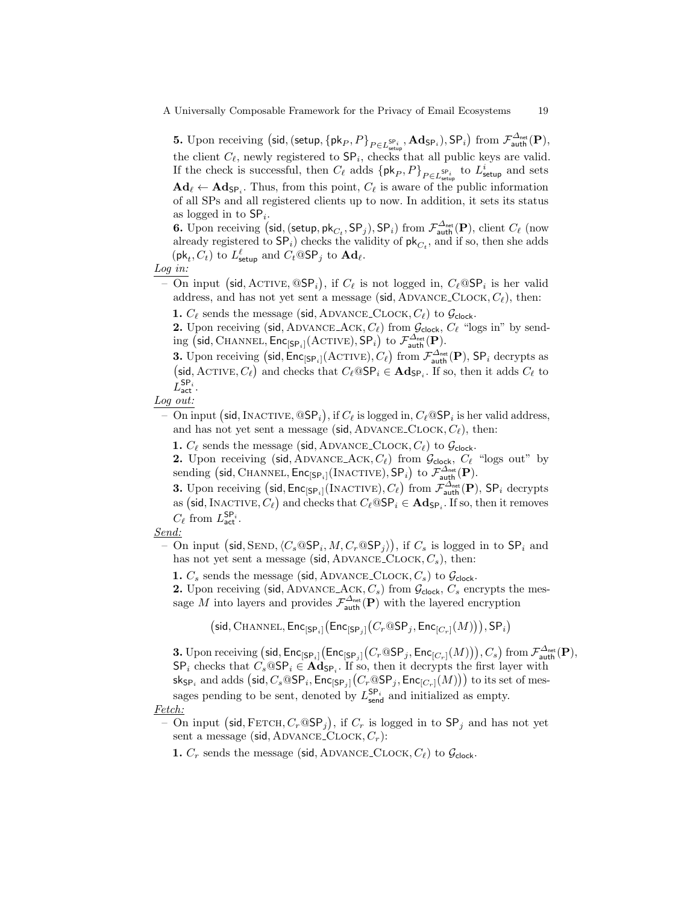**5.** Upon receiving $\big(\mathsf{sid}, (\mathsf{setup}, \{\mathsf{pk}_P, P\}_{P \in L^{\mathsf{SP}_i}_{\mathsf{setup}}}, \mathbf{Ad}_{\mathsf{SP}_i}), \mathsf{SP}_i\big)$ from $\mathcal{F}^{\Delta_{\mathsf{net}}}_{\mathsf{auth}}(\mathbf{P})$, the client $C_\ell$, newly registered to $\mathsf{SP}_i$, checks that all public keys are valid. If the check is successful, then $C_\ell$ adds $\{\mathsf{pk}_P, P\}_{P \in L^{\mathsf{SP}_i}_{\mathsf{setup}}}$ to $L^i_{\mathsf{setup}}$ and sets $\mathbf{Ad}_\ell \leftarrow \mathbf{Ad}_{\mathsf{SP}_i}$. Thus, from this point, $C_\ell$ is aware of the public information of all SPs and all registered clients up to now. In addition, it sets its status as logged in to $\mathsf{SP}_i$.

**6.** Upon receiving $\big(\mathsf{sid}, (\mathsf{setup}, \mathsf{pk}_{C_t}, \mathsf{SP}_j), \mathsf{SP}_i\big)$ from $\mathcal{F}^{\Delta_{\mathsf{net}}}_{\mathsf{auth}}(\mathbf{P})$, client $C_\ell$ (now already registered to $\mathsf{SP}_i$) checks the validity of $\mathsf{pk}_{C_t}$, and if so, then she adds $(\mathsf{pk}_t, C_t)$ to $L^\ell_{\mathsf{setup}}$ and $C_t@\mathsf{SP}_j$ to $\mathbf{Ad}_\ell$.

<u>Log in:</u>

– On input $\big(\mathsf{sid}, \text{ACTIVE}, @\mathsf{SP}_i\big)$, if $C_\ell$ is not logged in, $C_\ell@\mathsf{SP}_i$ is her valid address, and has not yet sent a message $(\mathsf{sid}, \text{ADVANCE\_CLOCK}, C_\ell)$, then:

**1.** $C_\ell$ sends the message $(\mathsf{sid}, \text{ADVANCE\_CLOCK}, C_\ell)$ to $\mathcal{G}_{\mathsf{clock}}$.

**2.** Upon receiving $(\mathsf{sid}, \text{ADVANCE\_ACK}, C_\ell)$ from $\mathcal{G}_{\mathsf{clock}}$, $C_\ell$ "logs in" by sending $\big(\mathsf{sid}, \text{CHANNEL}, \mathsf{Enc}_{[\mathsf{SP}_i]}(\text{ACTIVE}), \mathsf{SP}_i\big)$ to $\mathcal{F}^{\Delta_{\mathsf{net}}}_{\mathsf{auth}}(\mathbf{P})$.

**3.** Upon receiving $\big(\mathsf{sid}, \mathsf{Enc}_{[\mathsf{SP}_i]}(\text{ACTIVE}), C_\ell\big)$ from $\mathcal{F}^{\Delta_{\mathsf{net}}}_{\mathsf{auth}}(\mathbf{P})$, $\mathsf{SP}_i$ decrypts as $\big(\mathsf{sid}, \text{ACTIVE}, C_\ell\big)$ and checks that $C_\ell@\mathsf{SP}_i \in \mathbf{Ad}_{\mathsf{SP}_i}$. If so, then it adds $C_\ell$ to $L^{\mathsf{SP}_i}_{\mathsf{act}}$.

<u>Log out:</u>

– On input $\big(\mathsf{sid}, \text{INACTIVE}, @\mathsf{SP}_i\big)$, if $C_\ell$ is logged in, $C_\ell@\mathsf{SP}_i$ is her valid address, and has not yet sent a message $(\mathsf{sid}, \text{ADVANCE\_CLOCK}, C_\ell)$, then:

**1.** $C_\ell$ sends the message $(\mathsf{sid}, \text{ADVANCE\_CLOCK}, C_\ell)$ to $\mathcal{G}_{\mathsf{clock}}$.

**2.** Upon receiving $(\mathsf{sid}, \text{ADVANCE\_ACK}, C_\ell)$ from $\mathcal{G}_{\mathsf{clock}}$, $C_\ell$ "logs out" by sending $\big(\mathsf{sid}, \text{CHANNEL}, \mathsf{Enc}_{[\mathsf{SP}_i]}(\text{INACTIVE}), \mathsf{SP}_i\big)$ to $\mathcal{F}^{\Delta_{\mathsf{net}}}_{\mathsf{auth}}(\mathbf{P})$.

**3.** Upon receiving $\big(\mathsf{sid}, \mathsf{Enc}_{[\mathsf{SP}_i]}(\text{INACTIVE}), C_\ell\big)$ from $\mathcal{F}^{\Delta_{\mathsf{net}}}_{\mathsf{auth}}(\mathbf{P})$, $\mathsf{SP}_i$ decrypts as $\big(\mathsf{sid}, \text{INACTIVE}, C_\ell\big)$ and checks that $C_\ell@\mathsf{SP}_i \in \mathbf{Ad}_{\mathsf{SP}_i}$. If so, then it removes $C_\ell$ from $L^{\mathsf{SP}_i}_{\mathsf{act}}$.

<u>Send:</u>

– On input $\big(\mathsf{sid}, \text{SEND}, \langle C_s@\mathsf{SP}_i, M, C_r@\mathsf{SP}_j\rangle\big)$, if $C_s$ is logged in to $\mathsf{SP}_i$ and has not yet sent a message $(\mathsf{sid}, \text{ADVANCE\_CLOCK}, C_s)$, then:

**1.** $C_s$ sends the message $(\mathsf{sid}, \text{ADVANCE\_CLOCK}, C_s)$ to $\mathcal{G}_{\mathsf{clock}}$.

**2.** Upon receiving $(\mathsf{sid}, \text{ADVANCE\_ACK}, C_s)$ from $\mathcal{G}_{\mathsf{clock}}$, $C_s$ encrypts the message $M$ into layers and provides $\mathcal{F}^{\Delta_{\mathsf{net}}}_{\mathsf{auth}}(\mathbf{P})$ with the layered encryption

$$\big(\mathsf{sid}, \text{CHANNEL}, \mathsf{Enc}_{[\mathsf{SP}_i]}\big(\mathsf{Enc}_{[\mathsf{SP}_j]}\big(C_r@\mathsf{SP}_j, \mathsf{Enc}_{[C_r]}(M)\big)\big), \mathsf{SP}_i\big)$$

**3.** Upon receiving $\big(\mathsf{sid}, \mathsf{Enc}_{[\mathsf{SP}_i]}\big(\mathsf{Enc}_{[\mathsf{SP}_j]}\big(C_r@\mathsf{SP}_j, \mathsf{Enc}_{[C_r]}(M)\big)\big), C_s\big)$ from $\mathcal{F}^{\Delta_{\mathsf{net}}}_{\mathsf{auth}}(\mathbf{P})$, $\mathsf{SP}_i$ checks that $C_s@\mathsf{SP}_i \in \mathbf{Ad}_{\mathsf{SP}_i}$. If so, then it decrypts the first layer with $\mathsf{sk}_{\mathsf{SP}_i}$ and adds $\big(\mathsf{sid}, C_s@\mathsf{SP}_i, \mathsf{Enc}_{[\mathsf{SP}_j]}\big(C_r@\mathsf{SP}_j, \mathsf{Enc}_{[C_r]}(M)\big)\big)$ to its set of messages pending to be sent, denoted by $L^{\mathsf{SP}_i}_{\mathsf{send}}$ and initialized as empty.

<u>Fetch:</u>

– On input $\big(\mathsf{sid}, \text{FETCH}, C_r@\mathsf{SP}_j\big)$, if $C_r$ is logged in to $\mathsf{SP}_j$ and has not yet sent a message $(\mathsf{sid}, \text{ADVANCE\_CLOCK}, C_r)$:

**1.** $C_r$ sends the message $(\mathsf{sid}, \text{ADVANCE\_CLOCK}, C_\ell)$ to $\mathcal{G}_{\mathsf{clock}}$.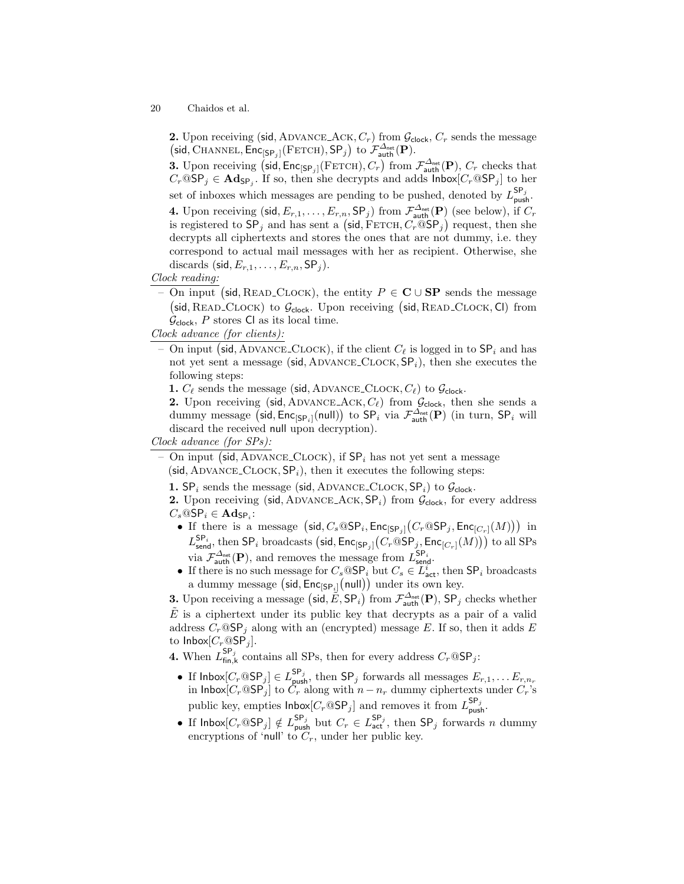**2.** Upon receiving $(\mathsf{sid}, \text{ADVANCE\_ACK}, C_r)$ from $\mathcal{G}_{\mathsf{clock}}$, $C_r$ sends the message $\big(\mathsf{sid}, \text{CHANNEL}, \mathsf{Enc}_{[\mathsf{SP}_j]}(\text{FETCH}), \mathsf{SP}_j\big)$ to $\mathcal{F}^{\Delta_{\mathsf{net}}}_{\mathsf{auth}}(\mathbf{P})$.

**3.** Upon receiving $\big(\mathsf{sid}, \mathsf{Enc}_{[\mathsf{SP}_j]}(\text{FETCH}), C_r\big)$ from $\mathcal{F}^{\Delta_{\mathsf{net}}}_{\mathsf{auth}}(\mathbf{P})$, $C_r$ checks that $C_r@\mathsf{SP}_j \in \mathbf{Ad}_{\mathsf{SP}_j}$. If so, then she decrypts and adds $\mathsf{Inbox}[C_r@\mathsf{SP}_j]$ to her set of inboxes which messages are pending to be pushed, denoted by $L^{\mathsf{SP}_j}_{\mathsf{push}}$.

**4.** Upon receiving $(\mathsf{sid}, E_{r,1}, \ldots, E_{r,n}, \mathsf{SP}_j)$ from $\mathcal{F}^{\Delta_{\mathsf{net}}}_{\mathsf{auth}}(\mathbf{P})$ (see below), if $C_r$ is registered to $\mathsf{SP}_j$ and has sent a $\big(\mathsf{sid}, \text{FETCH}, C_r@\mathsf{SP}_j\big)$ request, then she decrypts all ciphertexts and stores the ones that are not dummy, i.e. they correspond to actual mail messages with her as recipient. Otherwise, she discards $(\mathsf{sid}, E_{r,1}, \ldots, E_{r,n}, \mathsf{SP}_j)$.

*Clock reading:*

– On input $\big(\mathsf{sid}, \text{READ\_CLOCK}\big)$, the entity $P \in \mathbf{C} \cup \mathbf{SP}$ sends the message $\big(\mathsf{sid}, \text{READ\_CLOCK}\big)$ to $\mathcal{G}_{\mathsf{clock}}$. Upon receiving $\big(\mathsf{sid}, \text{READ\_CLOCK}, \mathsf{Cl}\big)$ from $\mathcal{G}_{\mathsf{clock}}$, $P$ stores $\mathsf{Cl}$ as its local time.

*Clock advance (for clients):*

– On input $\big(\mathsf{sid}, \text{ADVANCE\_CLOCK}\big)$, if the client $C_\ell$ is logged in to $\mathsf{SP}_i$ and has not yet sent a message $(\mathsf{sid}, \text{ADVANCE\_CLOCK}, \mathsf{SP}_i)$, then she executes the following steps:

**1.** $C_\ell$ sends the message $(\mathsf{sid}, \text{ADVANCE\_CLOCK}, C_\ell)$ to $\mathcal{G}_{\mathsf{clock}}$.

**2.** Upon receiving $(\mathsf{sid}, \text{ADVANCE\_ACK}, C_\ell)$ from $\mathcal{G}_{\mathsf{clock}}$, then she sends a dummy message $\big(\mathsf{sid}, \mathsf{Enc}_{[\mathsf{SP}_i]}(\mathsf{null})\big)$ to $\mathsf{SP}_i$ via $\mathcal{F}^{\Delta_{\mathsf{net}}}_{\mathsf{auth}}(\mathbf{P})$ (in turn, $\mathsf{SP}_i$ will discard the received $\mathsf{null}$ upon decryption).

*Clock advance (for SPs):*

– On input $\big(\mathsf{sid}, \text{ADVANCE\_CLOCK}\big)$, if $\mathsf{SP}_i$ has not yet sent a message $(\mathsf{sid}, \text{ADVANCE\_CLOCK}, \mathsf{SP}_i)$, then it executes the following steps:

**1.** $\mathsf{SP}_i$ sends the message $(\mathsf{sid}, \text{ADVANCE\_CLOCK}, \mathsf{SP}_i)$ to $\mathcal{G}_{\mathsf{clock}}$.

**2.** Upon receiving $(\mathsf{sid}, \text{ADVANCE\_ACK}, \mathsf{SP}_i)$ from $\mathcal{G}_{\mathsf{clock}}$, for every address $C_s@\mathsf{SP}_i \in \mathbf{Ad}_{\mathsf{SP}_i}$:

- If there is a message $\big(\mathsf{sid}, C_s@\mathsf{SP}_i, \mathsf{Enc}_{[\mathsf{SP}_j]}\big(C_r@\mathsf{SP}_j, \mathsf{Enc}_{[C_r]}(M)\big)\big)$ in $L^{\mathsf{SP}_i}_{\mathsf{send}}$, then $\mathsf{SP}_i$ broadcasts $\big(\mathsf{sid}, \mathsf{Enc}_{[\mathsf{SP}_j]}\big(C_r@\mathsf{SP}_j, \mathsf{Enc}_{[C_r]}(M)\big)\big)$ to all SPs via $\mathcal{F}^{\Delta_{\mathsf{net}}}_{\mathsf{auth}}(\mathbf{P})$, and removes the message from $L^{\mathsf{SP}_i}_{\mathsf{send}}$.
- If there is no such message for $C_s@\mathsf{SP}_i$ but $C_s \in L^{i}_{\mathsf{act}}$, then $\mathsf{SP}_i$ broadcasts a dummy message $\big(\mathsf{sid}, \mathsf{Enc}_{[\mathsf{SP}_i]}(\mathsf{null})\big)$ under its own key.

**3.** Upon receiving a message $\big(\mathsf{sid}, \tilde{E}, \mathsf{SP}_i\big)$ from $\mathcal{F}^{\Delta_{\mathsf{net}}}_{\mathsf{auth}}(\mathbf{P})$, $\mathsf{SP}_j$ checks whether $\tilde{E}$ is a ciphertext under its public key that decrypts as a pair of a valid address $C_r@\mathsf{SP}_j$ along with an (encrypted) message $E$. If so, then it adds $E$ to $\mathsf{Inbox}[C_r@\mathsf{SP}_j]$.

**4.** When $L^{\mathsf{SP}_j}_{\mathsf{fin,k}}$ contains all SPs, then for every address $C_r@\mathsf{SP}_j$:

- If $\mathsf{Inbox}[C_r@\mathsf{SP}_j] \in L^{\mathsf{SP}_j}_{\mathsf{push}}$, then $\mathsf{SP}_j$ forwards all messages $E_{r,1}, \ldots E_{r,n_r}$ in $\mathsf{Inbox}[C_r@\mathsf{SP}_j]$ to $C_r$ along with $n - n_r$ dummy ciphertexts under $C_r$'s public key, empties $\mathsf{Inbox}[C_r@\mathsf{SP}_j]$ and removes it from $L^{\mathsf{SP}_j}_{\mathsf{push}}$.
- If $\mathsf{Inbox}[C_r@\mathsf{SP}_j] \notin L^{\mathsf{SP}_j}_{\mathsf{push}}$ but $C_r \in L^{\mathsf{SP}_j}_{\mathsf{act}}$, then $\mathsf{SP}_j$ forwards $n$ dummy encryptions of '$\mathsf{null}$' to $C_r$, under her public key.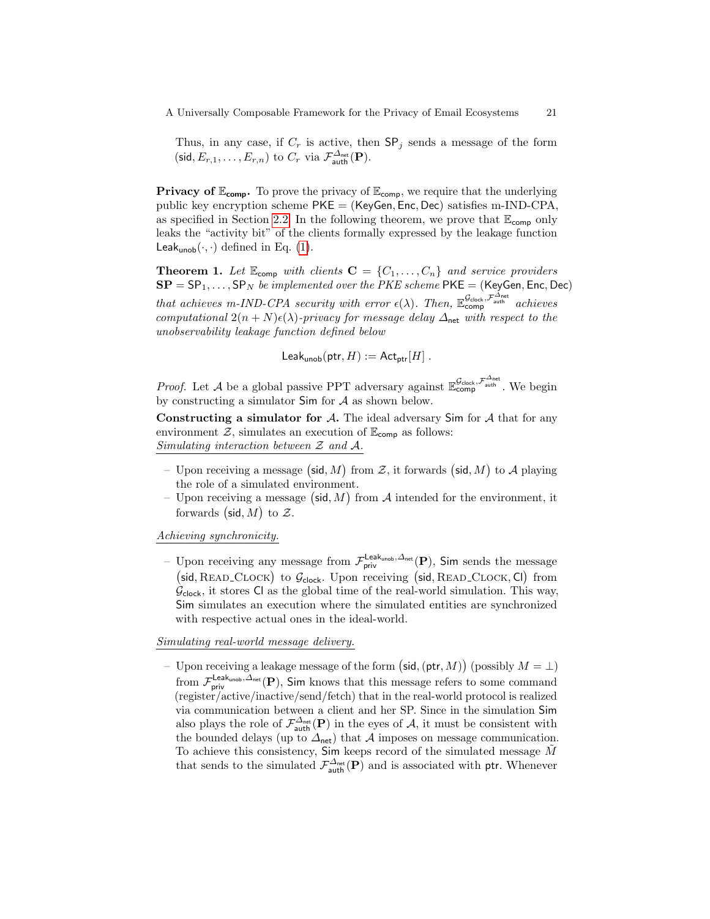Thus, in any case, if $C_r$ is active, then $\mathsf{SP}_j$ sends a message of the form $(\mathsf{sid}, E_{r,1}, \ldots, E_{r,n})$ to $C_r$ via $\mathcal{F}_{\mathsf{auth}}^{\Delta_{\mathsf{net}}}(\mathbf{P})$.

**Privacy of $\mathbb{E}_{\mathsf{comp}}$.** To prove the privacy of $\mathbb{E}_{\mathsf{comp}}$, we require that the underlying public key encryption scheme $\mathsf{PKE} = (\mathsf{KeyGen}, \mathsf{Enc}, \mathsf{Dec})$ satisfies m-IND-CPA, as specified in Section 2.2. In the following theorem, we prove that $\mathbb{E}_{\mathsf{comp}}$ only leaks the "activity bit" of the clients formally expressed by the leakage function $\mathsf{Leak}_{\mathsf{unob}}(\cdot, \cdot)$ defined in Eq. (1).

**Theorem 1.** *Let $\mathbb{E}_{\mathsf{comp}}$ with clients $\mathbf{C} = \{C_1, \ldots, C_n\}$ and service providers $\mathbf{SP} = \mathsf{SP}_1, \ldots, \mathsf{SP}_N$ be implemented over the PKE scheme $\mathsf{PKE} = (\mathsf{KeyGen}, \mathsf{Enc}, \mathsf{Dec})$ that achieves m-IND-CPA security with error $\epsilon(\lambda)$. Then, $\mathbb{E}_{\mathsf{comp}}^{\mathcal{G}_{\mathsf{clock}}, \mathcal{F}_{\mathsf{auth}}^{\Delta_{\mathsf{net}}}}$ achieves computational $2(n+N)\epsilon(\lambda)$-privacy for message delay $\Delta_{\mathsf{net}}$ with respect to the unobservability leakage function defined below*

$$\mathsf{Leak}_{\mathsf{unob}}(\mathsf{ptr}, H) := \mathsf{Act}_{\mathsf{ptr}}[H] \ .$$

*Proof.* Let $\mathcal{A}$ be a global passive PPT adversary against $\mathbb{E}_{\mathsf{comp}}^{\mathcal{G}_{\mathsf{clock}}, \mathcal{F}_{\mathsf{auth}}^{\Delta_{\mathsf{net}}}}$. We begin by constructing a simulator $\mathsf{Sim}$ for $\mathcal{A}$ as shown below.

**Constructing a simulator for $\mathcal{A}$.** The ideal adversary $\mathsf{Sim}$ for $\mathcal{A}$ that for any environment $\mathcal{Z}$, simulates an execution of $\mathbb{E}_{\mathsf{comp}}$ as follows:

<u>*Simulating interaction between $\mathcal{Z}$ and $\mathcal{A}$.*</u>

- Upon receiving a message $(\mathsf{sid}, M)$ from $\mathcal{Z}$, it forwards $(\mathsf{sid}, M)$ to $\mathcal{A}$ playing the role of a simulated environment.
- Upon receiving a message $(\mathsf{sid}, M)$ from $\mathcal{A}$ intended for the environment, it forwards $(\mathsf{sid}, M)$ to $\mathcal{Z}$.

<u>*Achieving synchronicity.*</u>

- Upon receiving any message from $\mathcal{F}_{\mathsf{priv}}^{\mathsf{Leak}_{\mathsf{unob}}, \Delta_{\mathsf{net}}}(\mathbf{P})$, $\mathsf{Sim}$ sends the message $(\mathsf{sid}, \text{READ\_CLOCK})$ to $\mathcal{G}_{\mathsf{clock}}$. Upon receiving $(\mathsf{sid}, \text{READ\_CLOCK}, \mathsf{Cl})$ from $\mathcal{G}_{\mathsf{clock}}$, it stores $\mathsf{Cl}$ as the global time of the real-world simulation. This way, $\mathsf{Sim}$ simulates an execution where the simulated entities are synchronized with respective actual ones in the ideal-world.

<u>*Simulating real-world message delivery.*</u>

- Upon receiving a leakage message of the form $(\mathsf{sid}, (\mathsf{ptr}, M))$ (possibly $M = \bot$) from $\mathcal{F}_{\mathsf{priv}}^{\mathsf{Leak}_{\mathsf{unob}}, \Delta_{\mathsf{net}}}(\mathbf{P})$, $\mathsf{Sim}$ knows that this message refers to some command (register/active/inactive/send/fetch) that in the real-world protocol is realized via communication between a client and her SP. Since in the simulation $\mathsf{Sim}$ also plays the role of $\mathcal{F}_{\mathsf{auth}}^{\Delta_{\mathsf{net}}}(\mathbf{P})$ in the eyes of $\mathcal{A}$, it must be consistent with the bounded delays (up to $\Delta_{\mathsf{net}}$) that $\mathcal{A}$ imposes on message communication. To achieve this consistency, $\mathsf{Sim}$ keeps record of the simulated message $\tilde{M}$ that sends to the simulated $\mathcal{F}_{\mathsf{auth}}^{\Delta_{\mathsf{net}}}(\mathbf{P})$ and is associated with $\mathsf{ptr}$. Whenever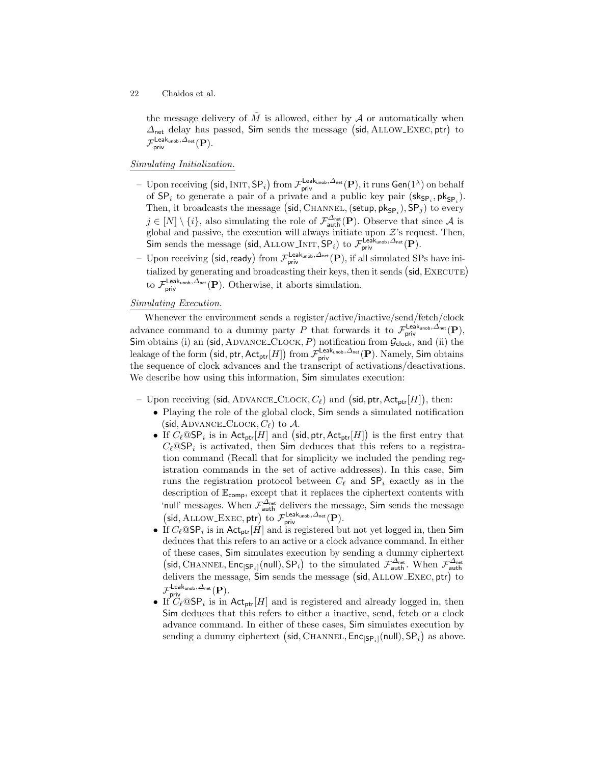the message delivery of $\tilde{M}$ is allowed, either by $\mathcal{A}$ or automatically when $\Delta_{\mathsf{net}}$ delay has passed, $\mathsf{Sim}$ sends the message $\big(\mathsf{sid}, \textsc{Allow\_Exec}, \mathsf{ptr}\big)$ to $\mathcal{F}_{\mathsf{priv}}^{\mathsf{Leak}_{\mathsf{unob}}, \Delta_{\mathsf{net}}}(\mathbf{P})$.

*Simulating Initialization.*

- Upon receiving $\big(\mathsf{sid}, \textsc{Init}, \mathsf{SP}_i\big)$ from $\mathcal{F}_{\mathsf{priv}}^{\mathsf{Leak}_{\mathsf{unob}}, \Delta_{\mathsf{net}}}(\mathbf{P})$, it runs $\mathsf{Gen}(1^{\lambda})$ on behalf of $\mathsf{SP}_i$ to generate a pair of a private and a public key pair $(\mathsf{sk}_{\mathsf{SP}_i}, \mathsf{pk}_{\mathsf{SP}_i})$. Then, it broadcasts the message $\big(\mathsf{sid}, \textsc{Channel}, (\mathsf{setup}, \mathsf{pk}_{\mathsf{SP}_i}), \mathsf{SP}_j\big)$ to every $j \in [N] \setminus \{i\}$, also simulating the role of $\mathcal{F}_{\mathsf{auth}}^{\Delta_{\mathsf{net}}}(\mathbf{P})$. Observe that since $\mathcal{A}$ is global and passive, the execution will always initiate upon $\mathcal{Z}$'s request. Then, $\mathsf{Sim}$ sends the message $(\mathsf{sid}, \textsc{Allow\_Init}, \mathsf{SP}_i)$ to $\mathcal{F}_{\mathsf{priv}}^{\mathsf{Leak}_{\mathsf{unob}}, \Delta_{\mathsf{net}}}(\mathbf{P})$.
- Upon receiving $\big(\mathsf{sid}, \mathsf{ready}\big)$ from $\mathcal{F}_{\mathsf{priv}}^{\mathsf{Leak}_{\mathsf{unob}}, \Delta_{\mathsf{net}}}(\mathbf{P})$, if all simulated SPs have initialized by generating and broadcasting their keys, then it sends $\big(\mathsf{sid}, \textsc{Execute}\big)$ to $\mathcal{F}_{\mathsf{priv}}^{\mathsf{Leak}_{\mathsf{unob}}, \Delta_{\mathsf{net}}}(\mathbf{P})$. Otherwise, it aborts simulation.

*Simulating Execution.*

Whenever the environment sends a register/active/inactive/send/fetch/clock advance command to a dummy party $P$ that forwards it to $\mathcal{F}_{\mathsf{priv}}^{\mathsf{Leak}_{\mathsf{unob}}, \Delta_{\mathsf{net}}}(\mathbf{P})$, $\mathsf{Sim}$ obtains (i) an $(\mathsf{sid}, \textsc{Advance\_Clock}, P)$ notification from $\mathcal{G}_{\mathsf{clock}}$, and (ii) the leakage of the form $\big(\mathsf{sid}, \mathsf{ptr}, \mathsf{Act}_{\mathsf{ptr}}[H]\big)$ from $\mathcal{F}_{\mathsf{priv}}^{\mathsf{Leak}_{\mathsf{unob}}, \Delta_{\mathsf{net}}}(\mathbf{P})$. Namely, $\mathsf{Sim}$ obtains the sequence of clock advances and the transcript of activations/deactivations. We describe how using this information, $\mathsf{Sim}$ simulates execution:

- Upon receiving $(\mathsf{sid}, \textsc{Advance\_Clock}, C_\ell)$ and $\big(\mathsf{sid}, \mathsf{ptr}, \mathsf{Act}_{\mathsf{ptr}}[H]\big)$, then:
  - Playing the role of the global clock, $\mathsf{Sim}$ sends a simulated notification $(\mathsf{sid}, \textsc{Advance\_Clock}, C_\ell)$ to $\mathcal{A}$.
  - If $C_\ell@\mathsf{SP}_i$ is in $\mathsf{Act}_{\mathsf{ptr}}[H]$ and $\big(\mathsf{sid}, \mathsf{ptr}, \mathsf{Act}_{\mathsf{ptr}}[H]\big)$ is the first entry that $C_\ell@\mathsf{SP}_i$ is activated, then $\mathsf{Sim}$ deduces that this refers to a registration command (Recall that for simplicity we included the pending registration commands in the set of active addresses). In this case, $\mathsf{Sim}$ runs the registration protocol between $C_\ell$ and $\mathsf{SP}_i$ exactly as in the description of $\mathbb{E}_{\mathsf{comp}}$, except that it replaces the ciphertext contents with 'null' messages. When $\mathcal{F}_{\mathsf{auth}}^{\Delta_{\mathsf{net}}}$ delivers the message, $\mathsf{Sim}$ sends the message $\big(\mathsf{sid}, \textsc{Allow\_Exec}, \mathsf{ptr}\big)$ to $\mathcal{F}_{\mathsf{priv}}^{\mathsf{Leak}_{\mathsf{unob}}, \Delta_{\mathsf{net}}}(\mathbf{P})$.
  - If $C_\ell@\mathsf{SP}_i$ is in $\mathsf{Act}_{\mathsf{ptr}}[H]$ and is registered but not yet logged in, then $\mathsf{Sim}$ deduces that this refers to an active or a clock advance command. In either of these cases, $\mathsf{Sim}$ simulates execution by sending a dummy ciphertext $\big(\mathsf{sid}, \textsc{Channel}, \mathsf{Enc}_{[\mathsf{SP}_i]}(\mathsf{null}), \mathsf{SP}_i\big)$ to the simulated $\mathcal{F}_{\mathsf{auth}}^{\Delta_{\mathsf{net}}}$. When $\mathcal{F}_{\mathsf{auth}}^{\Delta_{\mathsf{net}}}$ delivers the message, $\mathsf{Sim}$ sends the message $\big(\mathsf{sid}, \textsc{Allow\_Exec}, \mathsf{ptr}\big)$ to $\mathcal{F}_{\mathsf{priv}}^{\mathsf{Leak}_{\mathsf{unob}}, \Delta_{\mathsf{net}}}(\mathbf{P})$.
  - If $C_\ell@\mathsf{SP}_i$ is in $\mathsf{Act}_{\mathsf{ptr}}[H]$ and is registered and already logged in, then $\mathsf{Sim}$ deduces that this refers to either a inactive, send, fetch or a clock advance command. In either of these cases, $\mathsf{Sim}$ simulates execution by sending a dummy ciphertext $\big(\mathsf{sid}, \textsc{Channel}, \mathsf{Enc}_{[\mathsf{SP}_i]}(\mathsf{null}), \mathsf{SP}_i\big)$ as above.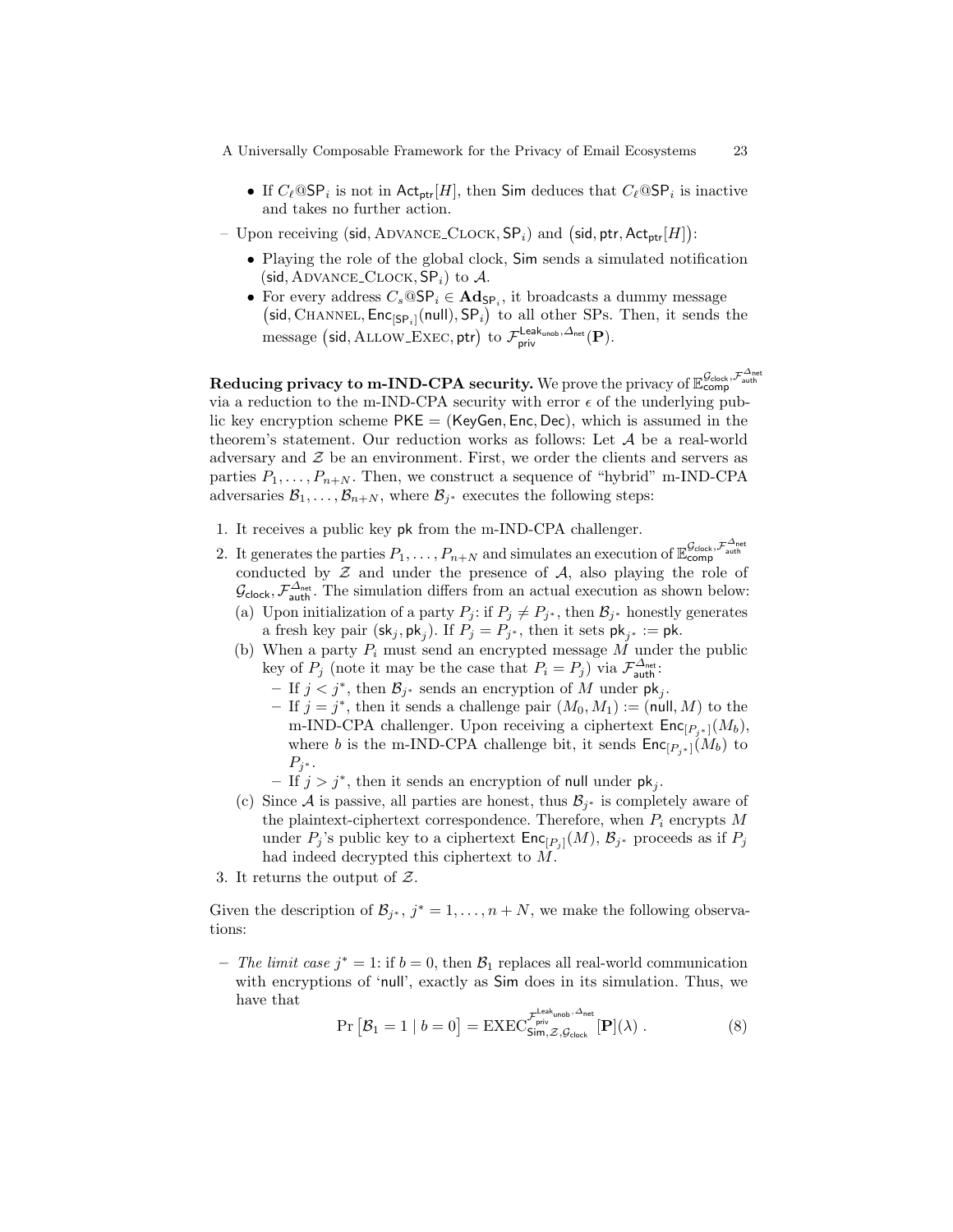- If $C_\ell @\mathsf{SP}_i$ is not in $\mathsf{Act}_{\mathsf{ptr}}[H]$, then $\mathsf{Sim}$ deduces that $C_\ell @\mathsf{SP}_i$ is inactive and takes no further action.

– Upon receiving $(\mathsf{sid}, \text{ADVANCE\_CLOCK}, \mathsf{SP}_i)$ and $(\mathsf{sid}, \mathsf{ptr}, \mathsf{Act}_{\mathsf{ptr}}[H])$:

  - Playing the role of the global clock, $\mathsf{Sim}$ sends a simulated notification $(\mathsf{sid}, \text{ADVANCE\_CLOCK}, \mathsf{SP}_i)$ to $\mathcal{A}$.
  - For every address $C_s @\mathsf{SP}_i \in \mathbf{Ad}_{\mathsf{SP}_i}$, it broadcasts a dummy message $(\mathsf{sid}, \text{CHANNEL}, \mathsf{Enc}_{[\mathsf{SP}_i]}(\mathsf{null}), \mathsf{SP}_i)$ to all other SPs. Then, it sends the message $(\mathsf{sid}, \text{ALLOW\_EXEC}, \mathsf{ptr})$ to $\mathcal{F}_{\mathsf{priv}}^{\mathsf{Leak}_{\mathsf{unob}}, \Delta_{\mathsf{net}}}(\mathbf{P})$.

**Reducing privacy to m-IND-CPA security.** We prove the privacy of $\mathbb{E}_{\mathsf{comp}}^{\mathcal{G}_{\mathsf{clock}}, \mathcal{F}_{\mathsf{auth}}^{\Delta_{\mathsf{net}}}}$ via a reduction to the m-IND-CPA security with error $\epsilon$ of the underlying public key encryption scheme $\mathsf{PKE} = (\mathsf{KeyGen}, \mathsf{Enc}, \mathsf{Dec})$, which is assumed in the theorem's statement. Our reduction works as follows: Let $\mathcal{A}$ be a real-world adversary and $\mathcal{Z}$ be an environment. First, we order the clients and servers as parties $P_1, \ldots, P_{n+N}$. Then, we construct a sequence of "hybrid" m-IND-CPA adversaries $\mathcal{B}_1, \ldots, \mathcal{B}_{n+N}$, where $\mathcal{B}_{j^*}$ executes the following steps:

1. It receives a public key $\mathsf{pk}$ from the m-IND-CPA challenger.
2. It generates the parties $P_1, \ldots, P_{n+N}$ and simulates an execution of $\mathbb{E}_{\mathsf{comp}}^{\mathcal{G}_{\mathsf{clock}}, \mathcal{F}_{\mathsf{auth}}^{\Delta_{\mathsf{net}}}}$ conducted by $\mathcal{Z}$ and under the presence of $\mathcal{A}$, also playing the role of $\mathcal{G}_{\mathsf{clock}}, \mathcal{F}_{\mathsf{auth}}^{\Delta_{\mathsf{net}}}$. The simulation differs from an actual execution as shown below:
   (a) Upon initialization of a party $P_j$: if $P_j \neq P_{j^*}$, then $\mathcal{B}_{j^*}$ honestly generates a fresh key pair $(\mathsf{sk}_j, \mathsf{pk}_j)$. If $P_j = P_{j^*}$, then it sets $\mathsf{pk}_{j^*} := \mathsf{pk}$.
   (b) When a party $P_i$ must send an encrypted message $M$ under the public key of $P_j$ (note it may be the case that $P_i = P_j$) via $\mathcal{F}_{\mathsf{auth}}^{\Delta_{\mathsf{net}}}$:
   - If $j < j^*$, then $\mathcal{B}_{j^*}$ sends an encryption of $M$ under $\mathsf{pk}_j$.
   - If $j = j^*$, then it sends a challenge pair $(M_0, M_1) := (\mathsf{null}, M)$ to the m-IND-CPA challenger. Upon receiving a ciphertext $\mathsf{Enc}_{[P_{j^*}]}(M_b)$, where $b$ is the m-IND-CPA challenge bit, it sends $\mathsf{Enc}_{[P_{j^*}]}(M_b)$ to $P_{j^*}$.
   - If $j > j^*$, then it sends an encryption of $\mathsf{null}$ under $\mathsf{pk}_j$.

   (c) Since $\mathcal{A}$ is passive, all parties are honest, thus $\mathcal{B}_{j^*}$ is completely aware of the plaintext-ciphertext correspondence. Therefore, when $P_i$ encrypts $M$ under $P_j$'s public key to a ciphertext $\mathsf{Enc}_{[P_j]}(M)$, $\mathcal{B}_{j^*}$ proceeds as if $P_j$ had indeed decrypted this ciphertext to $M$.
3. It returns the output of $\mathcal{Z}$.

Given the description of $\mathcal{B}_{j^*}$, $j^* = 1, \ldots, n+N$, we make the following observations:

– *The limit case* $j^* = 1$: if $b = 0$, then $\mathcal{B}_1$ replaces all real-world communication with encryptions of 'null', exactly as $\mathsf{Sim}$ does in its simulation. Thus, we have that

$$\Pr\left[\mathcal{B}_1 = 1 \mid b = 0\right] = \mathrm{EXEC}_{\mathsf{Sim}, \mathcal{Z}, \mathcal{G}_{\mathsf{clock}}}^{\mathcal{F}_{\mathsf{priv}}^{\mathsf{Leak}_{\mathsf{unob}}, \Delta_{\mathsf{net}}}}[\mathbf{P}](\lambda)\,. \tag{8}$$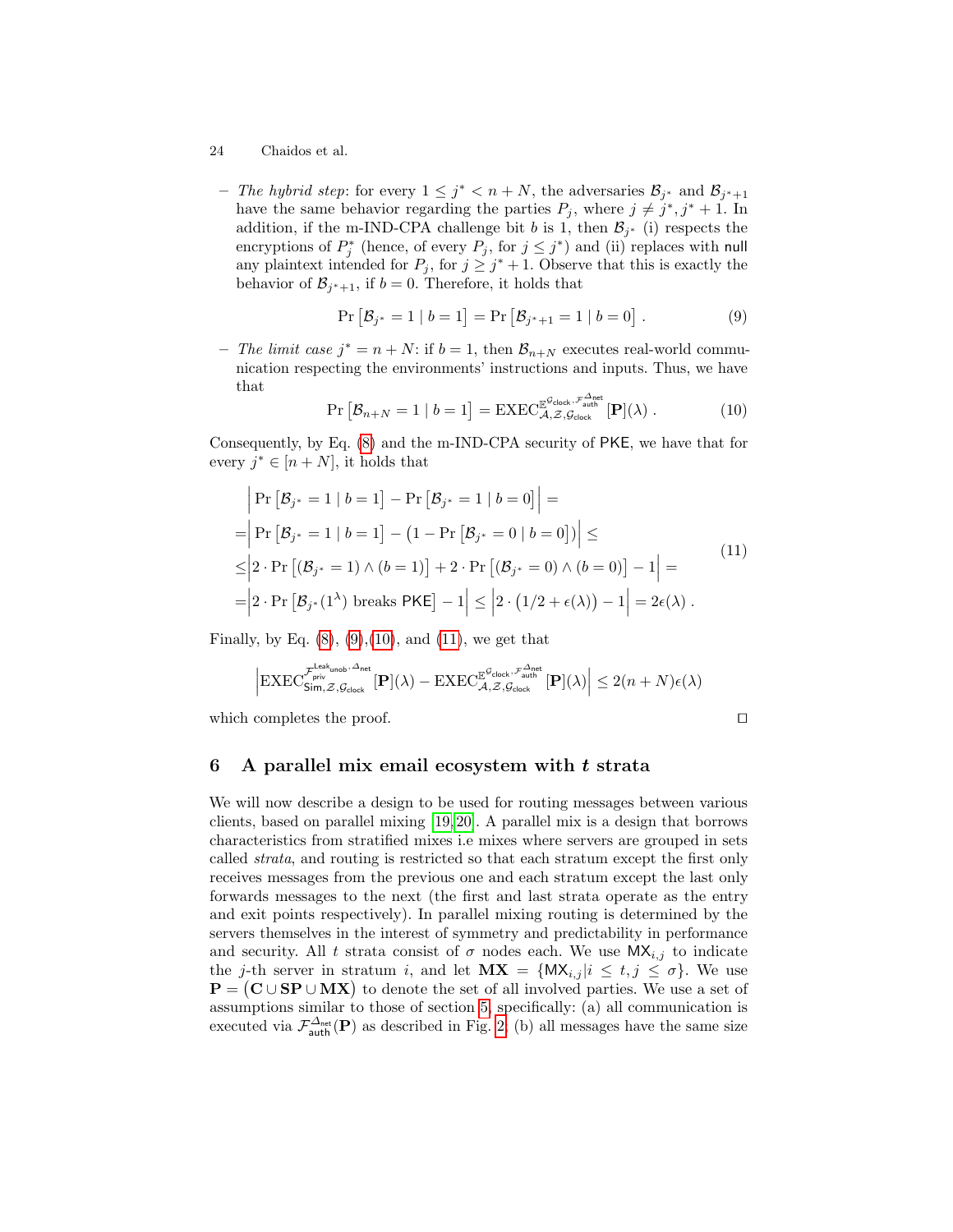- *The hybrid step*: for every $1 \leq j^* < n+N$, the adversaries $\mathcal{B}_{j^*}$ and $\mathcal{B}_{j^*+1}$ have the same behavior regarding the parties $P_j$, where $j \neq j^*, j^*+1$. In addition, if the m-IND-CPA challenge bit $b$ is 1, then $\mathcal{B}_{j^*}$ (i) respects the encryptions of $P^*_j$ (hence, of every $P_j$, for $j \leq j^*$) and (ii) replaces with $\mathsf{null}$ any plaintext intended for $P_j$, for $j \geq j^*+1$. Observe that this is exactly the behavior of $\mathcal{B}_{j^*+1}$, if $b = 0$. Therefore, it holds that

$$\Pr\left[\mathcal{B}_{j^*} = 1 \mid b = 1\right] = \Pr\left[\mathcal{B}_{j^*+1} = 1 \mid b = 0\right] . \tag{9}$$

- *The limit case* $j^* = n+N$: if $b = 1$, then $\mathcal{B}_{n+N}$ executes real-world communication respecting the environments' instructions and inputs. Thus, we have that

$$\Pr\left[\mathcal{B}_{n+N} = 1 \mid b = 1\right] = \mathrm{EXEC}^{\mathbb{E}^{\mathcal{G}_{\mathsf{clock}}, \mathcal{F}^{\Delta_{\mathsf{net}}}_{\mathsf{auth}}}}_{\mathcal{A}, \mathcal{Z}, \mathcal{G}_{\mathsf{clock}}}[\mathbf{P}](\lambda) . \tag{10}$$

Consequently, by Eq. (8) and the m-IND-CPA security of $\mathsf{PKE}$, we have that for every $j^* \in [n+N]$, it holds that

$$\begin{aligned}
&\Big|\Pr\left[\mathcal{B}_{j^*} = 1 \mid b = 1\right] - \Pr\left[\mathcal{B}_{j^*} = 1 \mid b = 0\right]\Big| = \\
=&\Big|\Pr\left[\mathcal{B}_{j^*} = 1 \mid b = 1\right] - \big(1 - \Pr\left[\mathcal{B}_{j^*} = 0 \mid b = 0\right]\big)\Big| \leq \\
\leq&\Big|2 \cdot \Pr\left[(\mathcal{B}_{j^*} = 1) \wedge (b = 1)\right] + 2 \cdot \Pr\left[(\mathcal{B}_{j^*} = 0) \wedge (b = 0)\right] - 1\Big| = \\
=&\Big|2 \cdot \Pr\left[\mathcal{B}_{j^*}(1^\lambda) \text{ breaks } \mathsf{PKE}\right] - 1\Big| \leq \Big|2 \cdot \big(1/2 + \epsilon(\lambda)\big) - 1\Big| = 2\epsilon(\lambda) .
\end{aligned} \tag{11}$$

Finally, by Eq. (8), (9),(10), and (11), we get that

$$\Big|\mathrm{EXEC}^{\mathcal{F}^{\mathsf{Leak}_{\mathsf{unob}}, \Delta_{\mathsf{net}}}_{\mathsf{priv}}}_{\mathsf{Sim}, \mathcal{Z}, \mathcal{G}_{\mathsf{clock}}}[\mathbf{P}](\lambda) - \mathrm{EXEC}^{\mathbb{E}^{\mathcal{G}_{\mathsf{clock}}, \mathcal{F}^{\Delta_{\mathsf{net}}}_{\mathsf{auth}}}}_{\mathcal{A}, \mathcal{Z}, \mathcal{G}_{\mathsf{clock}}}[\mathbf{P}](\lambda)\Big| \leq 2(n+N)\epsilon(\lambda)$$

which completes the proof. □

## 6 A parallel mix email ecosystem with $t$ strata

We will now describe a design to be used for routing messages between various clients, based on parallel mixing [19,20]. A parallel mix is a design that borrows characteristics from stratified mixes i.e mixes where servers are grouped in sets called *strata*, and routing is restricted so that each stratum except the first only receives messages from the previous one and each stratum except the last only forwards messages to the next (the first and last strata operate as the entry and exit points respectively). In parallel mixing routing is determined by the servers themselves in the interest of symmetry and predictability in performance and security. All $t$ strata consist of $\sigma$ nodes each. We use $\mathsf{MX}_{i,j}$ to indicate the $j$-th server in stratum $i$, and let $\mathbf{MX} = \{\mathsf{MX}_{i,j} | i \leq t, j \leq \sigma\}$. We use $\mathbf{P} = (\mathbf{C} \cup \mathbf{SP} \cup \mathbf{MX})$ to denote the set of all involved parties. We use a set of assumptions similar to those of section 5, specifically: (a) all communication is executed via $\mathcal{F}^{\Delta_{\mathsf{net}}}_{\mathsf{auth}}(\mathbf{P})$ as described in Fig. 2; (b) all messages have the same size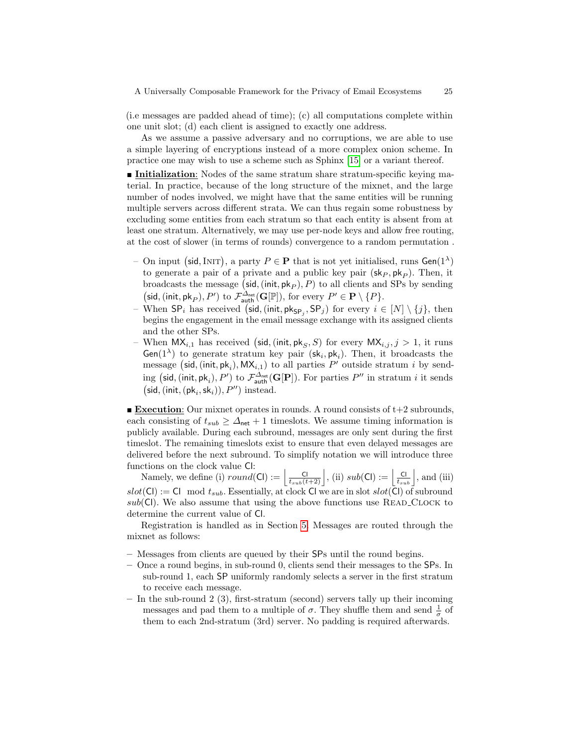(i.e messages are padded ahead of time); (c) all computations complete within one unit slot; (d) each client is assigned to exactly one address.

As we assume a passive adversary and no corruptions, we are able to use a simple layering of encryptions instead of a more complex onion scheme. In practice one may wish to use a scheme such as Sphinx [15] or a variant thereof.

■ **Initialization**: Nodes of the same stratum share stratum-specific keying material. In practice, because of the long structure of the mixnet, and the large number of nodes involved, we might have that the same entities will be running multiple servers across different strata. We can thus regain some robustness by excluding some entities from each stratum so that each entity is absent from at least one stratum. Alternatively, we may use per-node keys and allow free routing, at the cost of slower (in terms of rounds) convergence to a random permutation .

– On input $(\mathsf{sid}, \textsc{Init})$, a party $P \in \mathbf{P}$ that is not yet initialised, runs $\mathsf{Gen}(1^\lambda)$ to generate a pair of a private and a public key pair $(\mathsf{sk}_P, \mathsf{pk}_P)$. Then, it broadcasts the message $(\mathsf{sid}, (\mathsf{init}, \mathsf{pk}_P), P)$ to all clients and SPs by sending $(\mathsf{sid}, (\mathsf{init}, \mathsf{pk}_P), P')$ to $\mathcal{F}^{\Delta_{\mathsf{net}}}_{\mathsf{auth}}(\mathbf{G}[\mathbb{P}])$, for every $P' \in \mathbf{P} \setminus \{P\}$.
– When $\mathsf{SP}_i$ has received $(\mathsf{sid}, (\mathsf{init}, \mathsf{pk}_{\mathsf{SP}_j}, \mathsf{SP}_j)$ for every $i \in [N] \setminus \{j\}$, then begins the engagement in the email message exchange with its assigned clients and the other SPs.
– When $\mathsf{MX}_{i,1}$ has received $(\mathsf{sid}, (\mathsf{init}, \mathsf{pk}_S, S)$ for every $\mathsf{MX}_{i,j}, j > 1$, it runs $\mathsf{Gen}(1^\lambda)$ to generate stratum key pair $(\mathsf{sk}_i, \mathsf{pk}_i)$. Then, it broadcasts the message $(\mathsf{sid}, (\mathsf{init}, \mathsf{pk}_i), \mathsf{MX}_{i,1})$ to all parties $P'$ outside stratum $i$ by sending $(\mathsf{sid}, (\mathsf{init}, \mathsf{pk}_i), P')$ to $\mathcal{F}^{\Delta_{\mathsf{net}}}_{\mathsf{auth}}(\mathbf{G}[\mathbf{P}])$. For parties $P''$ in stratum $i$ it sends $(\mathsf{sid}, (\mathsf{init}, (\mathsf{pk}_i, \mathsf{sk}_i)), P'')$ instead.

■ **Execution**: Our mixnet operates in rounds. A round consists of t+2 subrounds, each consisting of $t_{sub} \geq \Delta_{\mathsf{net}} + 1$ timeslots. We assume timing information is publicly available. During each subround, messages are only sent during the first timeslot. The remaining timeslots exist to ensure that even delayed messages are delivered before the next subround. To simplify notation we will introduce three functions on the clock value $\mathsf{Cl}$:

Namely, we define (i) $round(\mathsf{Cl}) := \left\lfloor \frac{\mathsf{Cl}}{t_{sub}(t+2)} \right\rfloor$, (ii) $sub(\mathsf{Cl}) := \left\lfloor \frac{\mathsf{Cl}}{t_{sub}} \right\rfloor$, and (iii) $slot(\mathsf{Cl}) := \mathsf{Cl} \mod t_{sub}$. Essentially, at clock $\mathsf{Cl}$ we are in slot $slot(\mathsf{Cl})$ of subround $sub(\mathsf{Cl})$. We also assume that using the above functions use $\textsc{Read\_Clock}$ to determine the current value of $\mathsf{Cl}$.

Registration is handled as in Section 5. Messages are routed through the mixnet as follows:

– Messages from clients are queued by their SPs until the round begins.
– Once a round begins, in sub-round 0, clients send their messages to the SPs. In sub-round 1, each SP uniformly randomly selects a server in the first stratum to receive each message.
– In the sub-round 2 (3), first-stratum (second) servers tally up their incoming messages and pad them to a multiple of $\sigma$. They shuffle them and send $\frac{1}{\sigma}$ of them to each 2nd-stratum (3rd) server. No padding is required afterwards.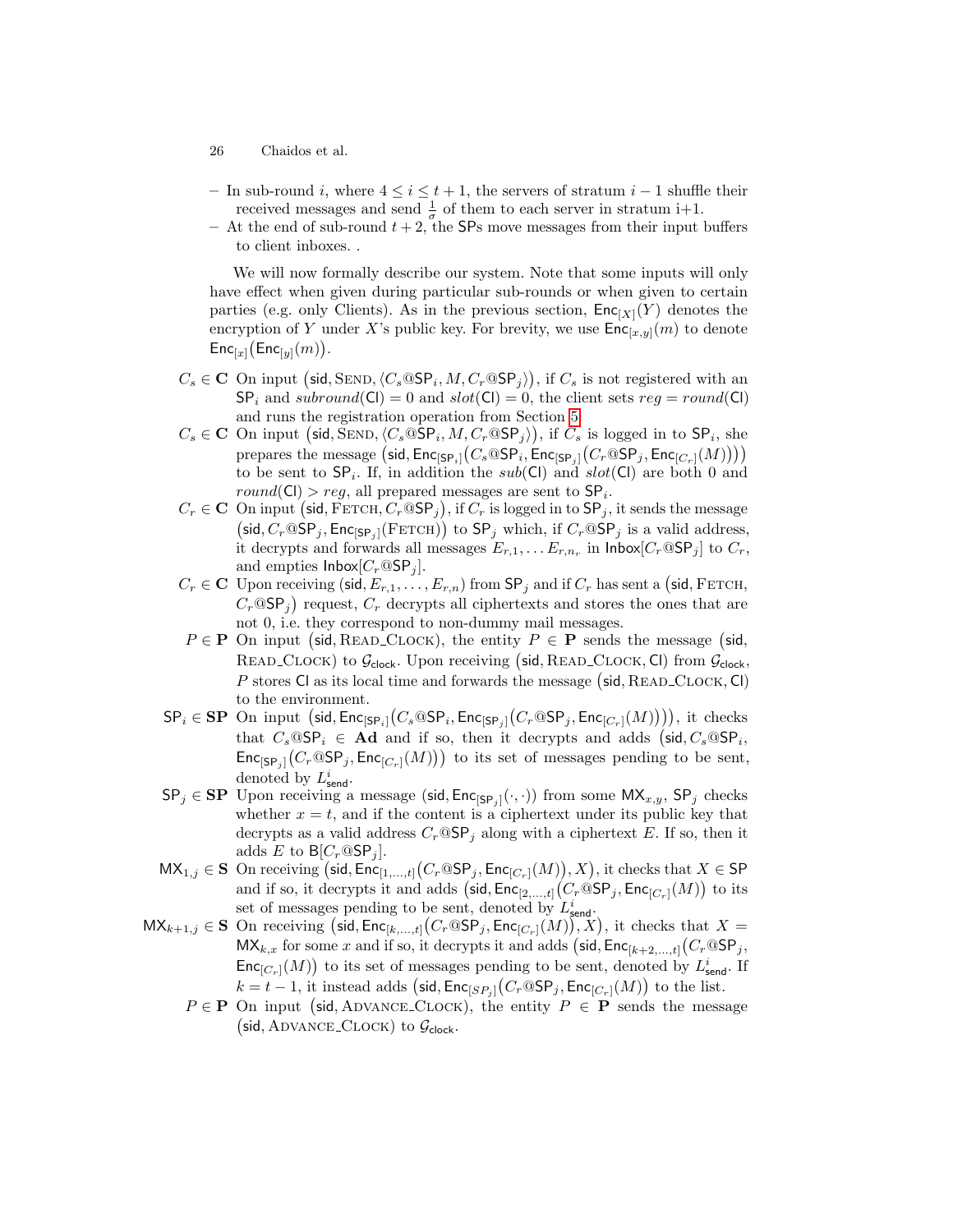- In sub-round $i$, where $4 \leq i \leq t+1$, the servers of stratum $i-1$ shuffle their received messages and send $\frac{1}{\sigma}$ of them to each server in stratum i+1.
- At the end of sub-round $t+2$, the $\mathsf{SP}$s move messages from their input buffers to client inboxes. .

We will now formally describe our system. Note that some inputs will only have effect when given during particular sub-rounds or when given to certain parties (e.g. only Clients). As in the previous section, $\mathsf{Enc}_{[X]}(Y)$ denotes the encryption of $Y$ under $X$'s public key. For brevity, we use $\mathsf{Enc}_{[x,y]}(m)$ to denote $\mathsf{Enc}_{[x]}\big(\mathsf{Enc}_{[y]}(m)\big)$.

$C_s \in \mathbf{C}$ On input $\big(\mathsf{sid}, \text{SEND}, \langle C_s@\mathsf{SP}_i, M, C_r@\mathsf{SP}_j\rangle\big)$, if $C_s$ is not registered with an $\mathsf{SP}_i$ and $subround(\mathsf{Cl}) = 0$ and $slot(\mathsf{Cl}) = 0$, the client sets $reg = round(\mathsf{Cl})$ and runs the registration operation from Section 5

$C_s \in \mathbf{C}$ On input $\big(\mathsf{sid}, \text{SEND}, \langle C_s@\mathsf{SP}_i, M, C_r@\mathsf{SP}_j\rangle\big)$, if $C_s$ is logged in to $\mathsf{SP}_i$, she prepares the message $\big(\mathsf{sid}, \mathsf{Enc}_{[\mathsf{SP}_i]}\big(C_s@\mathsf{SP}_i, \mathsf{Enc}_{[\mathsf{SP}_j]}\big(C_r@\mathsf{SP}_j, \mathsf{Enc}_{[C_r]}(M)\big)\big)\big)$ to be sent to $\mathsf{SP}_i$. If, in addition the $sub(\mathsf{Cl})$ and $slot(\mathsf{Cl})$ are both 0 and $round(\mathsf{Cl}) > reg$, all prepared messages are sent to $\mathsf{SP}_i$.

$C_r \in \mathbf{C}$ On input $\big(\mathsf{sid}, \text{FETCH}, C_r@\mathsf{SP}_j\big)$, if $C_r$ is logged in to $\mathsf{SP}_j$, it sends the message $\big(\mathsf{sid}, C_r@\mathsf{SP}_j, \mathsf{Enc}_{[\mathsf{SP}_j]}(\text{FETCH})\big)$ to $\mathsf{SP}_j$ which, if $C_r@\mathsf{SP}_j$ is a valid address, it decrypts and forwards all messages $E_{r,1}, \ldots E_{r,n_r}$ in $\mathsf{Inbox}[C_r@\mathsf{SP}_j]$ to $C_r$, and empties $\mathsf{Inbox}[C_r@\mathsf{SP}_j]$.

$C_r \in \mathbf{C}$ Upon receiving $(\mathsf{sid}, E_{r,1}, \ldots, E_{r,n})$ from $\mathsf{SP}_j$ and if $C_r$ has sent a $\big(\mathsf{sid}, \text{FETCH}, C_r@\mathsf{SP}_j\big)$ request, $C_r$ decrypts all ciphertexts and stores the ones that are not 0, i.e. they correspond to non-dummy mail messages.

$P \in \mathbf{P}$ On input $\big(\mathsf{sid}, \text{READ\_CLOCK}\big)$, the entity $P \in \mathbf{P}$ sends the message $\big(\mathsf{sid}, \text{READ\_CLOCK}\big)$ to $\mathcal{G}_{\mathsf{clock}}$. Upon receiving $\big(\mathsf{sid}, \text{READ\_CLOCK}, \mathsf{Cl}\big)$ from $\mathcal{G}_{\mathsf{clock}}$, $P$ stores $\mathsf{Cl}$ as its local time and forwards the message $\big(\mathsf{sid}, \text{READ\_CLOCK}, \mathsf{Cl}\big)$ to the environment.

$\mathsf{SP}_i \in \mathbf{SP}$ On input $\big(\mathsf{sid}, \mathsf{Enc}_{[\mathsf{SP}_i]}\big(C_s@\mathsf{SP}_i, \mathsf{Enc}_{[\mathsf{SP}_j]}\big(C_r@\mathsf{SP}_j, \mathsf{Enc}_{[C_r]}(M)\big)\big)\big)$, it checks that $C_s@\mathsf{SP}_i \in \mathbf{Ad}$ and if so, then it decrypts and adds $\big(\mathsf{sid}, C_s@\mathsf{SP}_i, \mathsf{Enc}_{[\mathsf{SP}_j]}\big(C_r@\mathsf{SP}_j, \mathsf{Enc}_{[C_r]}(M)\big)\big)$ to its set of messages pending to be sent, denoted by $L^i_{\mathsf{send}}$.

$\mathsf{SP}_j \in \mathbf{SP}$ Upon receiving a message $(\mathsf{sid}, \mathsf{Enc}_{[\mathsf{SP}_j]}(\cdot,\cdot))$ from some $\mathsf{MX}_{x,y}$, $\mathsf{SP}_j$ checks whether $x = t$, and if the content is a ciphertext under its public key that decrypts as a valid address $C_r@\mathsf{SP}_j$ along with a ciphertext $E$. If so, then it adds $E$ to $\mathsf{B}[C_r@\mathsf{SP}_j]$.

$\mathsf{MX}_{1,j} \in \mathbf{S}$ On receiving $\big(\mathsf{sid}, \mathsf{Enc}_{[1,\ldots,t]}\big(C_r@\mathsf{SP}_j, \mathsf{Enc}_{[C_r]}(M)\big), X\big)$, it checks that $X \in \mathsf{SP}$ and if so, it decrypts it and adds $\big(\mathsf{sid}, \mathsf{Enc}_{[2,\ldots,t]}\big(C_r@\mathsf{SP}_j, \mathsf{Enc}_{[C_r]}(M)\big)$ to its set of messages pending to be sent, denoted by $L^i_{\mathsf{send}}$.

$\mathsf{MX}_{k+1,j} \in \mathbf{S}$ On receiving $\big(\mathsf{sid}, \mathsf{Enc}_{[k,\ldots,t]}\big(C_r@\mathsf{SP}_j, \mathsf{Enc}_{[C_r]}(M)\big), X\big)$, it checks that $X = \mathsf{MX}_{k,x}$ for some $x$ and if so, it decrypts it and adds $\big(\mathsf{sid}, \mathsf{Enc}_{[k+2,\ldots,t]}\big(C_r@\mathsf{SP}_j, \mathsf{Enc}_{[C_r]}(M)\big)$ to its set of messages pending to be sent, denoted by $L^i_{\mathsf{send}}$. If $k = t-1$, it instead adds $\big(\mathsf{sid}, \mathsf{Enc}_{[SP_j]}\big(C_r@\mathsf{SP}_j, \mathsf{Enc}_{[C_r]}(M)\big)$ to the list.

$P \in \mathbf{P}$ On input $\big(\mathsf{sid}, \text{ADVANCE\_CLOCK}\big)$, the entity $P \in \mathbf{P}$ sends the message $\big(\mathsf{sid}, \text{ADVANCE\_CLOCK}\big)$ to $\mathcal{G}_{\mathsf{clock}}$.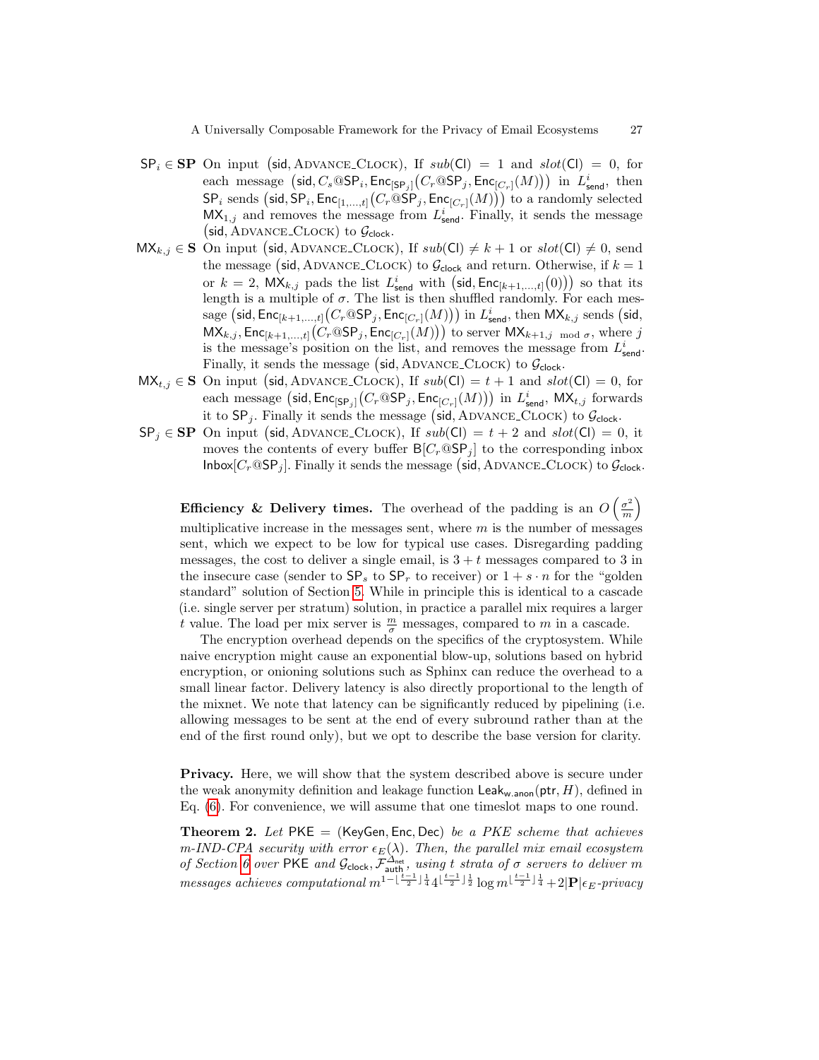- $\mathsf{SP}_i \in \mathbf{SP}$ On input $(\mathsf{sid}, \text{ADVANCE\_CLOCK})$, If $sub(\mathsf{Cl}) = 1$ and $slot(\mathsf{Cl}) = 0$, for each message $(\mathsf{sid}, C_s@\mathsf{SP}_i, \mathsf{Enc}_{[\mathsf{SP}_j]}(C_r@\mathsf{SP}_j, \mathsf{Enc}_{[C_r]}(M)))$ in $L^i_{\mathsf{send}}$, then $\mathsf{SP}_i$ sends $(\mathsf{sid}, \mathsf{SP}_i, \mathsf{Enc}_{[1,\ldots,t]}(C_r@\mathsf{SP}_j, \mathsf{Enc}_{[C_r]}(M)))$ to a randomly selected $\mathsf{MX}_{1,j}$ and removes the message from $L^i_{\mathsf{send}}$. Finally, it sends the message $(\mathsf{sid}, \text{ADVANCE\_CLOCK})$ to $\mathcal{G}_{\mathsf{clock}}$.
- $\mathsf{MX}_{k,j} \in \mathbf{S}$ On input $(\mathsf{sid}, \text{ADVANCE\_CLOCK})$, If $sub(\mathsf{Cl}) \neq k+1$ or $slot(\mathsf{Cl}) \neq 0$, send the message $(\mathsf{sid}, \text{ADVANCE\_CLOCK})$ to $\mathcal{G}_{\mathsf{clock}}$ and return. Otherwise, if $k = 1$ or $k = 2$, $\mathsf{MX}_{k,j}$ pads the list $L^i_{\mathsf{send}}$ with $(\mathsf{sid}, \mathsf{Enc}_{[k+1,\ldots,t]}(0))$ so that its length is a multiple of $\sigma$. The list is then shuffled randomly. For each message $(\mathsf{sid}, \mathsf{Enc}_{[k+1,\ldots,t]}(C_r@\mathsf{SP}_j, \mathsf{Enc}_{[C_r]}(M)))$ in $L^i_{\mathsf{send}}$, then $\mathsf{MX}_{k,j}$ sends $(\mathsf{sid}, \mathsf{MX}_{k,j}, \mathsf{Enc}_{[k+1,\ldots,t]}(C_r@\mathsf{SP}_j, \mathsf{Enc}_{[C_r]}(M)))$ to server $\mathsf{MX}_{k+1,j \bmod \sigma}$, where $j$ is the message's position on the list, and removes the message from $L^i_{\mathsf{send}}$. Finally, it sends the message $(\mathsf{sid}, \text{ADVANCE\_CLOCK})$ to $\mathcal{G}_{\mathsf{clock}}$.
- $\mathsf{MX}_{t,j} \in \mathbf{S}$ On input $(\mathsf{sid}, \text{ADVANCE\_CLOCK})$, If $sub(\mathsf{Cl}) = t+1$ and $slot(\mathsf{Cl}) = 0$, for each message $(\mathsf{sid}, \mathsf{Enc}_{[\mathsf{SP}_j]}(C_r@\mathsf{SP}_j, \mathsf{Enc}_{[C_r]}(M)))$ in $L^i_{\mathsf{send}}$, $\mathsf{MX}_{t,j}$ forwards it to $\mathsf{SP}_j$. Finally it sends the message $(\mathsf{sid}, \text{ADVANCE\_CLOCK})$ to $\mathcal{G}_{\mathsf{clock}}$.
- $\mathsf{SP}_j \in \mathbf{SP}$ On input $(\mathsf{sid}, \text{ADVANCE\_CLOCK})$, If $sub(\mathsf{Cl}) = t+2$ and $slot(\mathsf{Cl}) = 0$, it moves the contents of every buffer $\mathsf{B}[C_r@\mathsf{SP}_j]$ to the corresponding inbox $\mathsf{Inbox}[C_r@\mathsf{SP}_j]$. Finally it sends the message $(\mathsf{sid}, \text{ADVANCE\_CLOCK})$ to $\mathcal{G}_{\mathsf{clock}}$.

**Efficiency & Delivery times.** The overhead of the padding is an $O\left(\frac{\sigma^2}{m}\right)$ multiplicative increase in the messages sent, where $m$ is the number of messages sent, which we expect to be low for typical use cases. Disregarding padding messages, the cost to deliver a single email, is $3+t$ messages compared to 3 in the insecure case (sender to $\mathsf{SP}_s$ to $\mathsf{SP}_r$ to receiver) or $1 + s \cdot n$ for the "golden standard" solution of Section 5. While in principle this is identical to a cascade (i.e. single server per stratum) solution, in practice a parallel mix requires a larger $t$ value. The load per mix server is $\frac{m}{\sigma}$ messages, compared to $m$ in a cascade.

The encryption overhead depends on the specifics of the cryptosystem. While naive encryption might cause an exponential blow-up, solutions based on hybrid encryption, or onioning solutions such as Sphinx can reduce the overhead to a small linear factor. Delivery latency is also directly proportional to the length of the mixnet. We note that latency can be significantly reduced by pipelining (i.e. allowing messages to be sent at the end of every subround rather than at the end of the first round only), but we opt to describe the base version for clarity.

**Privacy.** Here, we will show that the system described above is secure under the weak anonymity definition and leakage function $\mathsf{Leak}_{\mathsf{w.anon}}(\mathsf{ptr}, H)$, defined in Eq. (6). For convenience, we will assume that one timeslot maps to one round.

**Theorem 2.** *Let* $\mathsf{PKE} = (\mathsf{KeyGen}, \mathsf{Enc}, \mathsf{Dec})$ *be a PKE scheme that achieves* $m$*-IND-CPA security with error* $\epsilon_E(\lambda)$*. Then, the parallel mix email ecosystem of Section 6 over* $\mathsf{PKE}$ *and* $\mathcal{G}_{\mathsf{clock}}, \mathcal{F}^{\Delta_{\mathsf{net}}}_{\mathsf{auth}}$*, using* $t$ *strata of* $\sigma$ *servers to deliver* $m$ *messages achieves computational* $m^{1-\lfloor\frac{t-1}{2}\rfloor\frac{1}{4}} 4^{\lfloor\frac{t-1}{2}\rfloor\frac{1}{2}} \log m^{\lfloor\frac{t-1}{2}\rfloor\frac{1}{4}} + 2|\mathbf{P}|\epsilon_E$*-privacy*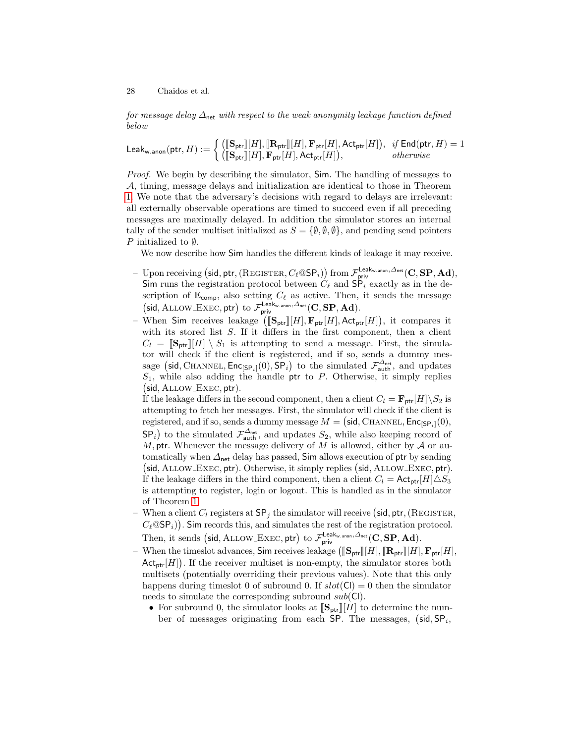*for message delay $\Delta_{\mathsf{net}}$ with respect to the weak anonymity leakage function defined below*

$$\mathsf{Leak}_{\mathsf{w.anon}}(\mathsf{ptr}, H) := \begin{cases} \big(\llbracket \mathbf{S}_{\mathsf{ptr}} \rrbracket[H], \llbracket \mathbf{R}_{\mathsf{ptr}} \rrbracket[H], \mathbf{F}_{\mathsf{ptr}}[H], \mathsf{Act}_{\mathsf{ptr}}[H]\big), & \textit{if } \mathsf{End}(\mathsf{ptr}, H) = 1 \\ \big(\llbracket \mathbf{S}_{\mathsf{ptr}} \rrbracket[H], \mathbf{F}_{\mathsf{ptr}}[H], \mathsf{Act}_{\mathsf{ptr}}[H]\big), & \textit{otherwise} \end{cases}$$

*Proof.* We begin by describing the simulator, $\mathsf{Sim}$. The handling of messages to $\mathcal{A}$, timing, message delays and initialization are identical to those in Theorem 1. We note that the adversary's decisions with regard to delays are irrelevant: all externally observable operations are timed to succeed even if all preceding messages are maximally delayed. In addition the simulator stores an internal tally of the sender multiset initialized as $S = \{\emptyset, \emptyset, \emptyset\}$, and pending send pointers $P$ initialized to $\emptyset$.

We now describe how $\mathsf{Sim}$ handles the different kinds of leakage it may receive.

- Upon receiving $\big(\mathsf{sid}, \mathsf{ptr}, (\text{REGISTER}, C_\ell @ \mathsf{SP}_i)\big)$ from $\mathcal{F}_{\mathsf{priv}}^{\mathsf{Leak}_{\mathsf{w.anon}}, \Delta_{\mathsf{net}}}(\mathbf{C}, \mathbf{SP}, \mathbf{Ad})$, $\mathsf{Sim}$ runs the registration protocol between $C_\ell$ and $\mathsf{SP}_i$ exactly as in the description of $\mathbb{E}_{\mathsf{comp}}$, also setting $C_\ell$ as active. Then, it sends the message $\big(\mathsf{sid}, \text{ALLOW\_EXEC}, \mathsf{ptr}\big)$ to $\mathcal{F}_{\mathsf{priv}}^{\mathsf{Leak}_{\mathsf{w.anon}}, \Delta_{\mathsf{net}}}(\mathbf{C}, \mathbf{SP}, \mathbf{Ad})$.
- When $\mathsf{Sim}$ receives leakage $\big(\llbracket \mathbf{S}_{\mathsf{ptr}} \rrbracket[H], \mathbf{F}_{\mathsf{ptr}}[H], \mathsf{Act}_{\mathsf{ptr}}[H]\big)$, it compares it with its stored list $S$. If it differs in the first component, then a client $C_l = \llbracket \mathbf{S}_{\mathsf{ptr}} \rrbracket[H] \setminus S_1$ is attempting to send a message. First, the simulator will check if the client is registered, and if so, sends a dummy message $\big(\mathsf{sid}, \text{CHANNEL}, \mathsf{Enc}_{[\mathsf{SP}_i]}(0), \mathsf{SP}_i\big)$ to the simulated $\mathcal{F}_{\mathsf{auth}}^{\Delta_{\mathsf{net}}}$, and updates $S_1$, while also adding the handle $\mathsf{ptr}$ to $P$. Otherwise, it simply replies $\big(\mathsf{sid}, \text{ALLOW\_EXEC}, \mathsf{ptr}\big)$.
  If the leakage differs in the second component, then a client $C_l = \mathbf{F}_{\mathsf{ptr}}[H] \setminus S_2$ is attempting to fetch her messages. First, the simulator will check if the client is registered, and if so, sends a dummy message $M = \big(\mathsf{sid}, \text{CHANNEL}, \mathsf{Enc}_{[\mathsf{SP}_i]}(0), \mathsf{SP}_i\big)$ to the simulated $\mathcal{F}_{\mathsf{auth}}^{\Delta_{\mathsf{net}}}$, and updates $S_2$, while also keeping record of $M, \mathsf{ptr}$. Whenever the message delivery of $M$ is allowed, either by $\mathcal{A}$ or automatically when $\Delta_{\mathsf{net}}$ delay has passed, $\mathsf{Sim}$ allows execution of $\mathsf{ptr}$ by sending $\big(\mathsf{sid}, \text{ALLOW\_EXEC}, \mathsf{ptr}\big)$. Otherwise, it simply replies $\big(\mathsf{sid}, \text{ALLOW\_EXEC}, \mathsf{ptr}\big)$.
  If the leakage differs in the third component, then a client $C_l = \mathsf{Act}_{\mathsf{ptr}}[H] \triangle S_3$ is attempting to register, login or logout. This is handled as in the simulator of Theorem 1.
- When a client $C_l$ registers at $\mathsf{SP}_j$ the simulator will receive $\big(\mathsf{sid}, \mathsf{ptr}, (\text{REGISTER}, C_\ell @ \mathsf{SP}_i)\big)$. $\mathsf{Sim}$ records this, and simulates the rest of the registration protocol. Then, it sends $\big(\mathsf{sid}, \text{ALLOW\_EXEC}, \mathsf{ptr}\big)$ to $\mathcal{F}_{\mathsf{priv}}^{\mathsf{Leak}_{\mathsf{w.anon}}, \Delta_{\mathsf{net}}}(\mathbf{C}, \mathbf{SP}, \mathbf{Ad})$.
- When the timeslot advances, $\mathsf{Sim}$ receives leakage $\big(\llbracket \mathbf{S}_{\mathsf{ptr}} \rrbracket[H], \llbracket \mathbf{R}_{\mathsf{ptr}} \rrbracket[H], \mathbf{F}_{\mathsf{ptr}}[H], \mathsf{Act}_{\mathsf{ptr}}[H]\big)$. If the receiver multiset is non-empty, the simulator stores both multisets (potentially overriding their previous values). Note that this only happens during timeslot 0 of subround 0. If $slot(\mathsf{Cl}) = 0$ then the simulator needs to simulate the corresponding subround $sub(\mathsf{Cl})$.
  - For subround 0, the simulator looks at $\llbracket \mathbf{S}_{\mathsf{ptr}} \rrbracket[H]$ to determine the number of messages originating from each $\mathsf{SP}$. The messages, $\big(\mathsf{sid}, \mathsf{SP}_i,\right.$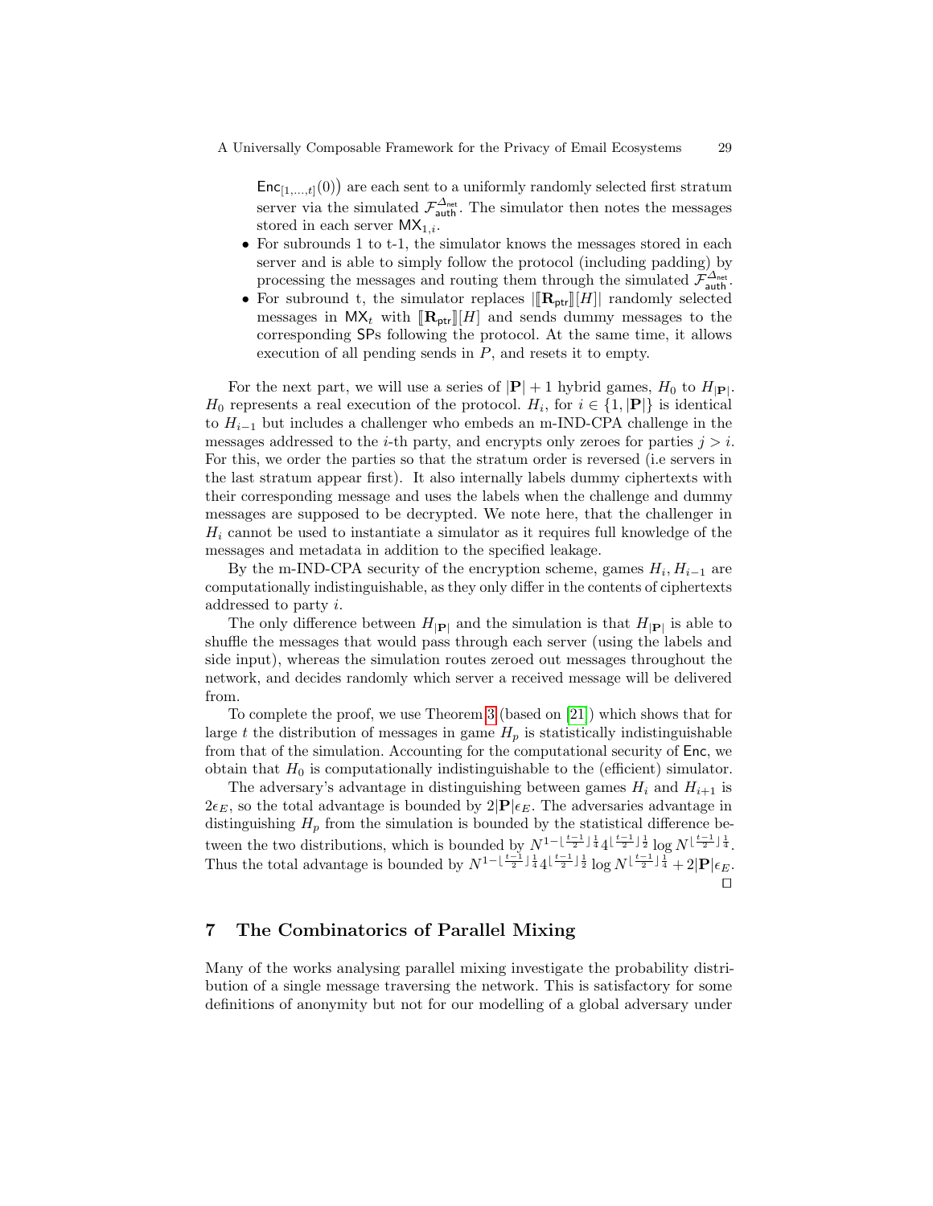$\mathsf{Enc}_{[1,\ldots,t]}(0)\big)$ are each sent to a uniformly randomly selected first stratum server via the simulated $\mathcal{F}_{\mathsf{auth}}^{\Delta_{\mathsf{net}}}$. The simulator then notes the messages stored in each server $\mathsf{MX}_{1,i}$.

- For subrounds 1 to t-1, the simulator knows the messages stored in each server and is able to simply follow the protocol (including padding) by processing the messages and routing them through the simulated $\mathcal{F}_{\mathsf{auth}}^{\Delta_{\mathsf{net}}}$.
- For subround t, the simulator replaces $|[\![\mathbf{R}_{\mathsf{ptr}}]\!][H]|$ randomly selected messages in $\mathsf{MX}_t$ with $[\![\mathbf{R}_{\mathsf{ptr}}]\!][H]$ and sends dummy messages to the corresponding $\mathsf{SP}$s following the protocol. At the same time, it allows execution of all pending sends in $P$, and resets it to empty.

For the next part, we will use a series of $|\mathbf{P}|+1$ hybrid games, $H_0$ to $H_{|\mathbf{P}|}$. $H_0$ represents a real execution of the protocol. $H_i$, for $i \in \{1, |\mathbf{P}|\}$ is identical to $H_{i-1}$ but includes a challenger who embeds an m-IND-CPA challenge in the messages addressed to the $i$-th party, and encrypts only zeroes for parties $j > i$. For this, we order the parties so that the stratum order is reversed (i.e servers in the last stratum appear first). It also internally labels dummy ciphertexts with their corresponding message and uses the labels when the challenge and dummy messages are supposed to be decrypted. We note here, that the challenger in $H_i$ cannot be used to instantiate a simulator as it requires full knowledge of the messages and metadata in addition to the specified leakage.

By the m-IND-CPA security of the encryption scheme, games $H_i, H_{i-1}$ are computationally indistinguishable, as they only differ in the contents of ciphertexts addressed to party $i$.

The only difference between $H_{|\mathbf{P}|}$ and the simulation is that $H_{|\mathbf{P}|}$ is able to shuffle the messages that would pass through each server (using the labels and side input), whereas the simulation routes zeroed out messages throughout the network, and decides randomly which server a received message will be delivered from.

To complete the proof, we use Theorem 3 (based on [21]) which shows that for large $t$ the distribution of messages in game $H_p$ is statistically indistinguishable from that of the simulation. Accounting for the computational security of $\mathsf{Enc}$, we obtain that $H_0$ is computationally indistinguishable to the (efficient) simulator.

The adversary's advantage in distinguishing between games $H_i$ and $H_{i+1}$ is $2\epsilon_E$, so the total advantage is bounded by $2|\mathbf{P}|\epsilon_E$. The adversaries advantage in distinguishing $H_p$ from the simulation is bounded by the statistical difference between the two distributions, which is bounded by $N^{1-\lfloor\frac{t-1}{2}\rfloor\frac{1}{4}}4^{\lfloor\frac{t-1}{2}\rfloor\frac{1}{2}}\log N^{\lfloor\frac{t-1}{2}\rfloor\frac{1}{4}}$. Thus the total advantage is bounded by $N^{1-\lfloor\frac{t-1}{2}\rfloor\frac{1}{4}}4^{\lfloor\frac{t-1}{2}\rfloor\frac{1}{2}}\log N^{\lfloor\frac{t-1}{2}\rfloor\frac{1}{4}}+2|\mathbf{P}|\epsilon_E$. □

## 7 The Combinatorics of Parallel Mixing

Many of the works analysing parallel mixing investigate the probability distribution of a single message traversing the network. This is satisfactory for some definitions of anonymity but not for our modelling of a global adversary under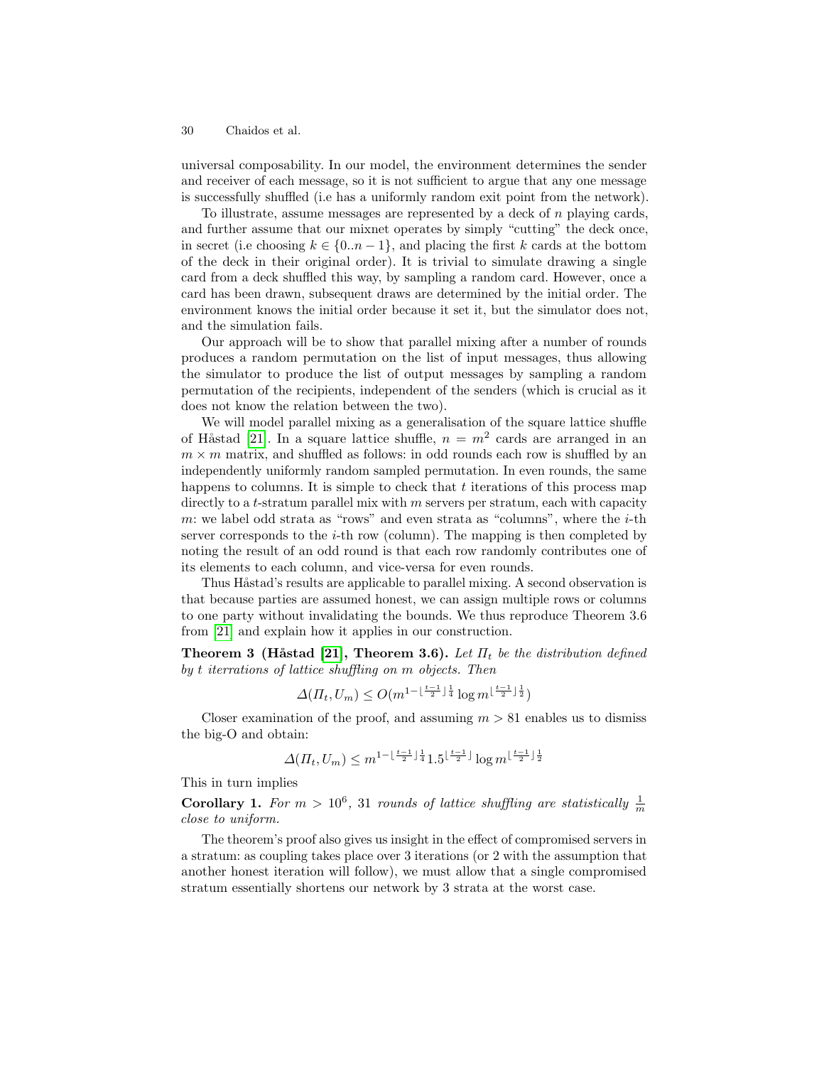universal composability. In our model, the environment determines the sender and receiver of each message, so it is not sufficient to argue that any one message is successfully shuffled (i.e has a uniformly random exit point from the network).

To illustrate, assume messages are represented by a deck of $n$ playing cards, and further assume that our mixnet operates by simply "cutting" the deck once, in secret (i.e choosing $k \in \{0..n-1\}$, and placing the first $k$ cards at the bottom of the deck in their original order). It is trivial to simulate drawing a single card from a deck shuffled this way, by sampling a random card. However, once a card has been drawn, subsequent draws are determined by the initial order. The environment knows the initial order because it set it, but the simulator does not, and the simulation fails.

Our approach will be to show that parallel mixing after a number of rounds produces a random permutation on the list of input messages, thus allowing the simulator to produce the list of output messages by sampling a random permutation of the recipients, independent of the senders (which is crucial as it does not know the relation between the two).

We will model parallel mixing as a generalisation of the square lattice shuffle of Håstad [21]. In a square lattice shuffle, $n = m^2$ cards are arranged in an $m \times m$ matrix, and shuffled as follows: in odd rounds each row is shuffled by an independently uniformly random sampled permutation. In even rounds, the same happens to columns. It is simple to check that $t$ iterations of this process map directly to a $t$-stratum parallel mix with $m$ servers per stratum, each with capacity $m$: we label odd strata as "rows" and even strata as "columns", where the $i$-th server corresponds to the $i$-th row (column). The mapping is then completed by noting the result of an odd round is that each row randomly contributes one of its elements to each column, and vice-versa for even rounds.

Thus Håstad's results are applicable to parallel mixing. A second observation is that because parties are assumed honest, we can assign multiple rows or columns to one party without invalidating the bounds. We thus reproduce Theorem 3.6 from [21] and explain how it applies in our construction.

**Theorem 3 (Håstad [21], Theorem 3.6).** *Let $\Pi_t$ be the distribution defined by $t$ iterrations of lattice shuffling on $m$ objects. Then*

$$\Delta(\Pi_t, U_m) \leq O(m^{1-\lfloor\frac{t-1}{2}\rfloor\frac{1}{4}} \log m^{\lfloor\frac{t-1}{2}\rfloor\frac{1}{2}})$$

Closer examination of the proof, and assuming $m > 81$ enables us to dismiss the big-O and obtain:

$$\Delta(\Pi_t, U_m) \leq m^{1-\lfloor\frac{t-1}{2}\rfloor\frac{1}{4}} 1.5^{\lfloor\frac{t-1}{2}\rfloor} \log m^{\lfloor\frac{t-1}{2}\rfloor\frac{1}{2}}$$

This in turn implies

**Corollary 1.** *For $m > 10^6$, 31 rounds of lattice shuffling are statistically $\frac{1}{m}$ close to uniform.*

The theorem's proof also gives us insight in the effect of compromised servers in a stratum: as coupling takes place over 3 iterations (or 2 with the assumption that another honest iteration will follow), we must allow that a single compromised stratum essentially shortens our network by 3 strata at the worst case.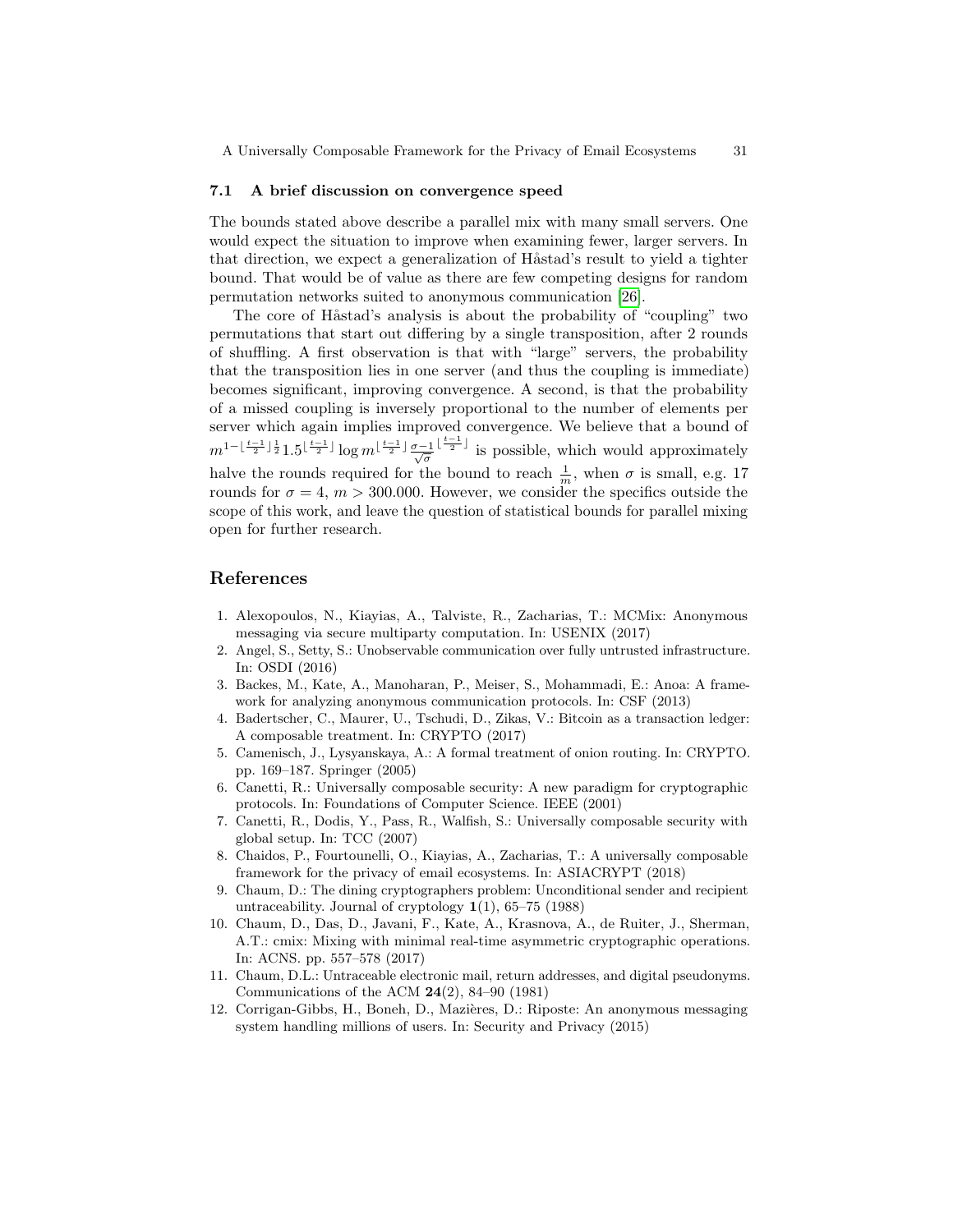### 7.1 A brief discussion on convergence speed

The bounds stated above describe a parallel mix with many small servers. One would expect the situation to improve when examining fewer, larger servers. In that direction, we expect a generalization of Håstad's result to yield a tighter bound. That would be of value as there are few competing designs for random permutation networks suited to anonymous communication [26].

The core of Håstad's analysis is about the probability of "coupling" two permutations that start out differing by a single transposition, after 2 rounds of shuffling. A first observation is that with "large" servers, the probability that the transposition lies in one server (and thus the coupling is immediate) becomes significant, improving convergence. A second, is that the probability of a missed coupling is inversely proportional to the number of elements per server which again implies improved convergence. We believe that a bound of $m^{1-\lfloor\frac{t-1}{2}\rfloor\frac{1}{2}}1.5^{\lfloor\frac{t-1}{2}\rfloor}\log m^{\lfloor\frac{t-1}{2}\rfloor}\frac{\sigma-1}{\sqrt{\sigma}}^{\lfloor\frac{t-1}{2}\rfloor}$ is possible, which would approximately halve the rounds required for the bound to reach $\frac{1}{m}$, when $\sigma$ is small, e.g. 17 rounds for $\sigma = 4$, $m > 300.000$. However, we consider the specifics outside the scope of this work, and leave the question of statistical bounds for parallel mixing open for further research.

## References

1. Alexopoulos, N., Kiayias, A., Talviste, R., Zacharias, T.: MCMix: Anonymous messaging via secure multiparty computation. In: USENIX (2017)
2. Angel, S., Setty, S.: Unobservable communication over fully untrusted infrastructure. In: OSDI (2016)
3. Backes, M., Kate, A., Manoharan, P., Meiser, S., Mohammadi, E.: Anoa: A framework for analyzing anonymous communication protocols. In: CSF (2013)
4. Badertscher, C., Maurer, U., Tschudi, D., Zikas, V.: Bitcoin as a transaction ledger: A composable treatment. In: CRYPTO (2017)
5. Camenisch, J., Lysyanskaya, A.: A formal treatment of onion routing. In: CRYPTO. pp. 169–187. Springer (2005)
6. Canetti, R.: Universally composable security: A new paradigm for cryptographic protocols. In: Foundations of Computer Science. IEEE (2001)
7. Canetti, R., Dodis, Y., Pass, R., Walfish, S.: Universally composable security with global setup. In: TCC (2007)
8. Chaidos, P., Fourtounelli, O., Kiayias, A., Zacharias, T.: A universally composable framework for the privacy of email ecosystems. In: ASIACRYPT (2018)
9. Chaum, D.: The dining cryptographers problem: Unconditional sender and recipient untraceability. Journal of cryptology **1**(1), 65–75 (1988)
10. Chaum, D., Das, D., Javani, F., Kate, A., Krasnova, A., de Ruiter, J., Sherman, A.T.: cmix: Mixing with minimal real-time asymmetric cryptographic operations. In: ACNS. pp. 557–578 (2017)
11. Chaum, D.L.: Untraceable electronic mail, return addresses, and digital pseudonyms. Communications of the ACM **24**(2), 84–90 (1981)
12. Corrigan-Gibbs, H., Boneh, D., Mazières, D.: Riposte: An anonymous messaging system handling millions of users. In: Security and Privacy (2015)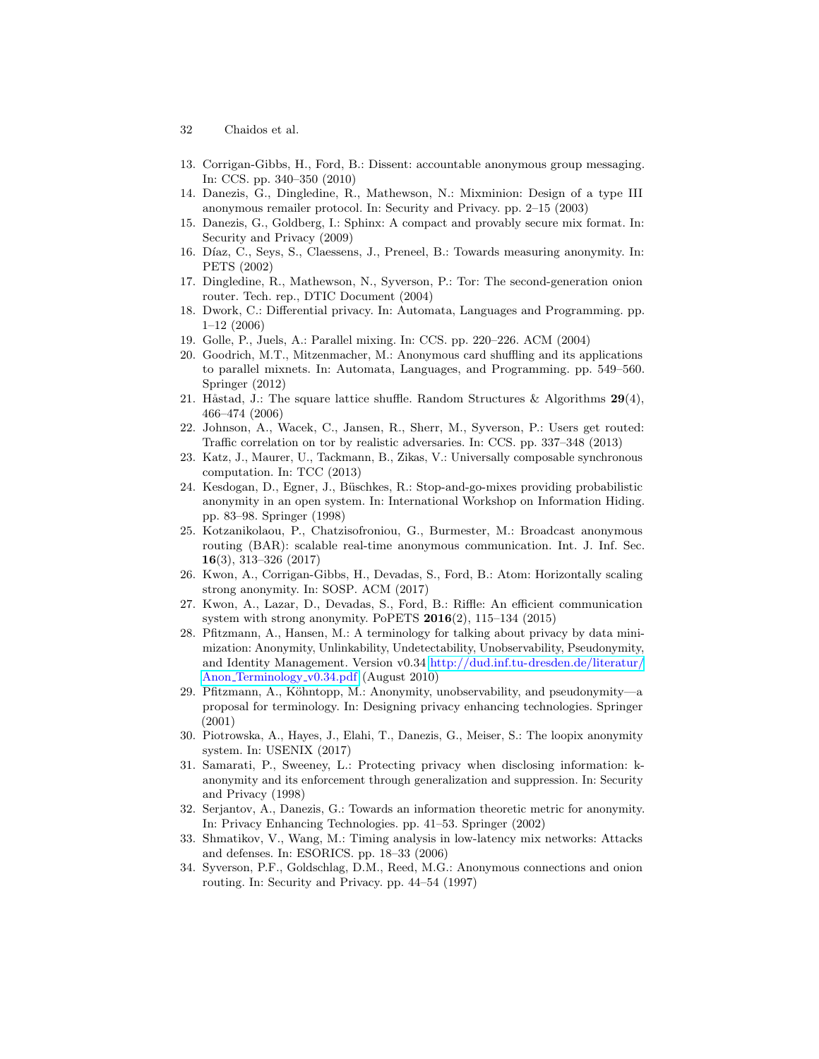13. Corrigan-Gibbs, H., Ford, B.: Dissent: accountable anonymous group messaging. In: CCS. pp. 340–350 (2010)
14. Danezis, G., Dingledine, R., Mathewson, N.: Mixminion: Design of a type III anonymous remailer protocol. In: Security and Privacy. pp. 2–15 (2003)
15. Danezis, G., Goldberg, I.: Sphinx: A compact and provably secure mix format. In: Security and Privacy (2009)
16. Díaz, C., Seys, S., Claessens, J., Preneel, B.: Towards measuring anonymity. In: PETS (2002)
17. Dingledine, R., Mathewson, N., Syverson, P.: Tor: The second-generation onion router. Tech. rep., DTIC Document (2004)
18. Dwork, C.: Differential privacy. In: Automata, Languages and Programming. pp. 1–12 (2006)
19. Golle, P., Juels, A.: Parallel mixing. In: CCS. pp. 220–226. ACM (2004)
20. Goodrich, M.T., Mitzenmacher, M.: Anonymous card shuffling and its applications to parallel mixnets. In: Automata, Languages, and Programming. pp. 549–560. Springer (2012)
21. Håstad, J.: The square lattice shuffle. Random Structures & Algorithms **29**(4), 466–474 (2006)
22. Johnson, A., Wacek, C., Jansen, R., Sherr, M., Syverson, P.: Users get routed: Traffic correlation on tor by realistic adversaries. In: CCS. pp. 337–348 (2013)
23. Katz, J., Maurer, U., Tackmann, B., Zikas, V.: Universally composable synchronous computation. In: TCC (2013)
24. Kesdogan, D., Egner, J., Büschkes, R.: Stop-and-go-mixes providing probabilistic anonymity in an open system. In: International Workshop on Information Hiding. pp. 83–98. Springer (1998)
25. Kotzanikolaou, P., Chatzisofroniou, G., Burmester, M.: Broadcast anonymous routing (BAR): scalable real-time anonymous communication. Int. J. Inf. Sec. **16**(3), 313–326 (2017)
26. Kwon, A., Corrigan-Gibbs, H., Devadas, S., Ford, B.: Atom: Horizontally scaling strong anonymity. In: SOSP. ACM (2017)
27. Kwon, A., Lazar, D., Devadas, S., Ford, B.: Riffle: An efficient communication system with strong anonymity. PoPETS **2016**(2), 115–134 (2015)
28. Pfitzmann, A., Hansen, M.: A terminology for talking about privacy by data minimization: Anonymity, Unlinkability, Undetectability, Unobservability, Pseudonymity, and Identity Management. Version v0.34 http://dud.inf.tu-dresden.de/literatur/Anon_Terminology_v0.34.pdf (August 2010)
29. Pfitzmann, A., Köhntopp, M.: Anonymity, unobservability, and pseudonymity—a proposal for terminology. In: Designing privacy enhancing technologies. Springer (2001)
30. Piotrowska, A., Hayes, J., Elahi, T., Danezis, G., Meiser, S.: The loopix anonymity system. In: USENIX (2017)
31. Samarati, P., Sweeney, L.: Protecting privacy when disclosing information: k-anonymity and its enforcement through generalization and suppression. In: Security and Privacy (1998)
32. Serjantov, A., Danezis, G.: Towards an information theoretic metric for anonymity. In: Privacy Enhancing Technologies. pp. 41–53. Springer (2002)
33. Shmatikov, V., Wang, M.: Timing analysis in low-latency mix networks: Attacks and defenses. In: ESORICS. pp. 18–33 (2006)
34. Syverson, P.F., Goldschlag, D.M., Reed, M.G.: Anonymous connections and onion routing. In: Security and Privacy. pp. 44–54 (1997)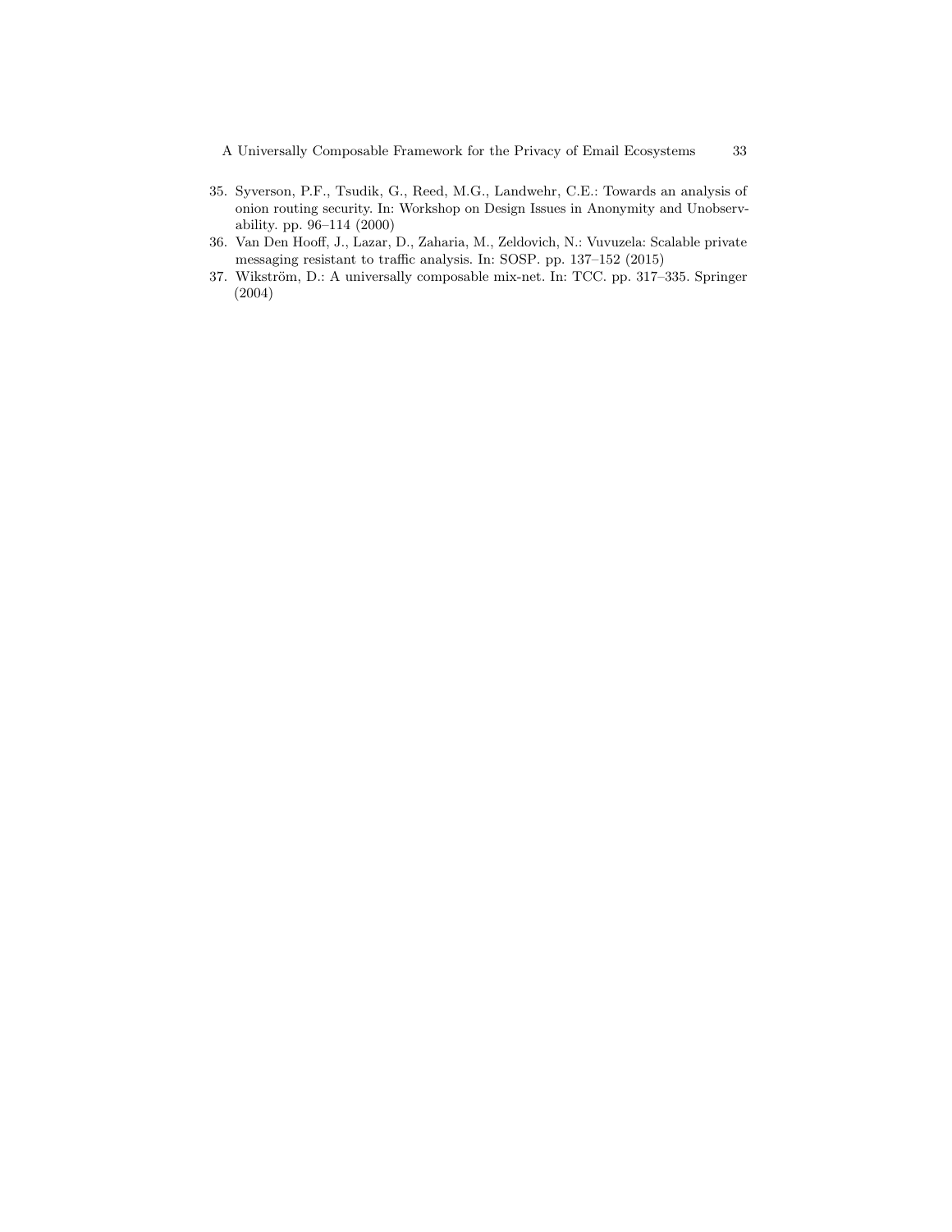35. Syverson, P.F., Tsudik, G., Reed, M.G., Landwehr, C.E.: Towards an analysis of onion routing security. In: Workshop on Design Issues in Anonymity and Unobservability. pp. 96–114 (2000)
36. Van Den Hooff, J., Lazar, D., Zaharia, M., Zeldovich, N.: Vuvuzela: Scalable private messaging resistant to traffic analysis. In: SOSP. pp. 137–152 (2015)
37. Wikström, D.: A universally composable mix-net. In: TCC. pp. 317–335. Springer (2004)